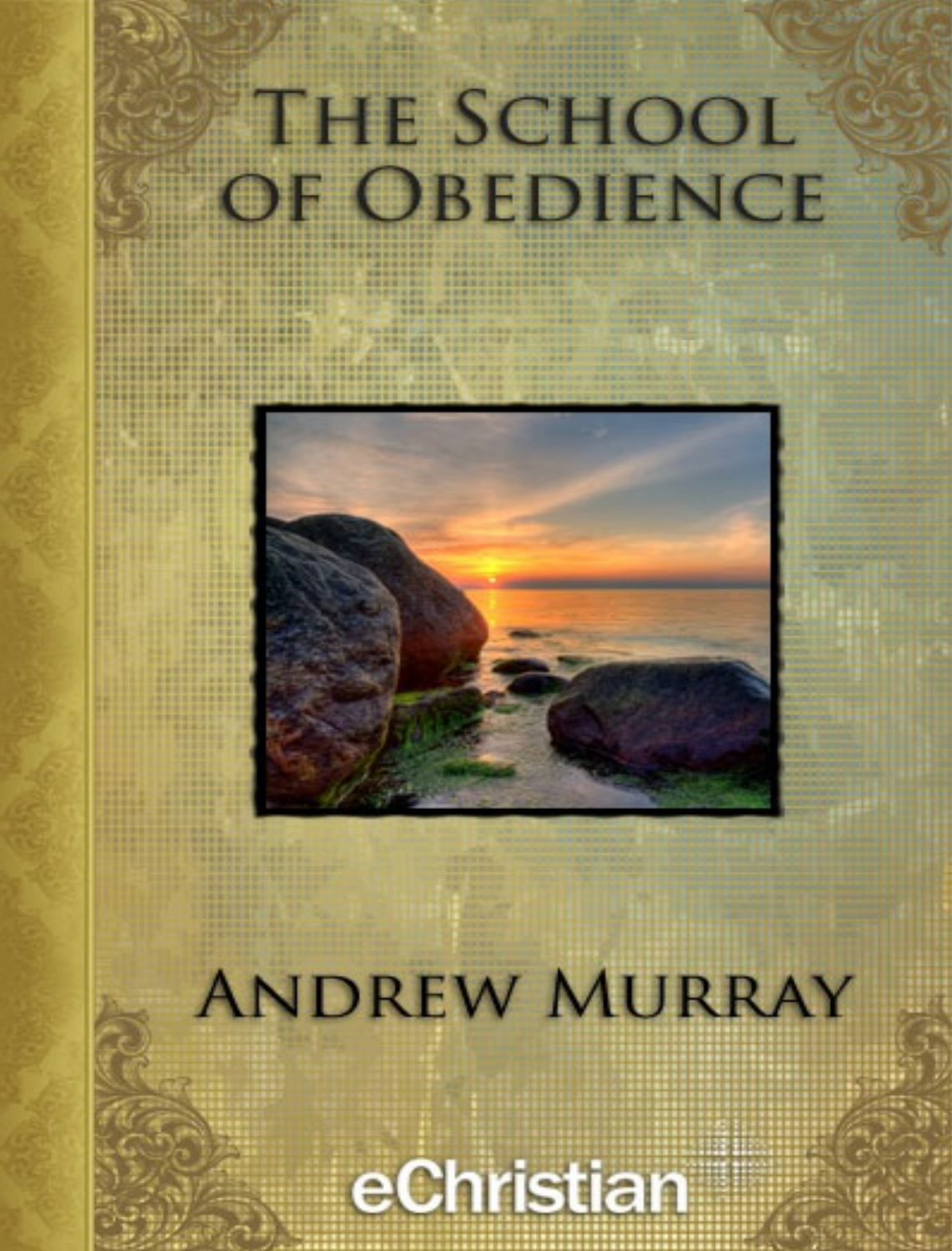# The School of Obedience

## Andrew Murray

eChristian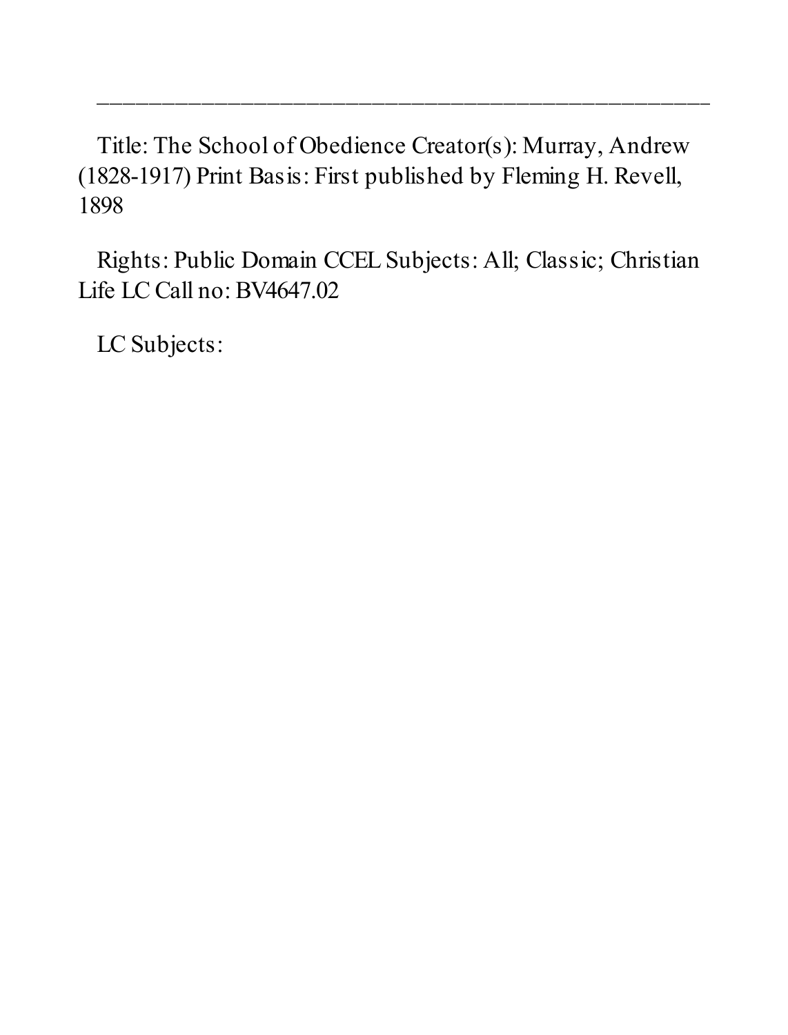---

Title: The School of Obedience Creator(s): Murray, Andrew (1828-1917) Print Basis: First published by Fleming H. Revell, 1898

Rights: Public Domain CCEL Subjects: All; Classic; Christian Life LC Call no: BV4647.02

LC Subjects: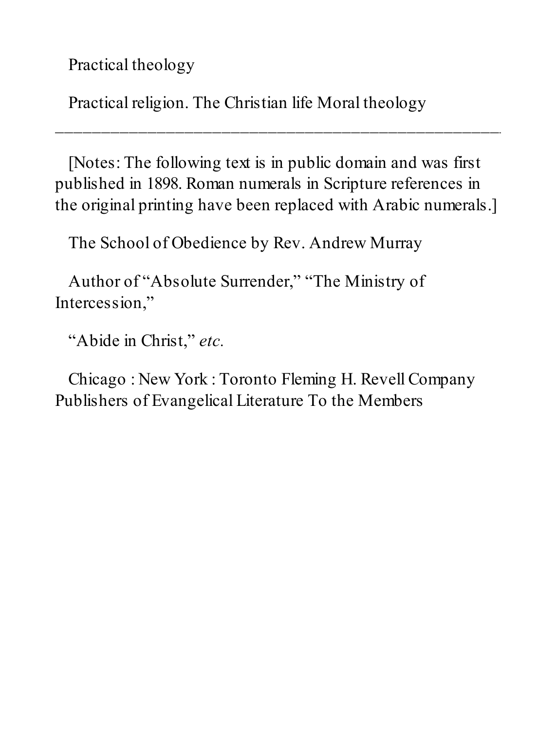Practical theology

Practical religion. The Christian life Moral theology

---

[Notes: The following text is in public domain and was first published in 1898. Roman numerals in Scripture references in the original printing have been replaced with Arabic numerals.]

The School of Obedience by Rev. Andrew Murray

Author of "Absolute Surrender," "The Ministry of Intercession,"

"Abide in Christ," *etc.*

Chicago : New York : Toronto Fleming H. Revell Company Publishers of Evangelical Literature To the Members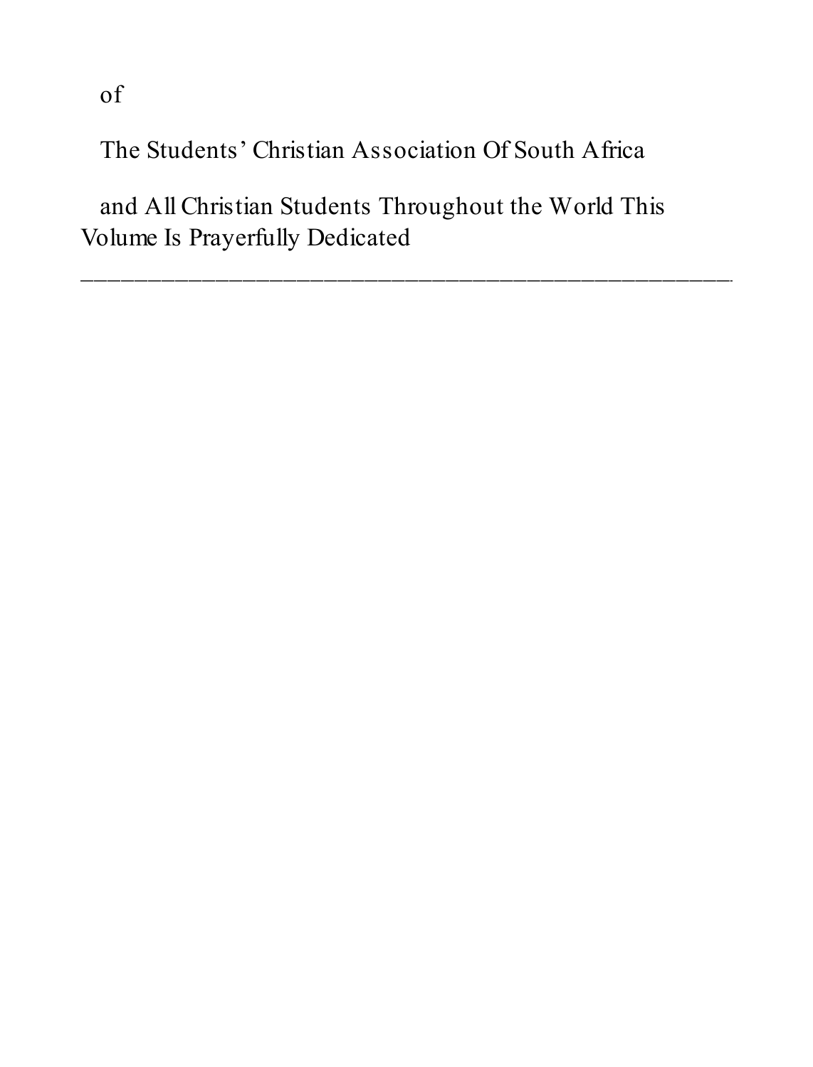of

The Students' Christian Association Of South Africa

and All Christian Students Throughout the World This Volume Is Prayerfully Dedicated

---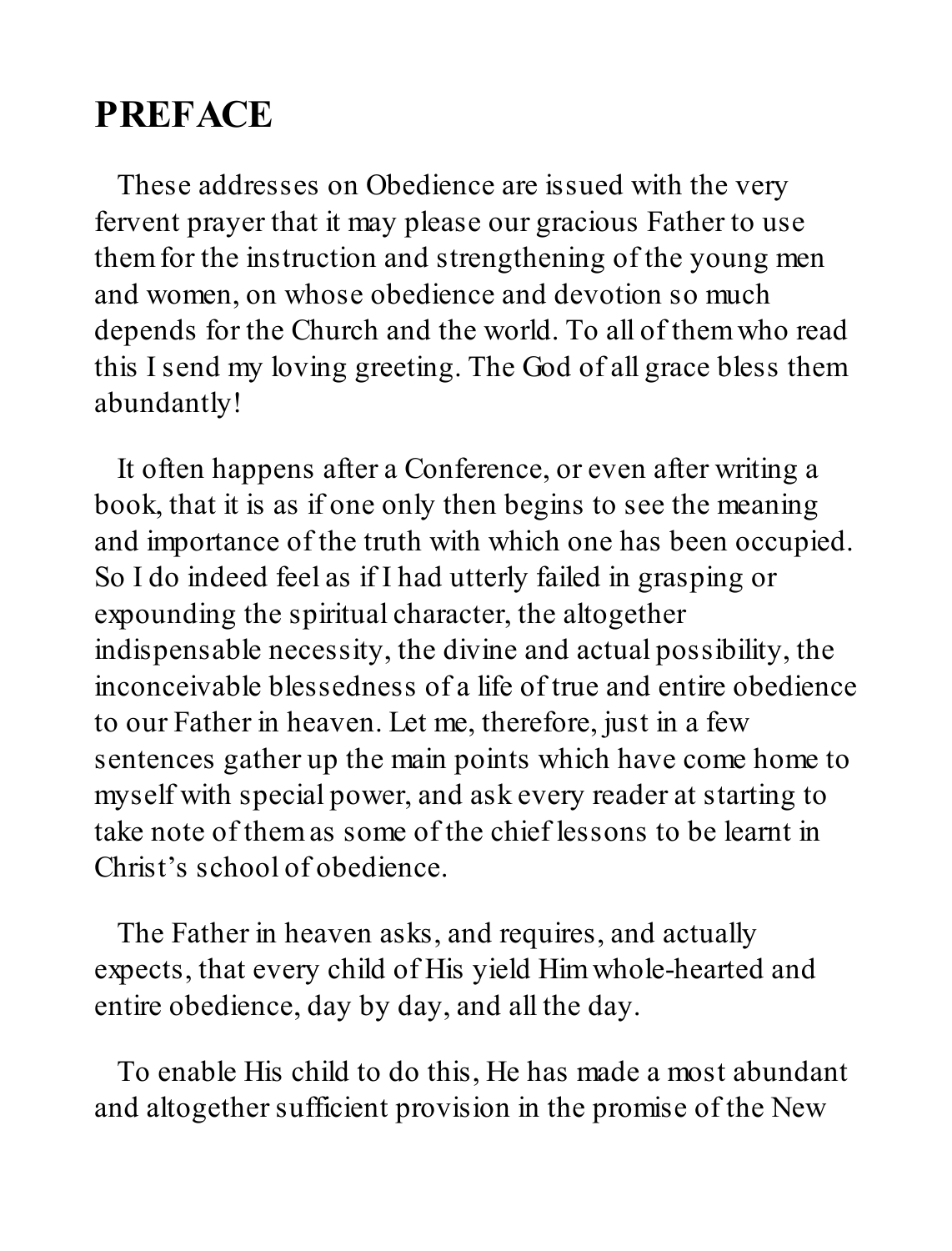# PREFACE

These addresses on Obedience are issued with the very fervent prayer that it may please our gracious Father to use them for the instruction and strengthening of the young men and women, on whose obedience and devotion so much depends for the Church and the world. To all of them who read this I send my loving greeting. The God of all grace bless them abundantly!

It often happens after a Conference, or even after writing a book, that it is as if one only then begins to see the meaning and importance of the truth with which one has been occupied. So I do indeed feel as if I had utterly failed in grasping or expounding the spiritual character, the altogether indispensable necessity, the divine and actual possibility, the inconceivable blessedness of a life of true and entire obedience to our Father in heaven. Let me, therefore, just in a few sentences gather up the main points which have come home to myself with special power, and ask every reader at starting to take note of them as some of the chief lessons to be learnt in Christ's school of obedience.

The Father in heaven asks, and requires, and actually expects, that every child of His yield Him whole-hearted and entire obedience, day by day, and all the day.

To enable His child to do this, He has made a most abundant and altogether sufficient provision in the promise of the New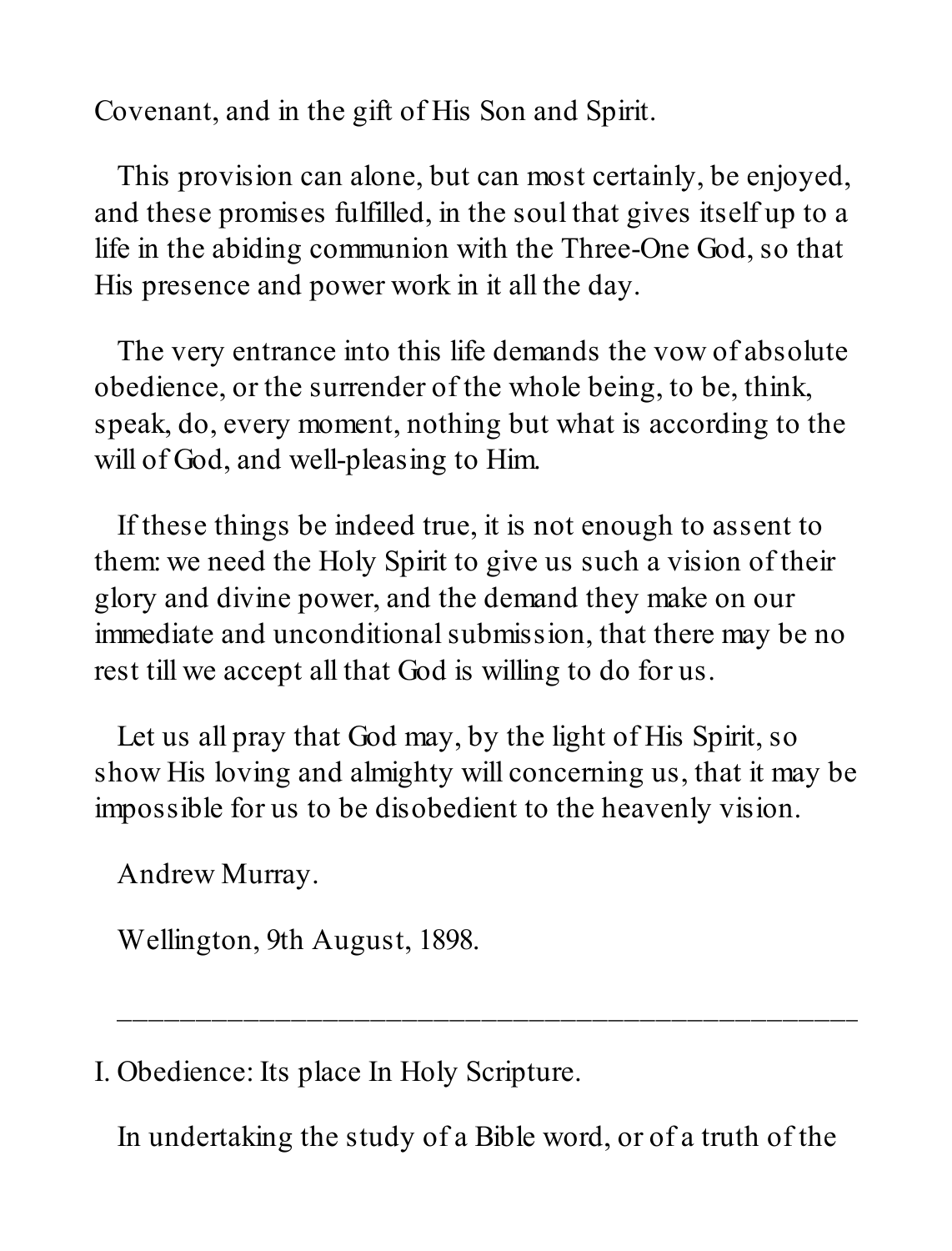Covenant, and in the gift of His Son and Spirit.

This provision can alone, but can most certainly, be enjoyed, and these promises fulfilled, in the soul that gives itself up to a life in the abiding communion with the Three-One God, so that His presence and power work in it all the day.

The very entrance into this life demands the vow of absolute obedience, or the surrender of the whole being, to be, think, speak, do, every moment, nothing but what is according to the will of God, and well-pleasing to Him.

If these things be indeed true, it is not enough to assent to them: we need the Holy Spirit to give us such a vision of their glory and divine power, and the demand they make on our immediate and unconditional submission, that there may be no rest till we accept all that God is willing to do for us.

Let us all pray that God may, by the light of His Spirit, so show His loving and almighty will concerning us, that it may be impossible for us to be disobedient to the heavenly vision.

Andrew Murray.

Wellington, 9th August, 1898.

---

## I. Obedience: Its place In Holy Scripture.

In undertaking the study of a Bible word, or of a truth of the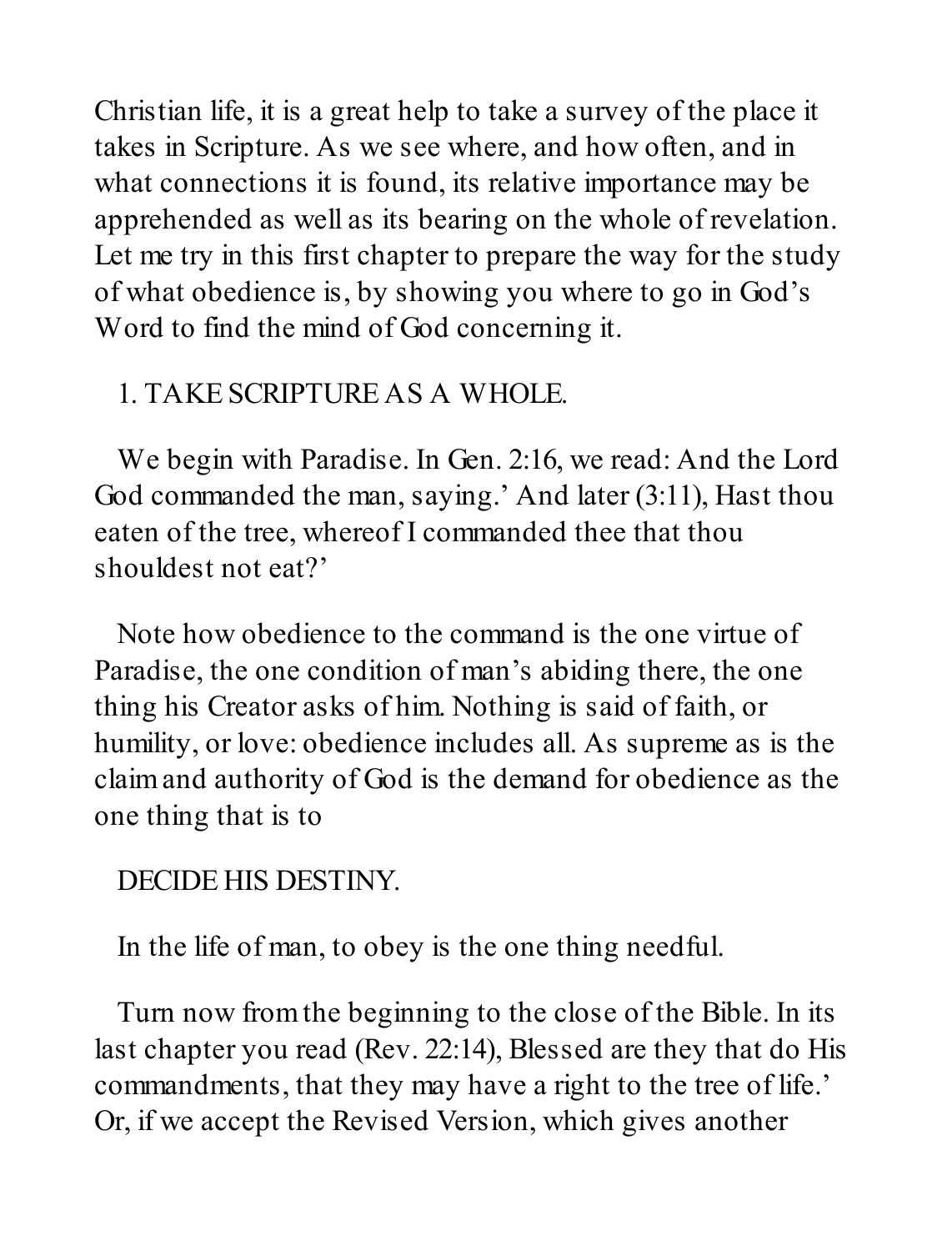Christian life, it is a great help to take a survey of the place it takes in Scripture. As we see where, and how often, and in what connections it is found, its relative importance may be apprehended as well as its bearing on the whole of revelation. Let me try in this first chapter to prepare the way for the study of what obedience is, by showing you where to go in God's Word to find the mind of God concerning it.

1. TAKE SCRIPTURE AS A WHOLE.

We begin with Paradise. In Gen. 2:16, we read: And the Lord God commanded the man, saying.' And later (3:11), Hast thou eaten of the tree, whereof I commanded thee that thou shouldest not eat?'

Note how obedience to the command is the one virtue of Paradise, the one condition of man's abiding there, the one thing his Creator asks of him. Nothing is said of faith, or humility, or love: obedience includes all. As supreme as is the claim and authority of God is the demand for obedience as the one thing that is to

DECIDE HIS DESTINY.

In the life of man, to obey is the one thing needful.

Turn now from the beginning to the close of the Bible. In its last chapter you read (Rev. 22:14), Blessed are they that do His commandments, that they may have a right to the tree of life.' Or, if we accept the Revised Version, which gives another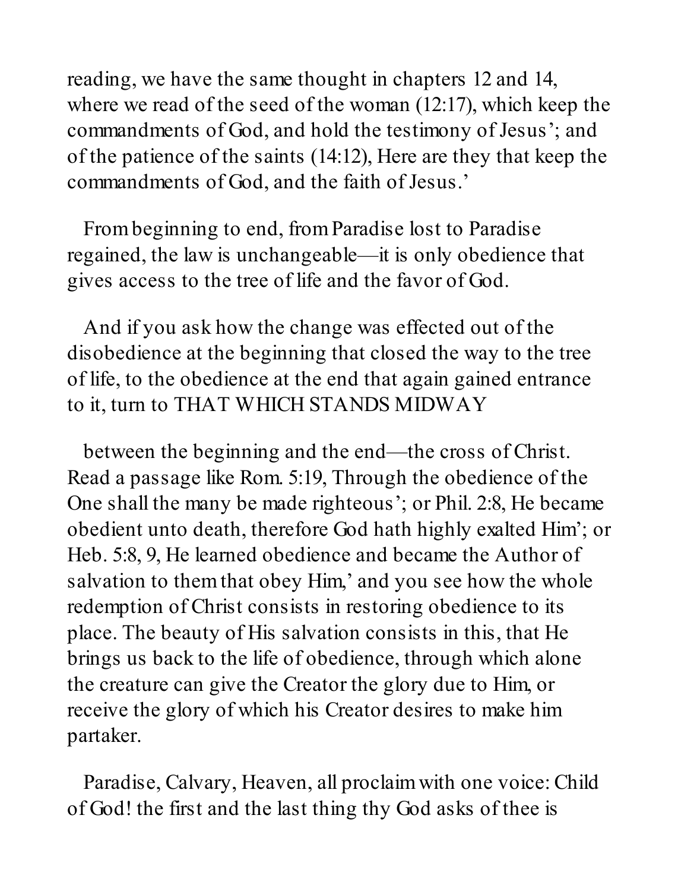reading, we have the same thought in chapters 12 and 14, where we read of the seed of the woman (12:17), which keep the commandments of God, and hold the testimony of Jesus'; and of the patience of the saints (14:12), Here are they that keep the commandments of God, and the faith of Jesus.'

From beginning to end, from Paradise lost to Paradise regained, the law is unchangeable—it is only obedience that gives access to the tree of life and the favor of God.

And if you ask how the change was effected out of the disobedience at the beginning that closed the way to the tree of life, to the obedience at the end that again gained entrance to it, turn to THAT WHICH STANDS MIDWAY

between the beginning and the end—the cross of Christ. Read a passage like Rom. 5:19, Through the obedience of the One shall the many be made righteous'; or Phil. 2:8, He became obedient unto death, therefore God hath highly exalted Him'; or Heb. 5:8, 9, He learned obedience and became the Author of salvation to them that obey Him,' and you see how the whole redemption of Christ consists in restoring obedience to its place. The beauty of His salvation consists in this, that He brings us back to the life of obedience, through which alone the creature can give the Creator the glory due to Him, or receive the glory of which his Creator desires to make him partaker.

Paradise, Calvary, Heaven, all proclaim with one voice: Child of God! the first and the last thing thy God asks of thee is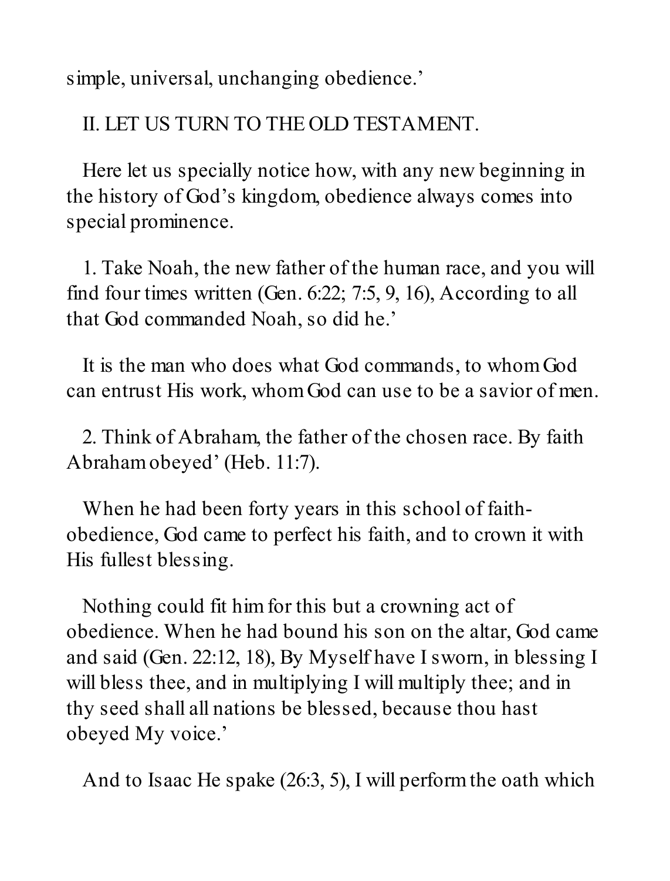simple, universal, unchanging obedience.'

II. LET US TURN TO THE OLD TESTAMENT.

Here let us specially notice how, with any new beginning in the history of God's kingdom, obedience always comes into special prominence.

1. Take Noah, the new father of the human race, and you will find four times written (Gen. 6:22; 7:5, 9, 16), According to all that God commanded Noah, so did he.'

It is the man who does what God commands, to whom God can entrust His work, whom God can use to be a savior of men.

2. Think of Abraham, the father of the chosen race. By faith Abraham obeyed' (Heb. 11:7).

When he had been forty years in this school of faith-obedience, God came to perfect his faith, and to crown it with His fullest blessing.

Nothing could fit him for this but a crowning act of obedience. When he had bound his son on the altar, God came and said (Gen. 22:12, 18), By Myself have I sworn, in blessing I will bless thee, and in multiplying I will multiply thee; and in thy seed shall all nations be blessed, because thou hast obeyed My voice.'

And to Isaac He spake (26:3, 5), I will perform the oath which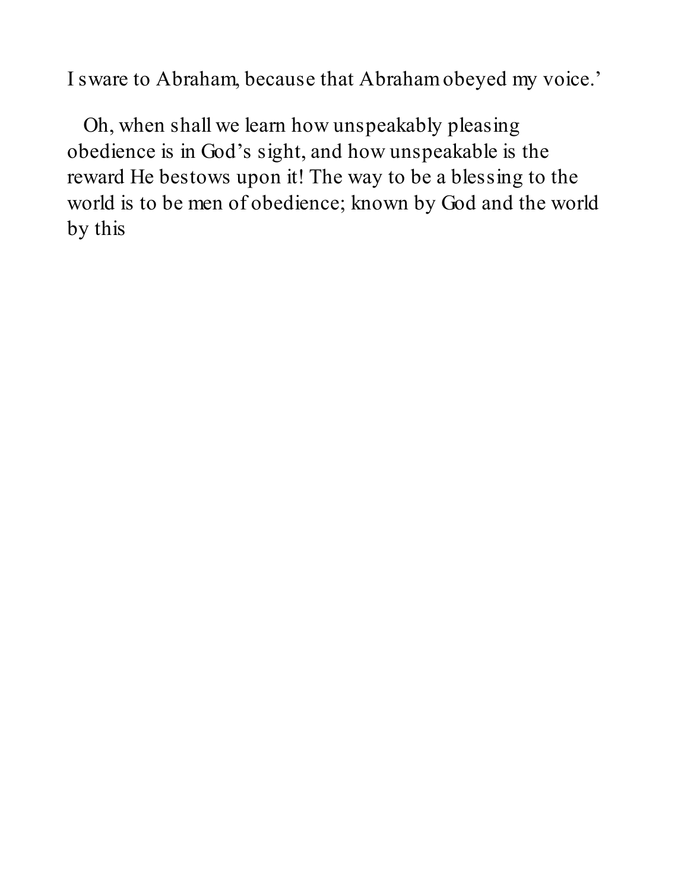I sware to Abraham, because that Abraham obeyed my voice.’

Oh, when shall we learn how unspeakably pleasing obedience is in God’s sight, and how unspeakable is the reward He bestows upon it! The way to be a blessing to the world is to be men of obedience; known by God and the world by this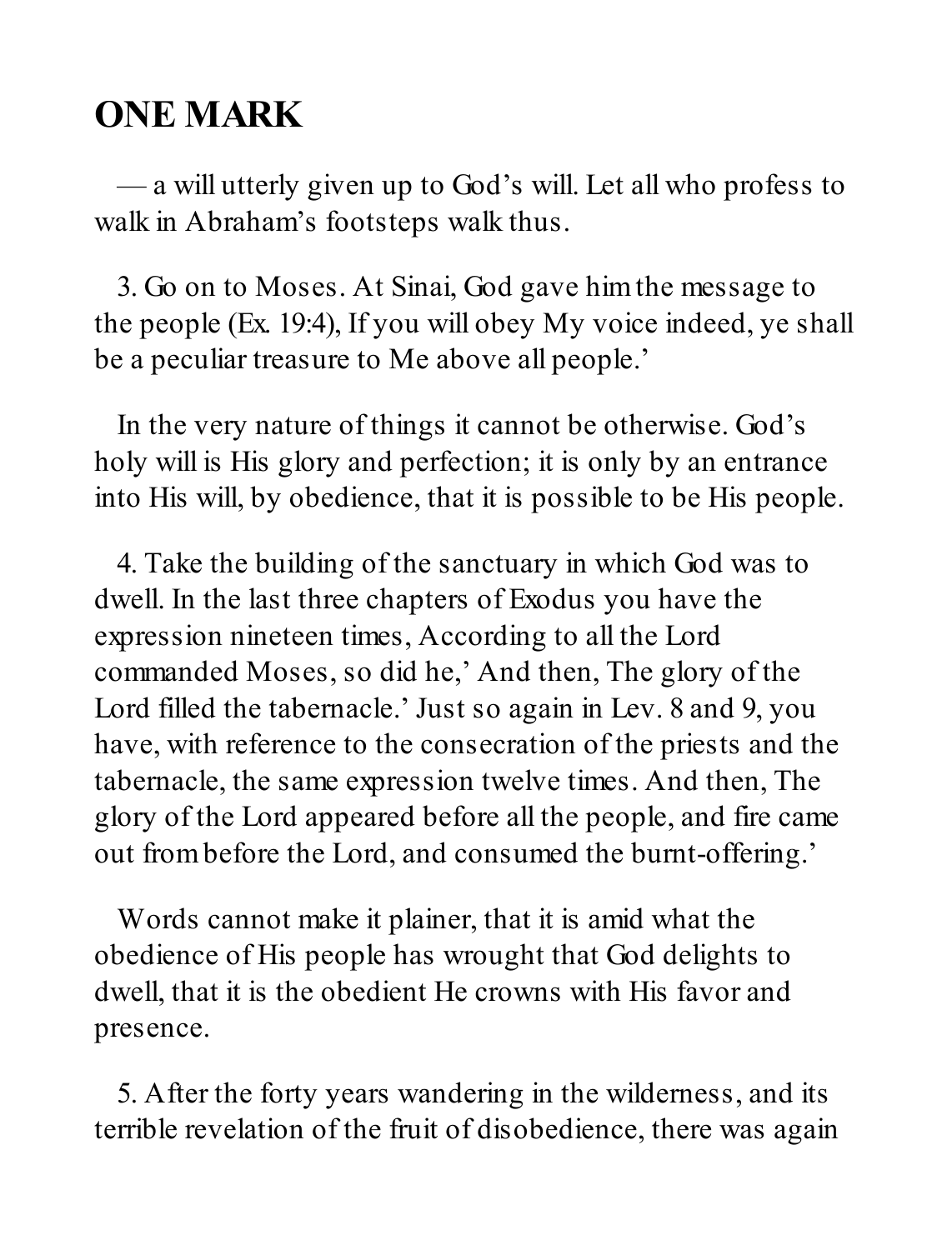## ONE MARK

— a will utterly given up to God's will. Let all who profess to walk in Abraham's footsteps walk thus.

3. Go on to Moses. At Sinai, God gave him the message to the people (Ex. 19:4), If you will obey My voice indeed, ye shall be a peculiar treasure to Me above all people.'

In the very nature of things it cannot be otherwise. God's holy will is His glory and perfection; it is only by an entrance into His will, by obedience, that it is possible to be His people.

4. Take the building of the sanctuary in which God was to dwell. In the last three chapters of Exodus you have the expression nineteen times, According to all the Lord commanded Moses, so did he,' And then, The glory of the Lord filled the tabernacle.' Just so again in Lev. 8 and 9, you have, with reference to the consecration of the priests and the tabernacle, the same expression twelve times. And then, The glory of the Lord appeared before all the people, and fire came out from before the Lord, and consumed the burnt-offering.'

Words cannot make it plainer, that it is amid what the obedience of His people has wrought that God delights to dwell, that it is the obedient He crowns with His favor and presence.

5. After the forty years wandering in the wilderness, and its terrible revelation of the fruit of disobedience, there was again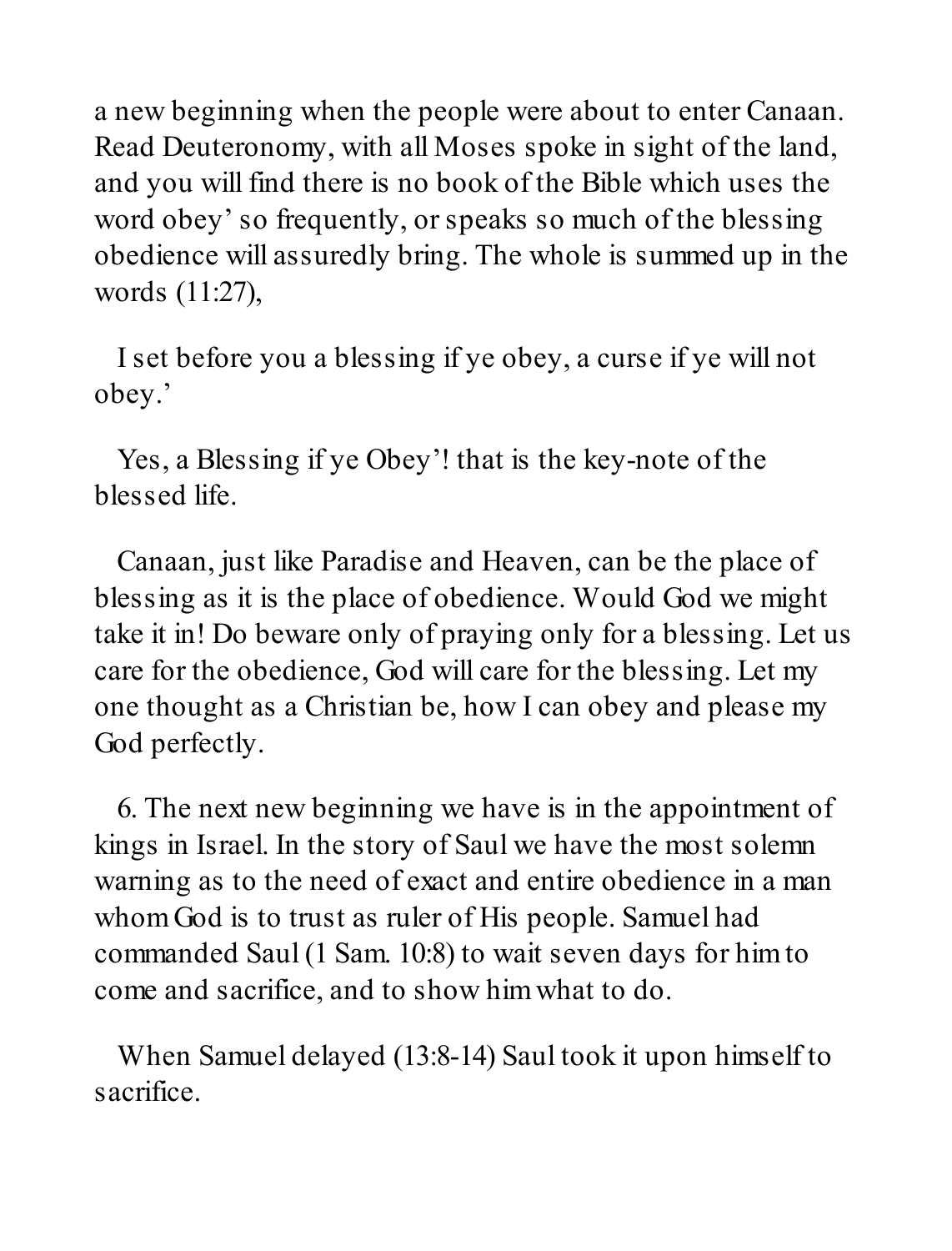a new beginning when the people were about to enter Canaan. Read Deuteronomy, with all Moses spoke in sight of the land, and you will find there is no book of the Bible which uses the word obey' so frequently, or speaks so much of the blessing obedience will assuredly bring. The whole is summed up in the words (11:27),

I set before you a blessing if ye obey, a curse if ye will not obey.'

Yes, a Blessing if ye Obey'! that is the key-note of the blessed life.

Canaan, just like Paradise and Heaven, can be the place of blessing as it is the place of obedience. Would God we might take it in! Do beware only of praying only for a blessing. Let us care for the obedience, God will care for the blessing. Let my one thought as a Christian be, how I can obey and please my God perfectly.

6. The next new beginning we have is in the appointment of kings in Israel. In the story of Saul we have the most solemn warning as to the need of exact and entire obedience in a man whom God is to trust as ruler of His people. Samuel had commanded Saul (1 Sam. 10:8) to wait seven days for him to come and sacrifice, and to show him what to do.

When Samuel delayed (13:8-14) Saul took it upon himself to sacrifice.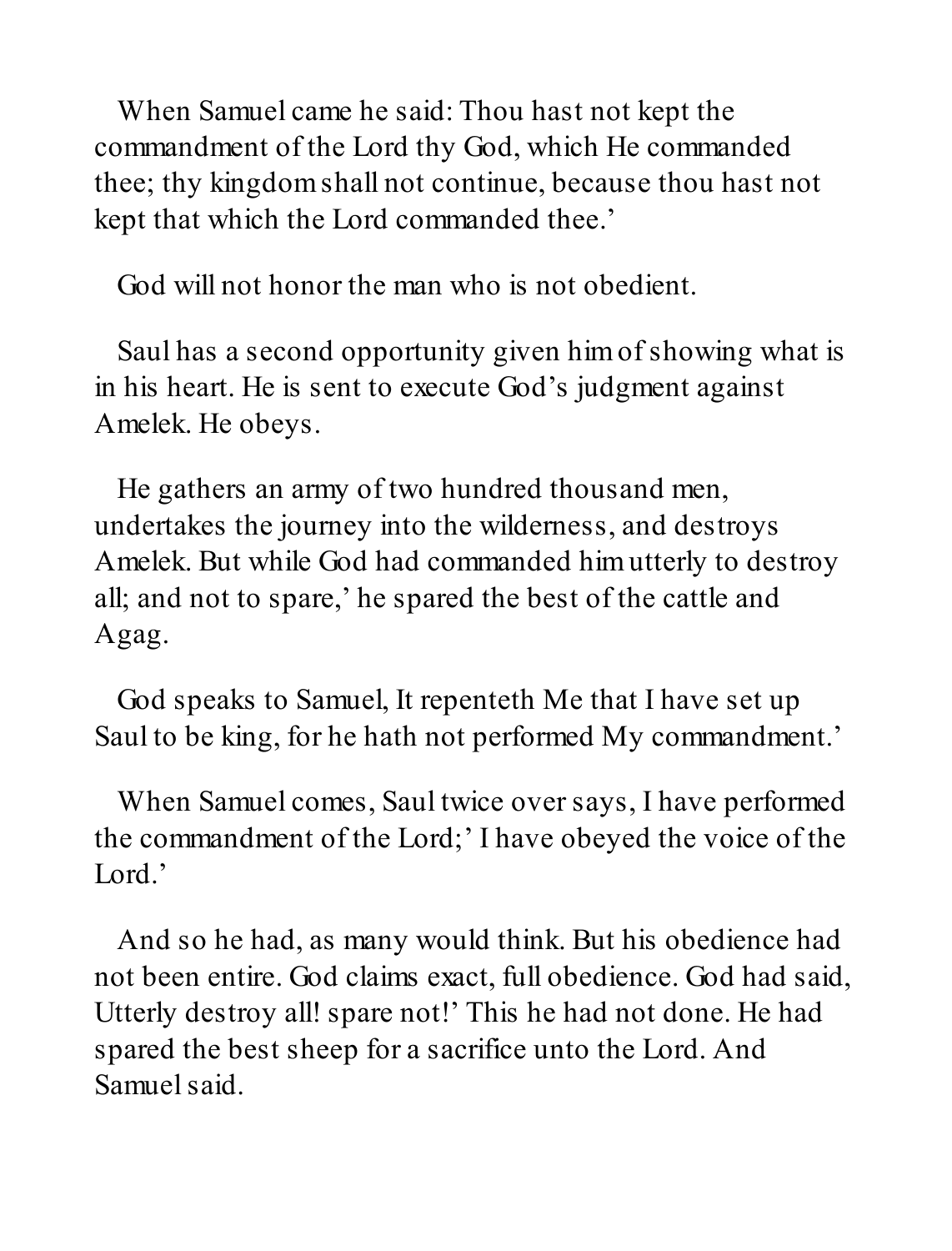When Samuel came he said: Thou hast not kept the commandment of the Lord thy God, which He commanded thee; thy kingdom shall not continue, because thou hast not kept that which the Lord commanded thee.'

God will not honor the man who is not obedient.

Saul has a second opportunity given him of showing what is in his heart. He is sent to execute God's judgment against Amelek. He obeys.

He gathers an army of two hundred thousand men, undertakes the journey into the wilderness, and destroys Amelek. But while God had commanded him utterly to destroy all; and not to spare,' he spared the best of the cattle and Agag.

God speaks to Samuel, It repenteth Me that I have set up Saul to be king, for he hath not performed My commandment.'

When Samuel comes, Saul twice over says, I have performed the commandment of the Lord;' I have obeyed the voice of the Lord.'

And so he had, as many would think. But his obedience had not been entire. God claims exact, full obedience. God had said, Utterly destroy all! spare not!' This he had not done. He had spared the best sheep for a sacrifice unto the Lord. And Samuel said.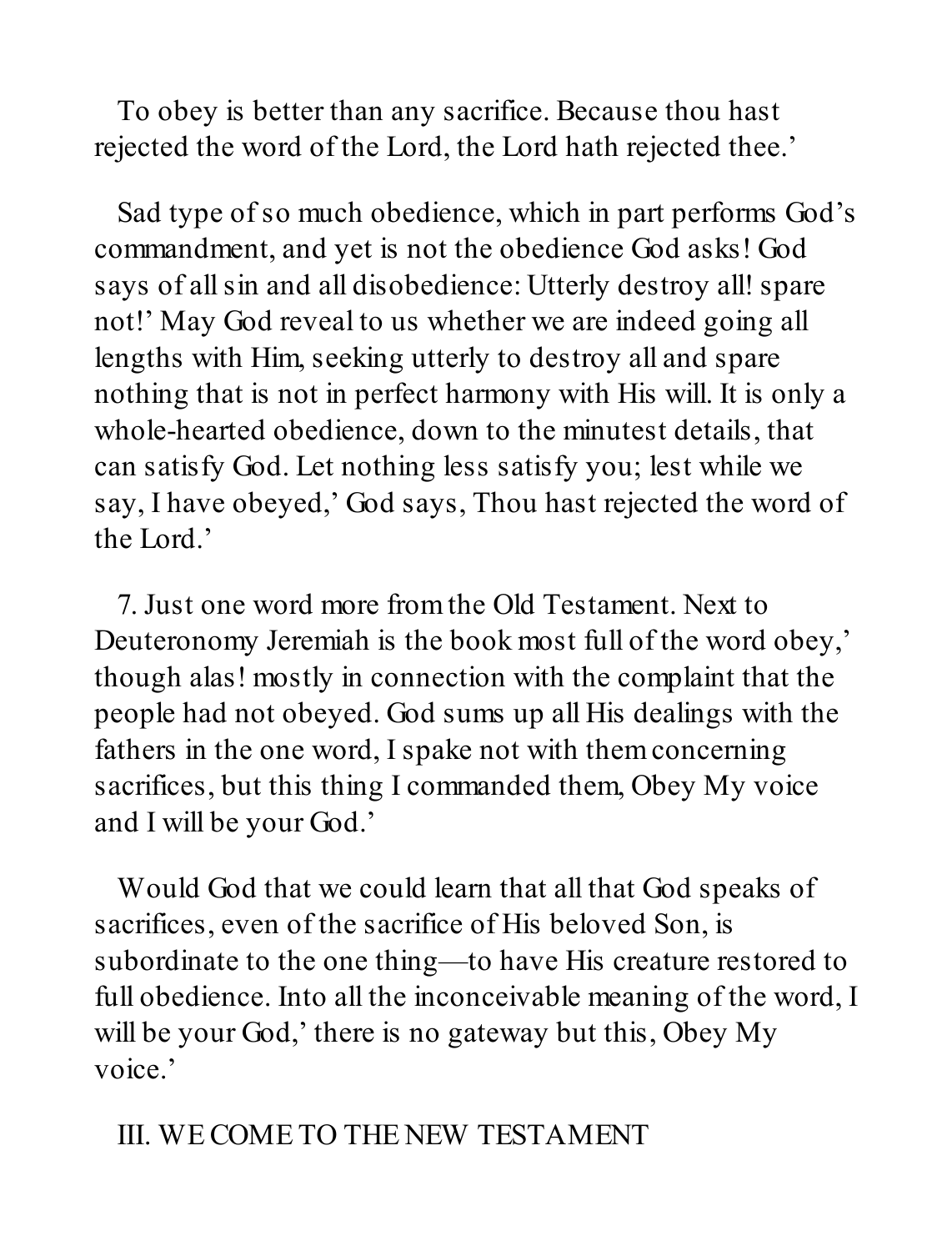To obey is better than any sacrifice. Because thou hast rejected the word of the Lord, the Lord hath rejected thee.'

Sad type of so much obedience, which in part performs God's commandment, and yet is not the obedience God asks! God says of all sin and all disobedience: Utterly destroy all! spare not!' May God reveal to us whether we are indeed going all lengths with Him, seeking utterly to destroy all and spare nothing that is not in perfect harmony with His will. It is only a whole-hearted obedience, down to the minutest details, that can satisfy God. Let nothing less satisfy you; lest while we say, I have obeyed,' God says, Thou hast rejected the word of the Lord.'

7. Just one word more from the Old Testament. Next to Deuteronomy Jeremiah is the book most full of the word obey,' though alas! mostly in connection with the complaint that the people had not obeyed. God sums up all His dealings with the fathers in the one word, I spake not with them concerning sacrifices, but this thing I commanded them, Obey My voice and I will be your God.'

Would God that we could learn that all that God speaks of sacrifices, even of the sacrifice of His beloved Son, is subordinate to the one thing—to have His creature restored to full obedience. Into all the inconceivable meaning of the word, I will be your God,' there is no gateway but this, Obey My voice.'

## III. WE COME TO THE NEW TESTAMENT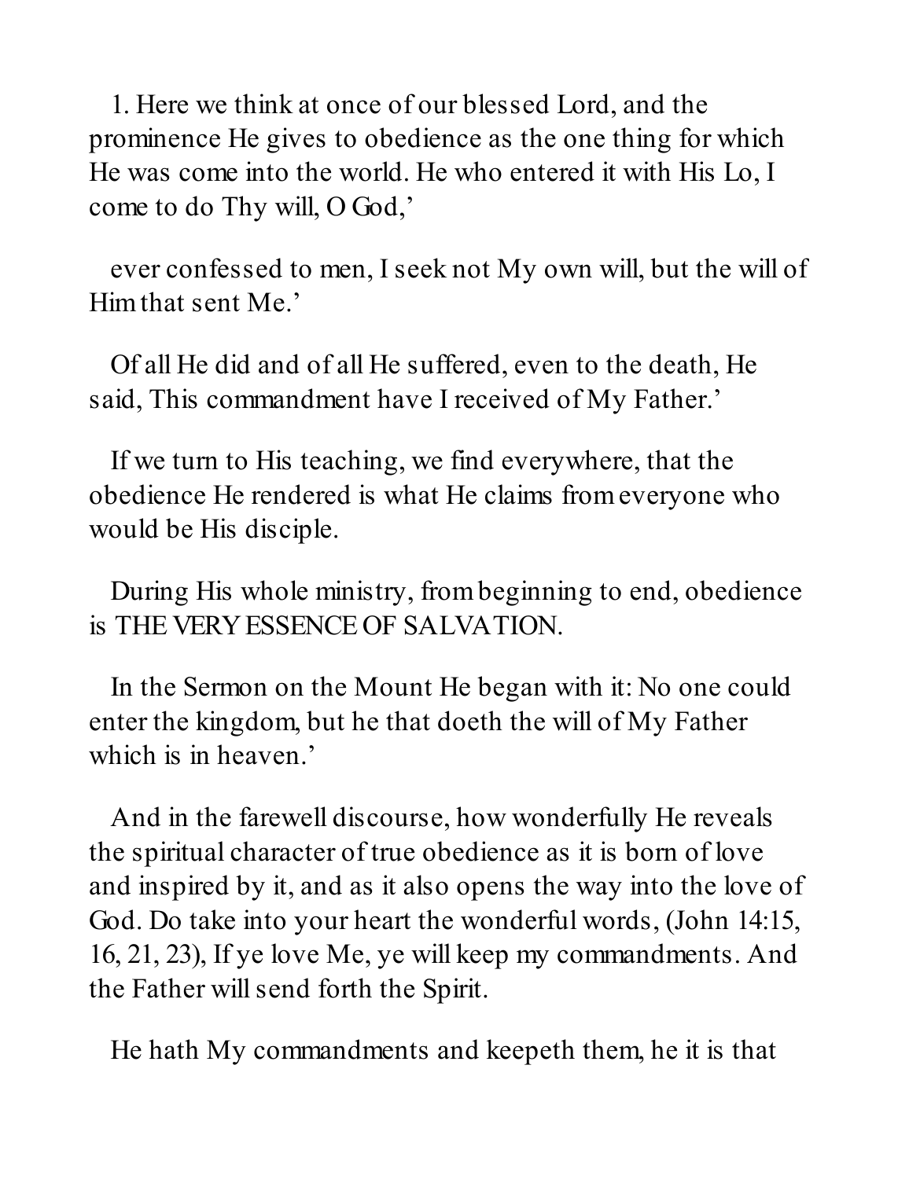1. Here we think at once of our blessed Lord, and the prominence He gives to obedience as the one thing for which He was come into the world. He who entered it with His Lo, I come to do Thy will, O God,'

ever confessed to men, I seek not My own will, but the will of Him that sent Me.'

Of all He did and of all He suffered, even to the death, He said, This commandment have I received of My Father.'

If we turn to His teaching, we find everywhere, that the obedience He rendered is what He claims from everyone who would be His disciple.

During His whole ministry, from beginning to end, obedience is THE VERY ESSENCE OF SALVATION.

In the Sermon on the Mount He began with it: No one could enter the kingdom, but he that doeth the will of My Father which is in heaven.'

And in the farewell discourse, how wonderfully He reveals the spiritual character of true obedience as it is born of love and inspired by it, and as it also opens the way into the love of God. Do take into your heart the wonderful words, (John 14:15, 16, 21, 23), If ye love Me, ye will keep my commandments. And the Father will send forth the Spirit.

He hath My commandments and keepeth them, he it is that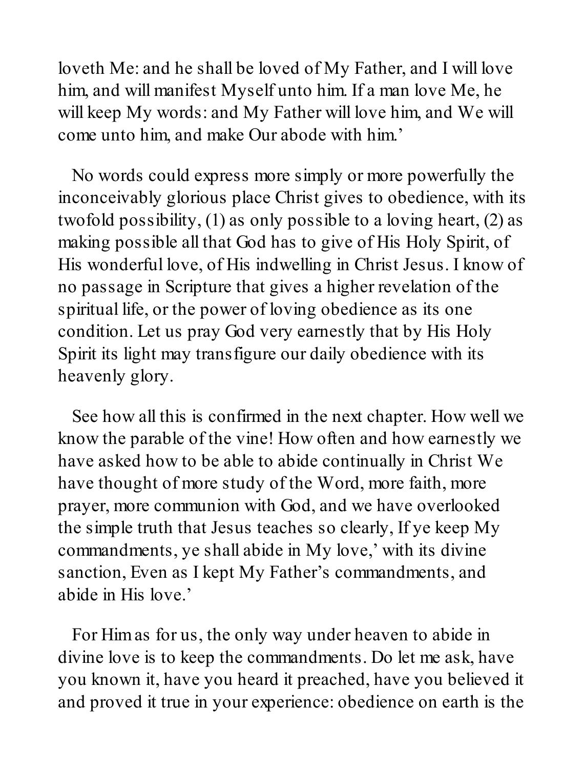loveth Me: and he shall be loved of My Father, and I will love him, and will manifest Myself unto him. If a man love Me, he will keep My words: and My Father will love him, and We will come unto him, and make Our abode with him.'

No words could express more simply or more powerfully the inconceivably glorious place Christ gives to obedience, with its twofold possibility, (1) as only possible to a loving heart, (2) as making possible all that God has to give of His Holy Spirit, of His wonderful love, of His indwelling in Christ Jesus. I know of no passage in Scripture that gives a higher revelation of the spiritual life, or the power of loving obedience as its one condition. Let us pray God very earnestly that by His Holy Spirit its light may transfigure our daily obedience with its heavenly glory.

See how all this is confirmed in the next chapter. How well we know the parable of the vine! How often and how earnestly we have asked how to be able to abide continually in Christ We have thought of more study of the Word, more faith, more prayer, more communion with God, and we have overlooked the simple truth that Jesus teaches so clearly, If ye keep My commandments, ye shall abide in My love,' with its divine sanction, Even as I kept My Father's commandments, and abide in His love.'

For Him as for us, the only way under heaven to abide in divine love is to keep the commandments. Do let me ask, have you known it, have you heard it preached, have you believed it and proved it true in your experience: obedience on earth is the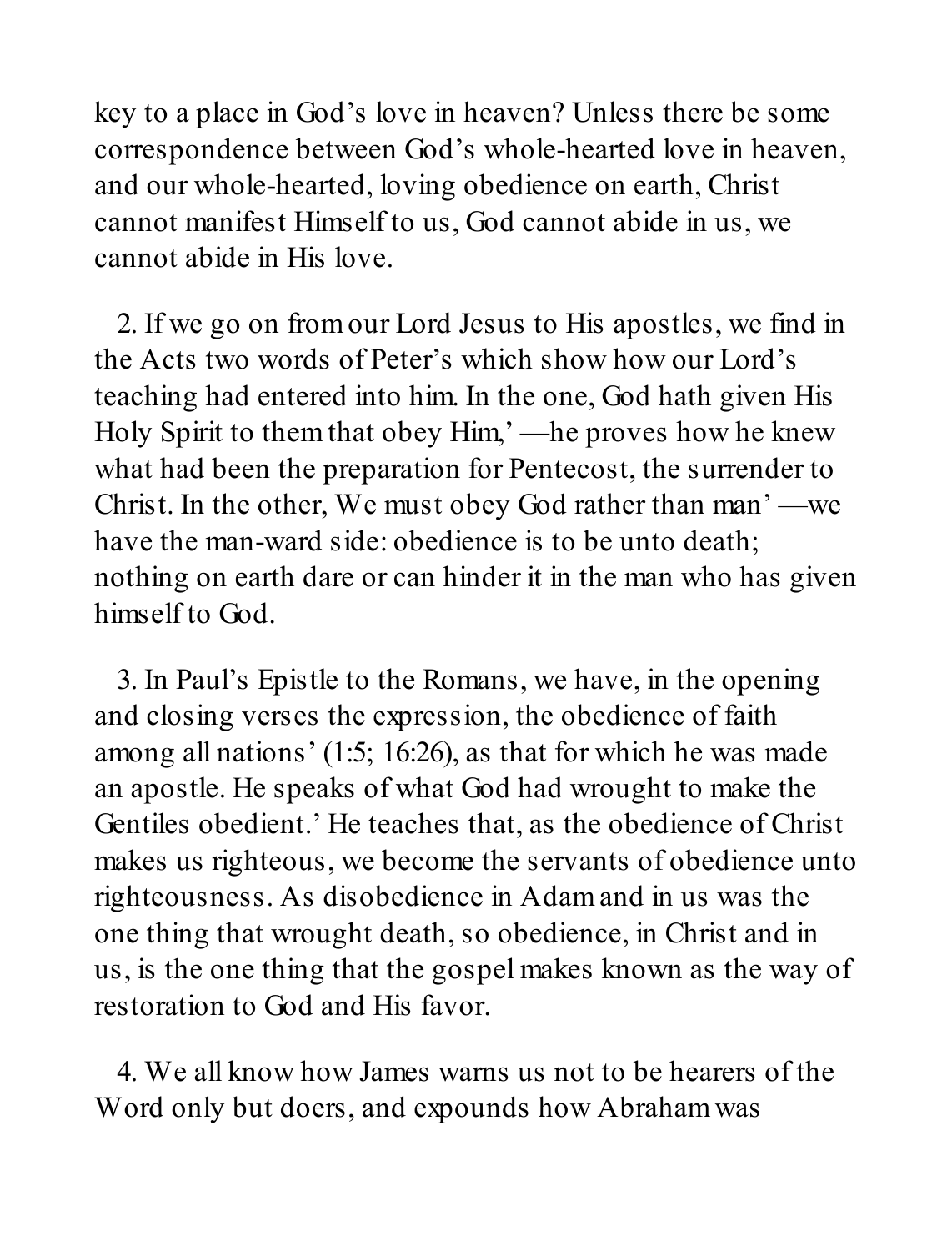key to a place in God's love in heaven? Unless there be some correspondence between God's whole-hearted love in heaven, and our whole-hearted, loving obedience on earth, Christ cannot manifest Himself to us, God cannot abide in us, we cannot abide in His love.

2. If we go on from our Lord Jesus to His apostles, we find in the Acts two words of Peter's which show how our Lord's teaching had entered into him. In the one, God hath given His Holy Spirit to them that obey Him,' —he proves how he knew what had been the preparation for Pentecost, the surrender to Christ. In the other, We must obey God rather than man' —we have the man-ward side: obedience is to be unto death; nothing on earth dare or can hinder it in the man who has given himself to God.

3. In Paul's Epistle to the Romans, we have, in the opening and closing verses the expression, the obedience of faith among all nations' (1:5; 16:26), as that for which he was made an apostle. He speaks of what God had wrought to make the Gentiles obedient.' He teaches that, as the obedience of Christ makes us righteous, we become the servants of obedience unto righteousness. As disobedience in Adam and in us was the one thing that wrought death, so obedience, in Christ and in us, is the one thing that the gospel makes known as the way of restoration to God and His favor.

4. We all know how James warns us not to be hearers of the Word only but doers, and expounds how Abraham was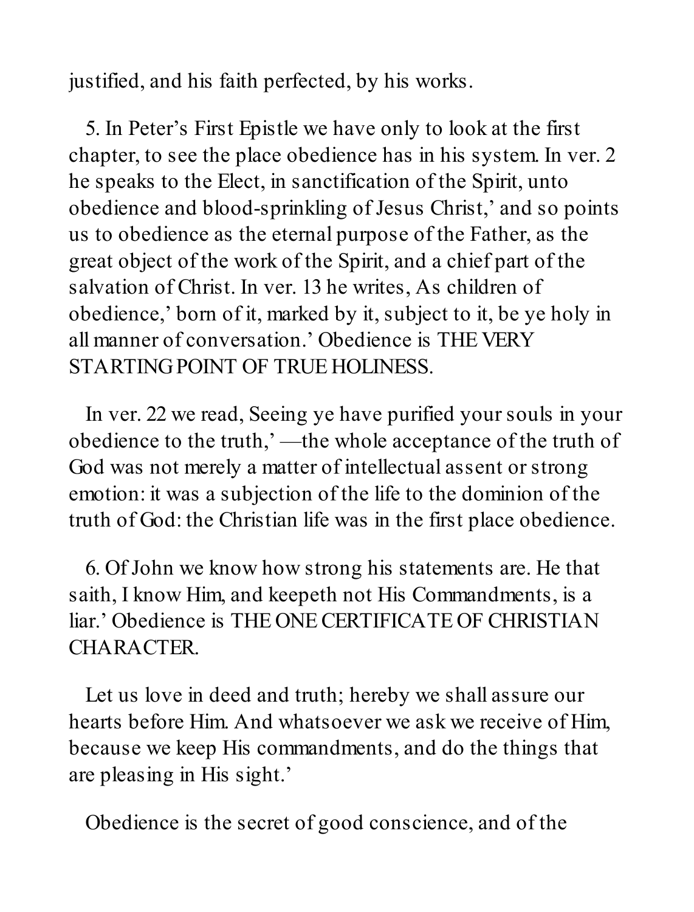justified, and his faith perfected, by his works.

5. In Peter's First Epistle we have only to look at the first chapter, to see the place obedience has in his system. In ver. 2 he speaks to the Elect, in sanctification of the Spirit, unto obedience and blood-sprinkling of Jesus Christ,' and so points us to obedience as the eternal purpose of the Father, as the great object of the work of the Spirit, and a chief part of the salvation of Christ. In ver. 13 he writes, As children of obedience,' born of it, marked by it, subject to it, be ye holy in all manner of conversation.' Obedience is THE VERY STARTING POINT OF TRUE HOLINESS.

In ver. 22 we read, Seeing ye have purified your souls in your obedience to the truth,' —the whole acceptance of the truth of God was not merely a matter of intellectual assent or strong emotion: it was a subjection of the life to the dominion of the truth of God: the Christian life was in the first place obedience.

6. Of John we know how strong his statements are. He that saith, I know Him, and keepeth not His Commandments, is a liar.' Obedience is THE ONE CERTIFICATE OF CHRISTIAN CHARACTER.

Let us love in deed and truth; hereby we shall assure our hearts before Him. And whatsoever we ask we receive of Him, because we keep His commandments, and do the things that are pleasing in His sight.'

Obedience is the secret of good conscience, and of the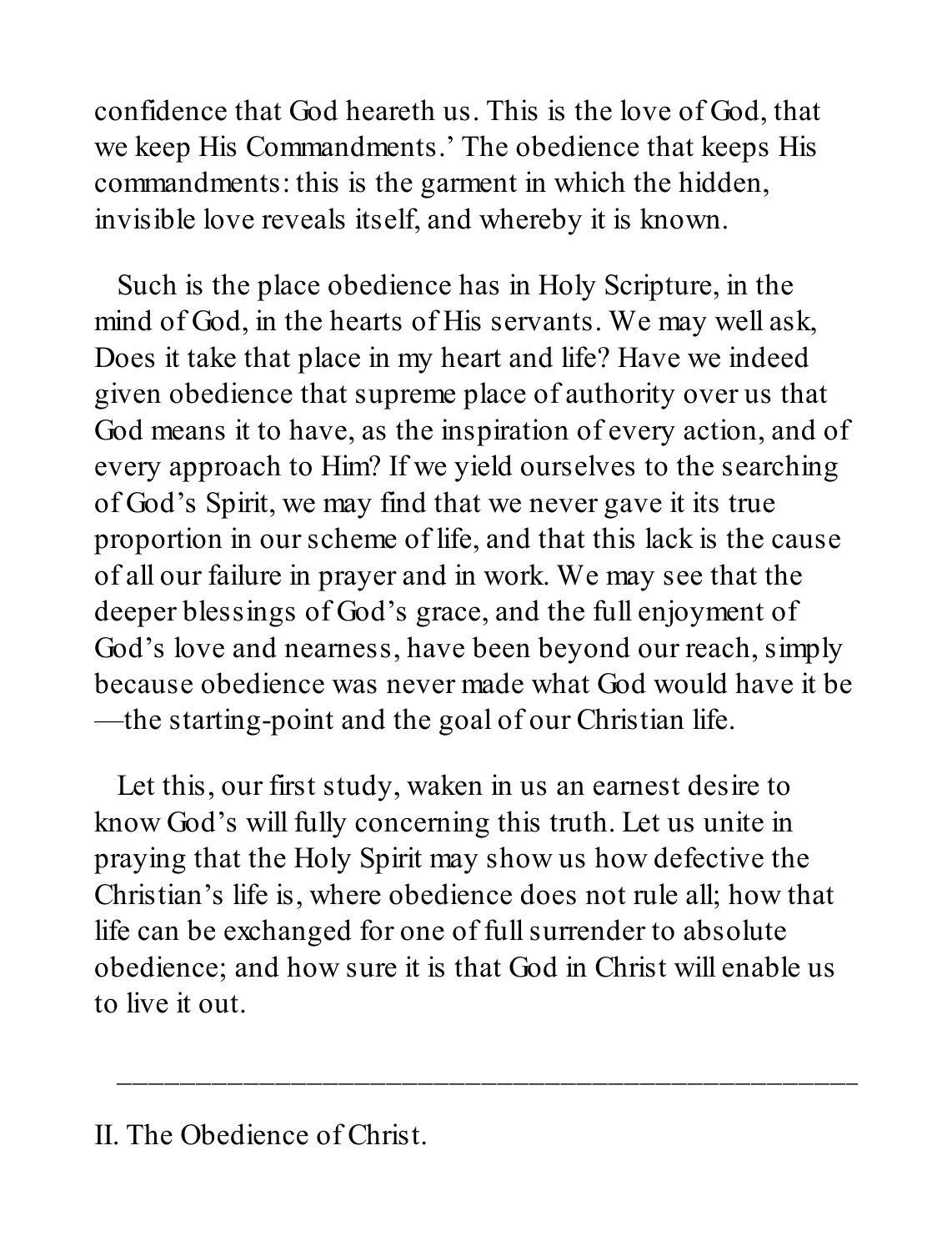confidence that God heareth us. This is the love of God, that we keep His Commandments.' The obedience that keeps His commandments: this is the garment in which the hidden, invisible love reveals itself, and whereby it is known.

Such is the place obedience has in Holy Scripture, in the mind of God, in the hearts of His servants. We may well ask, Does it take that place in my heart and life? Have we indeed given obedience that supreme place of authority over us that God means it to have, as the inspiration of every action, and of every approach to Him? If we yield ourselves to the searching of God's Spirit, we may find that we never gave it its true proportion in our scheme of life, and that this lack is the cause of all our failure in prayer and in work. We may see that the deeper blessings of God's grace, and the full enjoyment of God's love and nearness, have been beyond our reach, simply because obedience was never made what God would have it be —the starting-point and the goal of our Christian life.

Let this, our first study, waken in us an earnest desire to know God's will fully concerning this truth. Let us unite in praying that the Holy Spirit may show us how defective the Christian's life is, where obedience does not rule all; how that life can be exchanged for one of full surrender to absolute obedience; and how sure it is that God in Christ will enable us to live it out.

---

## II. The Obedience of Christ.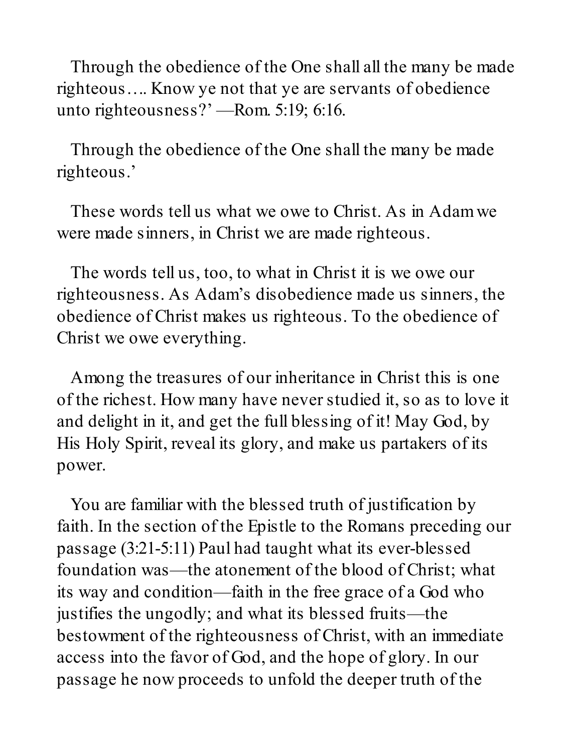Through the obedience of the One shall all the many be made righteous…. Know ye not that ye are servants of obedience unto righteousness?' —Rom. 5:19; 6:16.

Through the obedience of the One shall the many be made righteous.'

These words tell us what we owe to Christ. As in Adam we were made sinners, in Christ we are made righteous.

The words tell us, too, to what in Christ it is we owe our righteousness. As Adam's disobedience made us sinners, the obedience of Christ makes us righteous. To the obedience of Christ we owe everything.

Among the treasures of our inheritance in Christ this is one of the richest. How many have never studied it, so as to love it and delight in it, and get the full blessing of it! May God, by His Holy Spirit, reveal its glory, and make us partakers of its power.

You are familiar with the blessed truth of justification by faith. In the section of the Epistle to the Romans preceding our passage (3:21-5:11) Paul had taught what its ever-blessed foundation was—the atonement of the blood of Christ; what its way and condition—faith in the free grace of a God who justifies the ungodly; and what its blessed fruits—the bestowment of the righteousness of Christ, with an immediate access into the favor of God, and the hope of glory. In our passage he now proceeds to unfold the deeper truth of the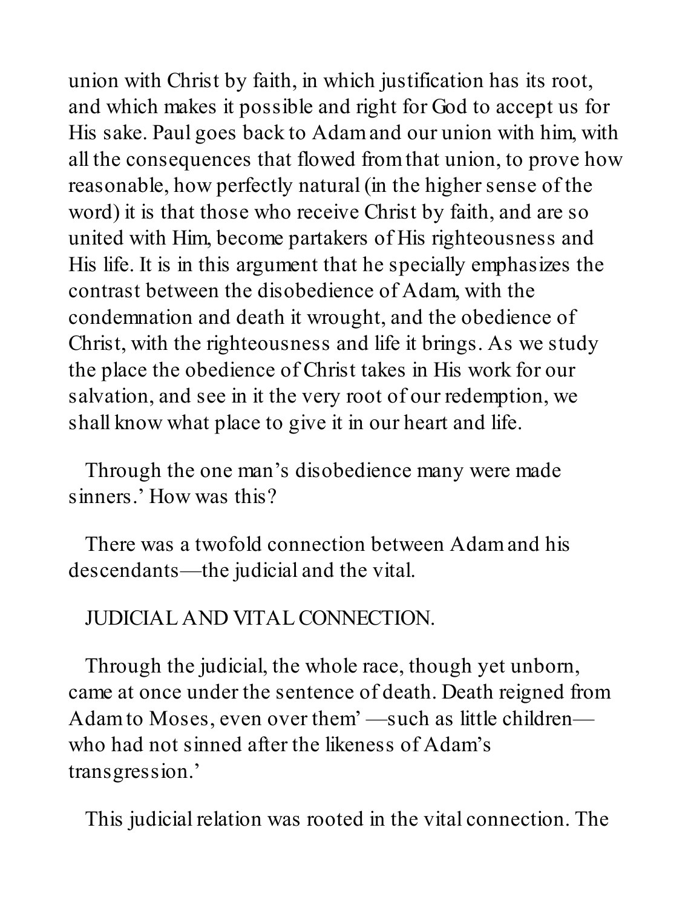union with Christ by faith, in which justification has its root, and which makes it possible and right for God to accept us for His sake. Paul goes back to Adam and our union with him, with all the consequences that flowed from that union, to prove how reasonable, how perfectly natural (in the higher sense of the word) it is that those who receive Christ by faith, and are so united with Him, become partakers of His righteousness and His life. It is in this argument that he specially emphasizes the contrast between the disobedience of Adam, with the condemnation and death it wrought, and the obedience of Christ, with the righteousness and life it brings. As we study the place the obedience of Christ takes in His work for our salvation, and see in it the very root of our redemption, we shall know what place to give it in our heart and life.

Through the one man's disobedience many were made sinners.' How was this?

There was a twofold connection between Adam and his descendants—the judicial and the vital.

## JUDICIAL AND VITAL CONNECTION.

Through the judicial, the whole race, though yet unborn, came at once under the sentence of death. Death reigned from Adam to Moses, even over them' —such as little children—who had not sinned after the likeness of Adam's transgression.'

This judicial relation was rooted in the vital connection. The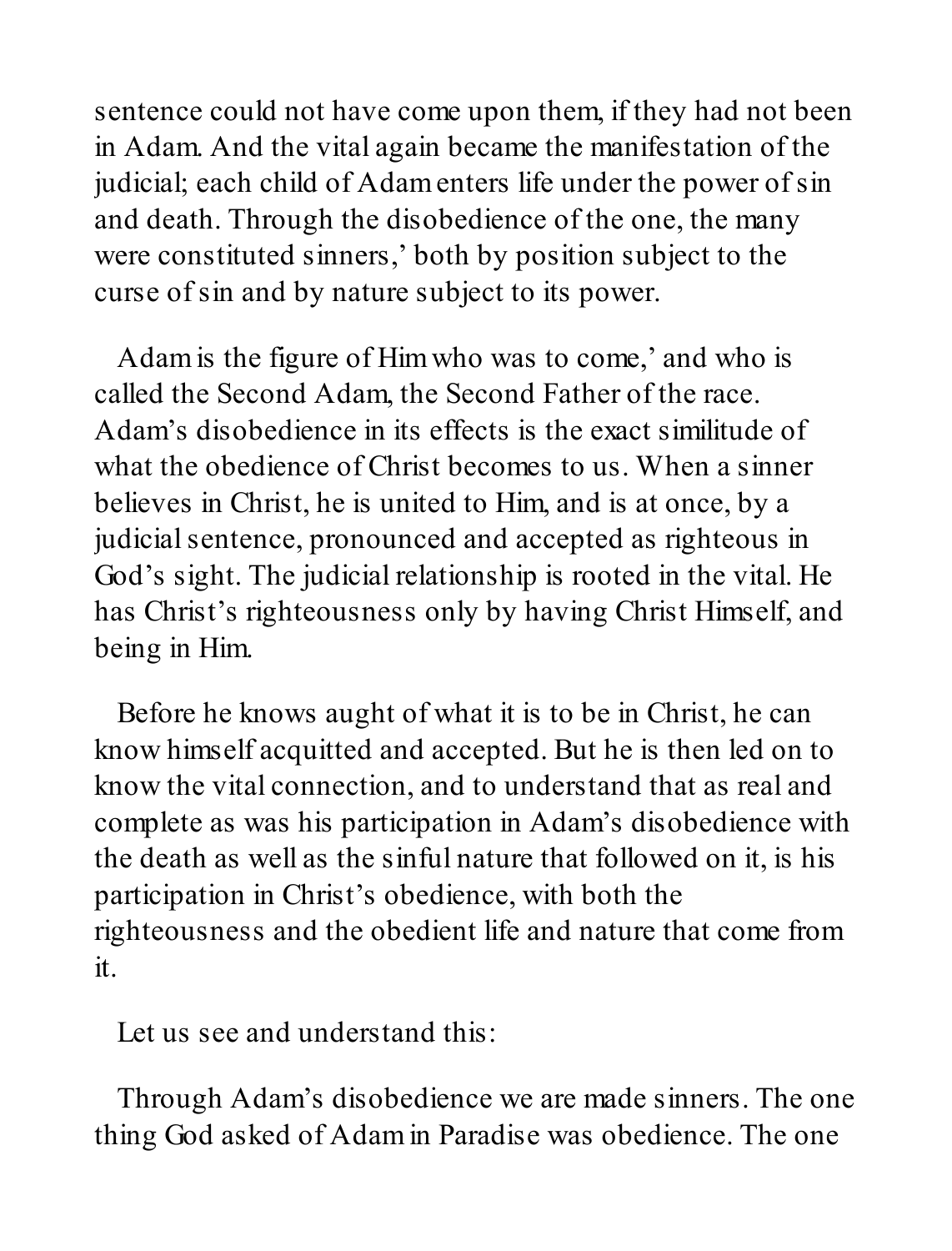sentence could not have come upon them, if they had not been in Adam. And the vital again became the manifestation of the judicial; each child of Adam enters life under the power of sin and death. Through the disobedience of the one, the many were constituted sinners,' both by position subject to the curse of sin and by nature subject to its power.

Adam is the figure of Him who was to come,' and who is called the Second Adam, the Second Father of the race. Adam's disobedience in its effects is the exact similitude of what the obedience of Christ becomes to us. When a sinner believes in Christ, he is united to Him, and is at once, by a judicial sentence, pronounced and accepted as righteous in God's sight. The judicial relationship is rooted in the vital. He has Christ's righteousness only by having Christ Himself, and being in Him.

Before he knows aught of what it is to be in Christ, he can know himself acquitted and accepted. But he is then led on to know the vital connection, and to understand that as real and complete as was his participation in Adam's disobedience with the death as well as the sinful nature that followed on it, is his participation in Christ's obedience, with both the righteousness and the obedient life and nature that come from it.

Let us see and understand this:

Through Adam's disobedience we are made sinners. The one thing God asked of Adam in Paradise was obedience. The one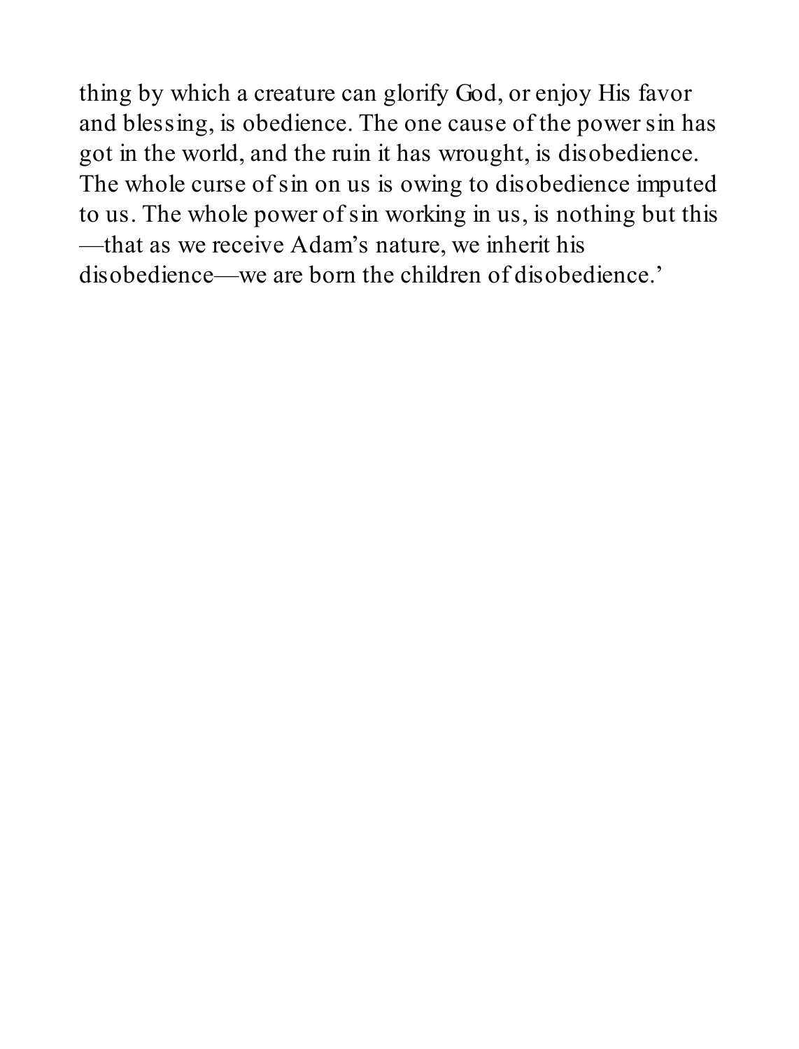thing by which a creature can glorify God, or enjoy His favor and blessing, is obedience. The one cause of the power sin has got in the world, and the ruin it has wrought, is disobedience. The whole curse of sin on us is owing to disobedience imputed to us. The whole power of sin working in us, is nothing but this—that as we receive Adam's nature, we inherit his disobedience—we are born the children of disobedience.'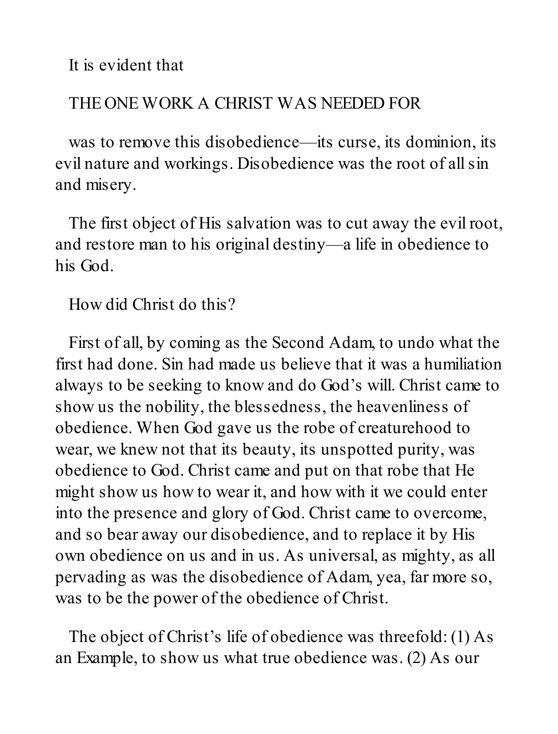It is evident that

THE ONE WORK A CHRIST WAS NEEDED FOR

was to remove this disobedience—its curse, its dominion, its evil nature and workings. Disobedience was the root of all sin and misery.

The first object of His salvation was to cut away the evil root, and restore man to his original destiny—a life in obedience to his God.

How did Christ do this?

First of all, by coming as the Second Adam, to undo what the first had done. Sin had made us believe that it was a humiliation always to be seeking to know and do God's will. Christ came to show us the nobility, the blessedness, the heavenliness of obedience. When God gave us the robe of creaturehood to wear, we knew not that its beauty, its unspotted purity, was obedience to God. Christ came and put on that robe that He might show us how to wear it, and how with it we could enter into the presence and glory of God. Christ came to overcome, and so bear away our disobedience, and to replace it by His own obedience on us and in us. As universal, as mighty, as all pervading as was the disobedience of Adam, yea, far more so, was to be the power of the obedience of Christ.

The object of Christ's life of obedience was threefold: (1) As an Example, to show us what true obedience was. (2) As our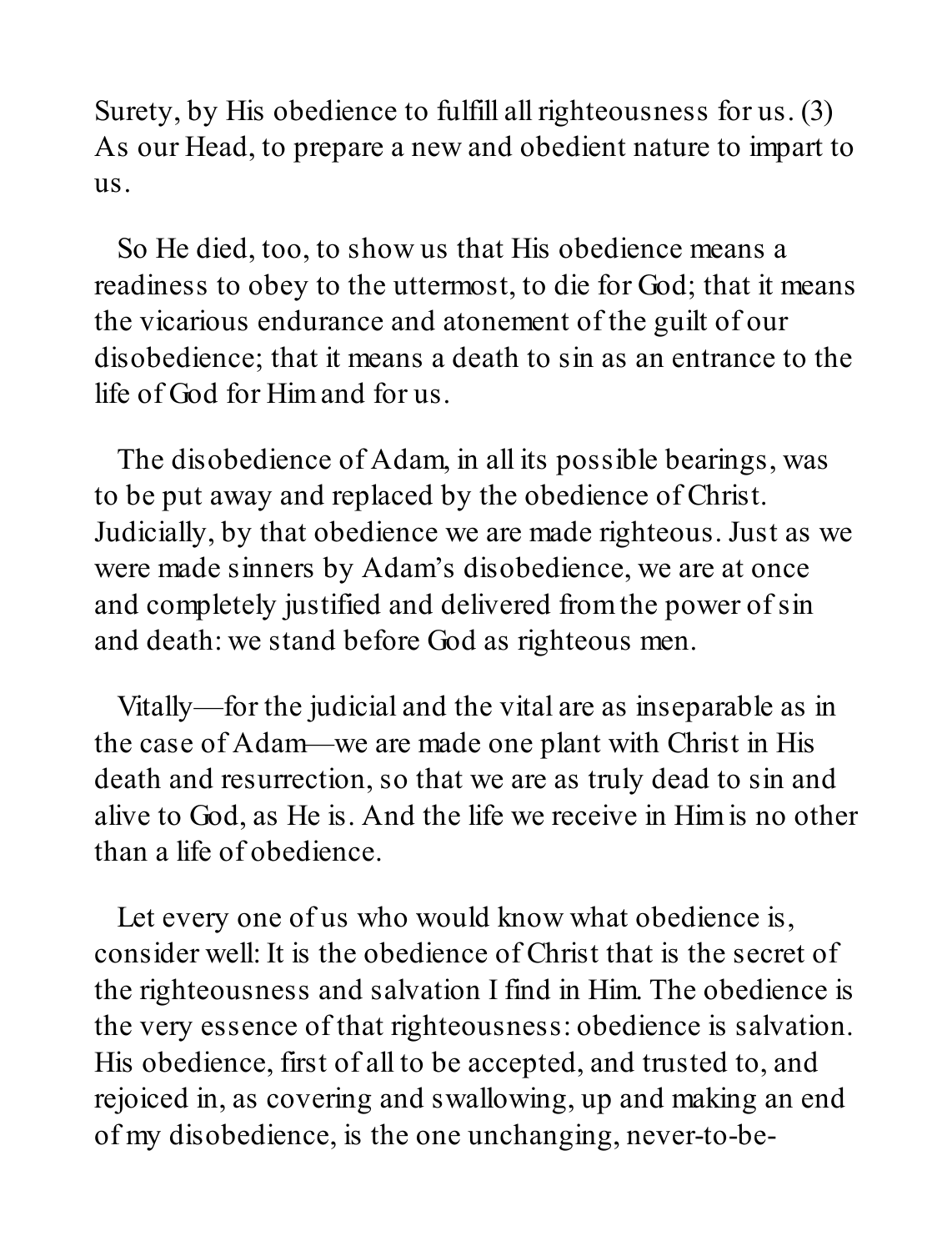Surety, by His obedience to fulfill all righteousness for us. (3) As our Head, to prepare a new and obedient nature to impart to us.

So He died, too, to show us that His obedience means a readiness to obey to the uttermost, to die for God; that it means the vicarious endurance and atonement of the guilt of our disobedience; that it means a death to sin as an entrance to the life of God for Him and for us.

The disobedience of Adam, in all its possible bearings, was to be put away and replaced by the obedience of Christ. Judicially, by that obedience we are made righteous. Just as we were made sinners by Adam's disobedience, we are at once and completely justified and delivered from the power of sin and death: we stand before God as righteous men.

Vitally—for the judicial and the vital are as inseparable as in the case of Adam—we are made one plant with Christ in His death and resurrection, so that we are as truly dead to sin and alive to God, as He is. And the life we receive in Him is no other than a life of obedience.

Let every one of us who would know what obedience is, consider well: It is the obedience of Christ that is the secret of the righteousness and salvation I find in Him. The obedience is the very essence of that righteousness: obedience is salvation. His obedience, first of all to be accepted, and trusted to, and rejoiced in, as covering and swallowing, up and making an end of my disobedience, is the one unchanging, never-to-be-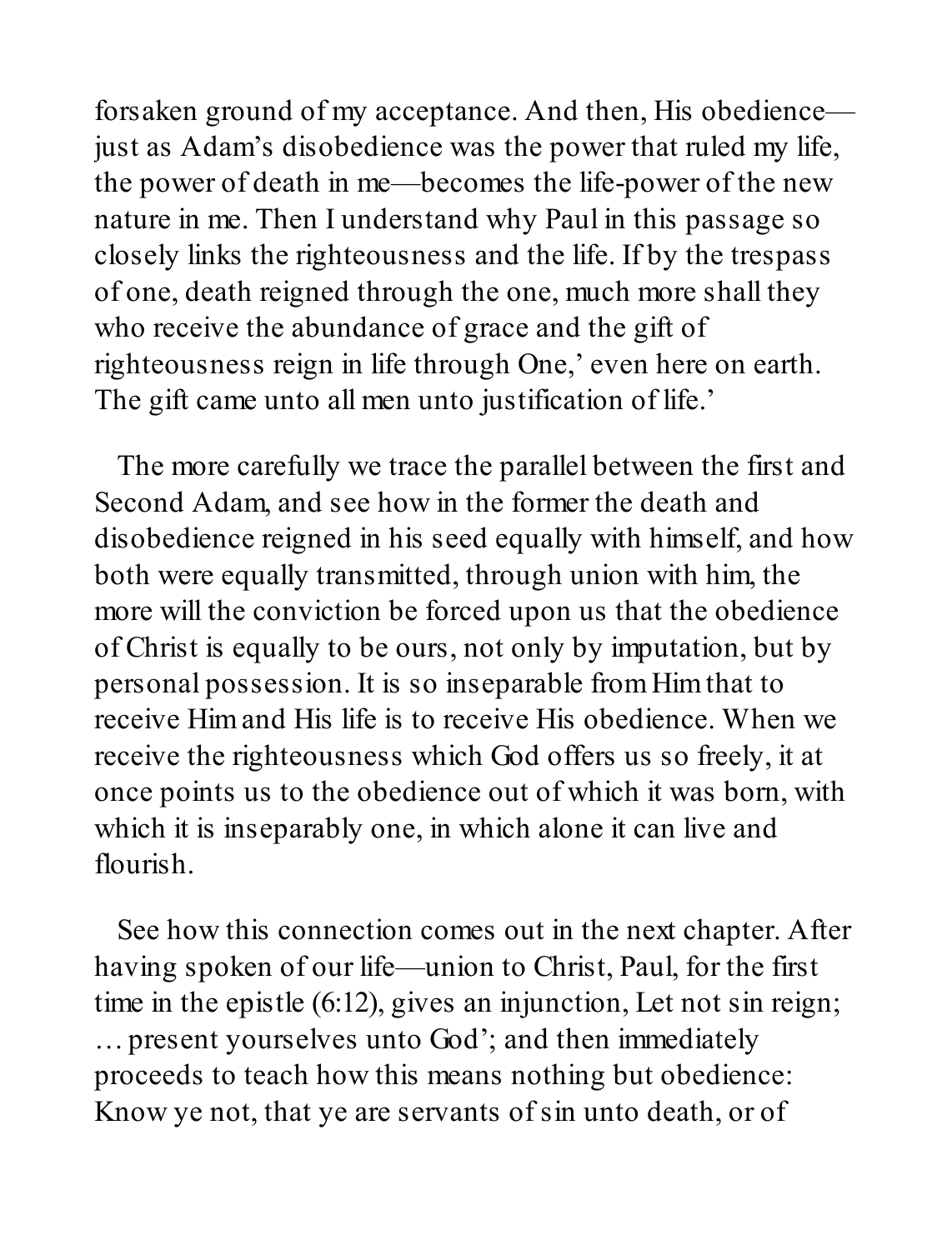forsaken ground of my acceptance. And then, His obedience—just as Adam's disobedience was the power that ruled my life, the power of death in me—becomes the life-power of the new nature in me. Then I understand why Paul in this passage so closely links the righteousness and the life. If by the trespass of one, death reigned through the one, much more shall they who receive the abundance of grace and the gift of righteousness reign in life through One,' even here on earth. The gift came unto all men unto justification of life.'

The more carefully we trace the parallel between the first and Second Adam, and see how in the former the death and disobedience reigned in his seed equally with himself, and how both were equally transmitted, through union with him, the more will the conviction be forced upon us that the obedience of Christ is equally to be ours, not only by imputation, but by personal possession. It is so inseparable from Him that to receive Him and His life is to receive His obedience. When we receive the righteousness which God offers us so freely, it at once points us to the obedience out of which it was born, with which it is inseparably one, in which alone it can live and flourish.

See how this connection comes out in the next chapter. After having spoken of our life—union to Christ, Paul, for the first time in the epistle (6:12), gives an injunction, Let not sin reign; … present yourselves unto God'; and then immediately proceeds to teach how this means nothing but obedience: Know ye not, that ye are servants of sin unto death, or of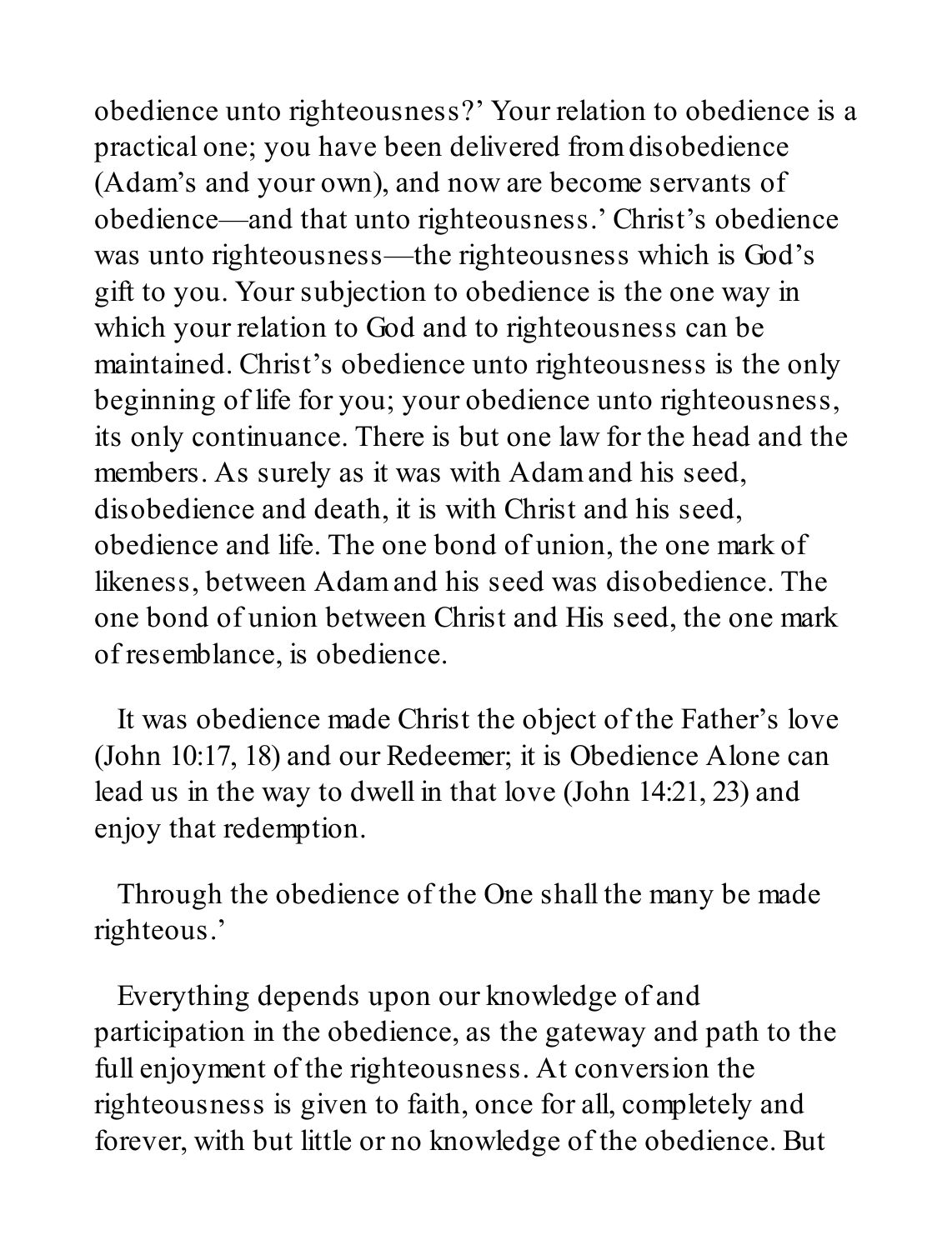obedience unto righteousness?’ Your relation to obedience is a practical one; you have been delivered from disobedience (Adam’s and your own), and now are become servants of obedience—and that unto righteousness.’ Christ’s obedience was unto righteousness—the righteousness which is God’s gift to you. Your subjection to obedience is the one way in which your relation to God and to righteousness can be maintained. Christ’s obedience unto righteousness is the only beginning of life for you; your obedience unto righteousness, its only continuance. There is but one law for the head and the members. As surely as it was with Adam and his seed, disobedience and death, it is with Christ and his seed, obedience and life. The one bond of union, the one mark of likeness, between Adam and his seed was disobedience. The one bond of union between Christ and His seed, the one mark of resemblance, is obedience.

It was obedience made Christ the object of the Father’s love (John 10:17, 18) and our Redeemer; it is Obedience Alone can lead us in the way to dwell in that love (John 14:21, 23) and enjoy that redemption.

Through the obedience of the One shall the many be made righteous.’

Everything depends upon our knowledge of and participation in the obedience, as the gateway and path to the full enjoyment of the righteousness. At conversion the righteousness is given to faith, once for all, completely and forever, with but little or no knowledge of the obedience. But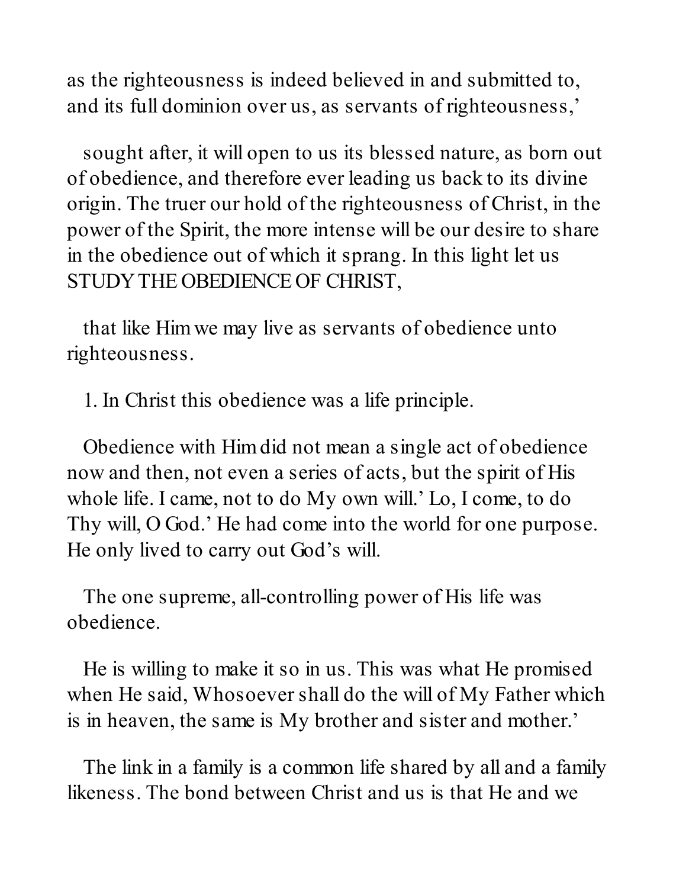as the righteousness is indeed believed in and submitted to, and its full dominion over us, as servants of righteousness,'

sought after, it will open to us its blessed nature, as born out of obedience, and therefore ever leading us back to its divine origin. The truer our hold of the righteousness of Christ, in the power of the Spirit, the more intense will be our desire to share in the obedience out of which it sprang. In this light let us STUDY THE OBEDIENCE OF CHRIST,

that like Him we may live as servants of obedience unto righteousness.

1. In Christ this obedience was a life principle.

Obedience with Him did not mean a single act of obedience now and then, not even a series of acts, but the spirit of His whole life. I came, not to do My own will.' Lo, I come, to do Thy will, O God.' He had come into the world for one purpose. He only lived to carry out God's will.

The one supreme, all-controlling power of His life was obedience.

He is willing to make it so in us. This was what He promised when He said, Whosoever shall do the will of My Father which is in heaven, the same is My brother and sister and mother.'

The link in a family is a common life shared by all and a family likeness. The bond between Christ and us is that He and we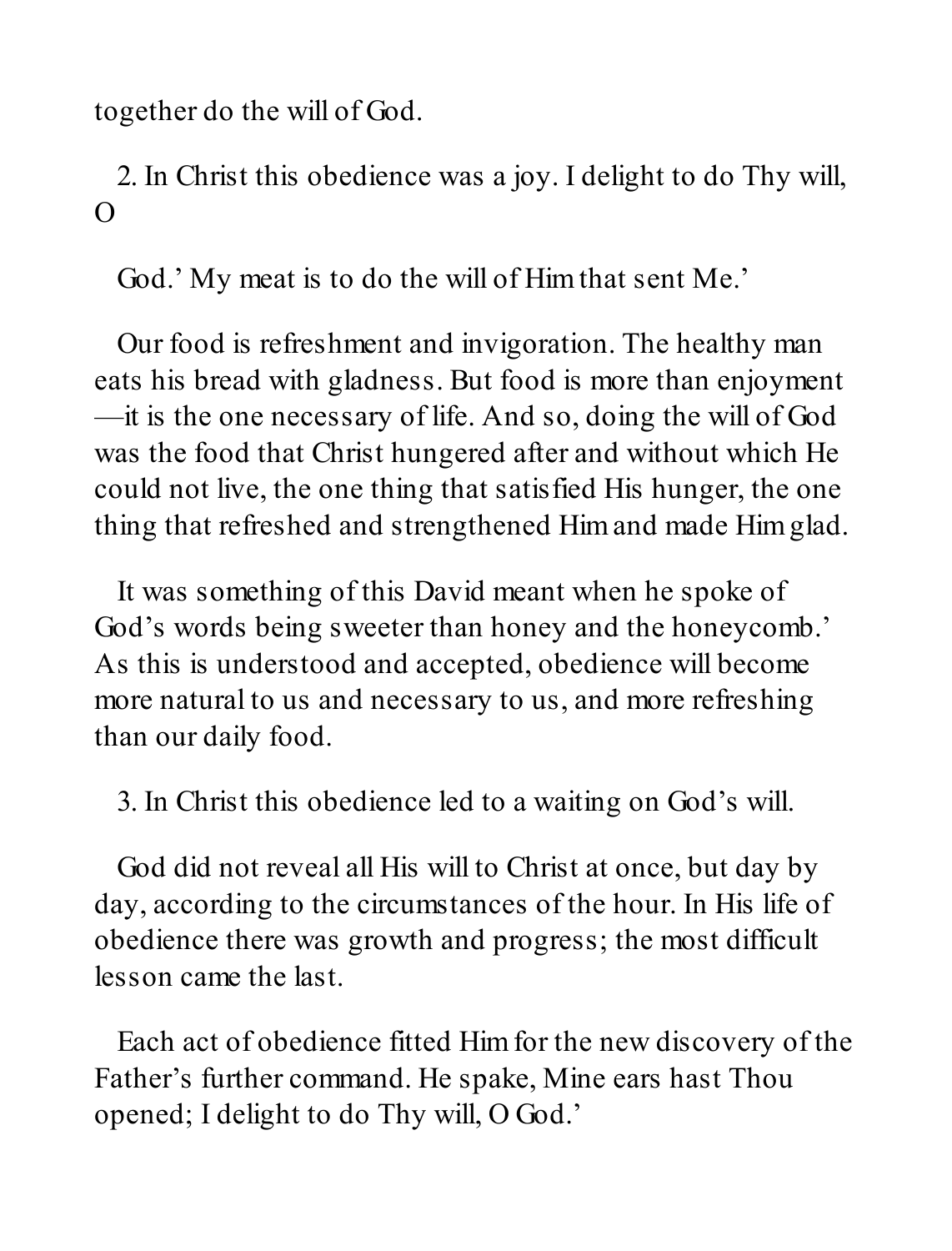together do the will of God.

2. In Christ this obedience was a joy. I delight to do Thy will, O

God.' My meat is to do the will of Him that sent Me.'

Our food is refreshment and invigoration. The healthy man eats his bread with gladness. But food is more than enjoyment —it is the one necessary of life. And so, doing the will of God was the food that Christ hungered after and without which He could not live, the one thing that satisfied His hunger, the one thing that refreshed and strengthened Him and made Him glad.

It was something of this David meant when he spoke of God's words being sweeter than honey and the honeycomb.' As this is understood and accepted, obedience will become more natural to us and necessary to us, and more refreshing than our daily food.

3. In Christ this obedience led to a waiting on God's will.

God did not reveal all His will to Christ at once, but day by day, according to the circumstances of the hour. In His life of obedience there was growth and progress; the most difficult lesson came the last.

Each act of obedience fitted Him for the new discovery of the Father's further command. He spake, Mine ears hast Thou opened; I delight to do Thy will, O God.'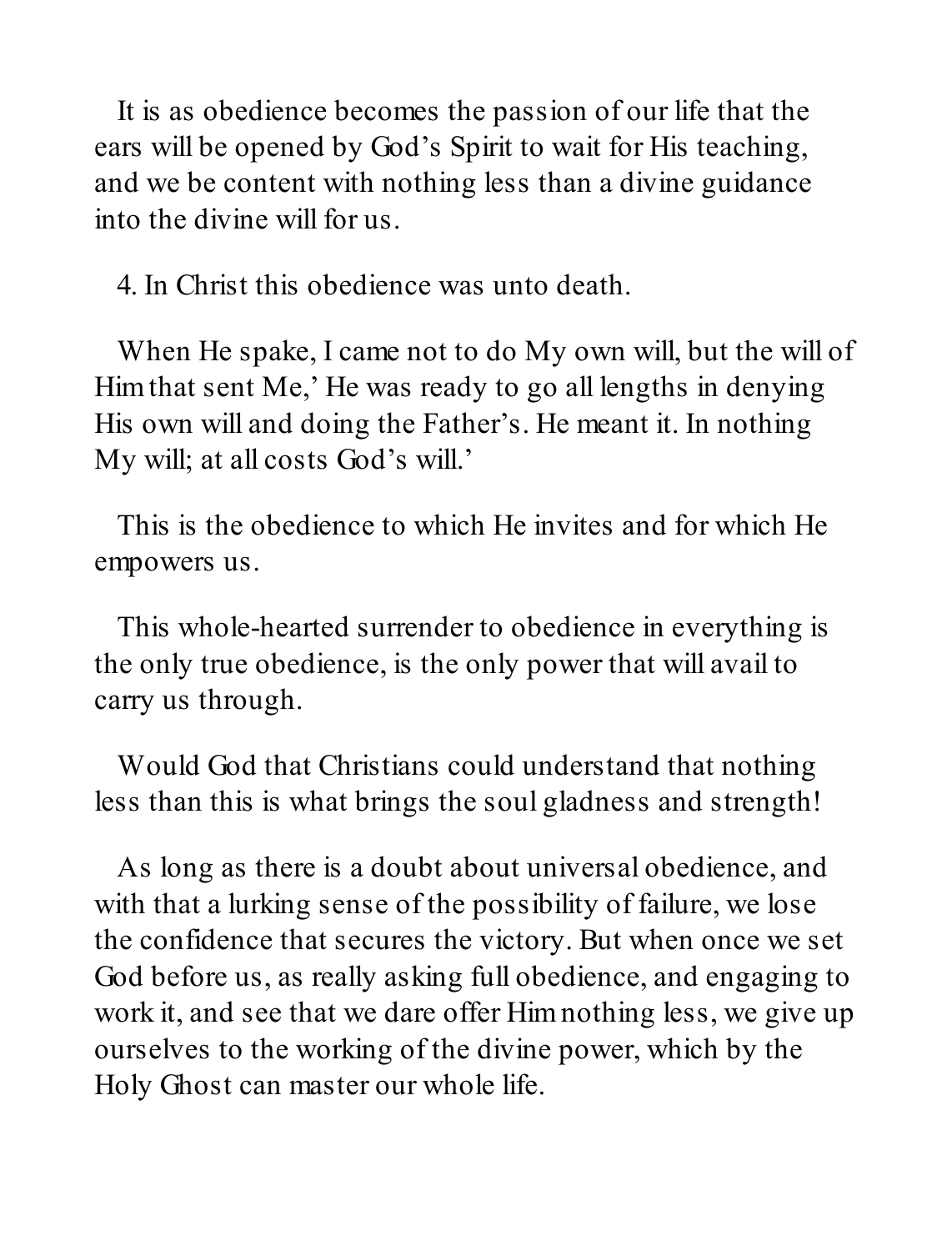It is as obedience becomes the passion of our life that the ears will be opened by God's Spirit to wait for His teaching, and we be content with nothing less than a divine guidance into the divine will for us.

4. In Christ this obedience was unto death.

When He spake, I came not to do My own will, but the will of Him that sent Me,' He was ready to go all lengths in denying His own will and doing the Father's. He meant it. In nothing My will; at all costs God's will.'

This is the obedience to which He invites and for which He empowers us.

This whole-hearted surrender to obedience in everything is the only true obedience, is the only power that will avail to carry us through.

Would God that Christians could understand that nothing less than this is what brings the soul gladness and strength!

As long as there is a doubt about universal obedience, and with that a lurking sense of the possibility of failure, we lose the confidence that secures the victory. But when once we set God before us, as really asking full obedience, and engaging to work it, and see that we dare offer Him nothing less, we give up ourselves to the working of the divine power, which by the Holy Ghost can master our whole life.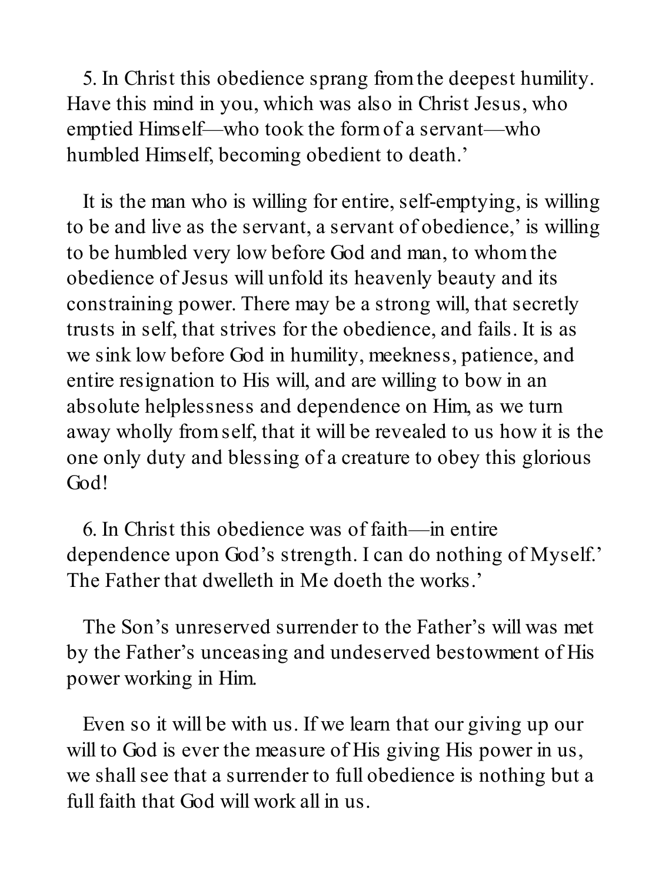5. In Christ this obedience sprang from the deepest humility. Have this mind in you, which was also in Christ Jesus, who emptied Himself—who took the form of a servant—who humbled Himself, becoming obedient to death.'

It is the man who is willing for entire, self-emptying, is willing to be and live as the servant, a servant of obedience,' is willing to be humbled very low before God and man, to whom the obedience of Jesus will unfold its heavenly beauty and its constraining power. There may be a strong will, that secretly trusts in self, that strives for the obedience, and fails. It is as we sink low before God in humility, meekness, patience, and entire resignation to His will, and are willing to bow in an absolute helplessness and dependence on Him, as we turn away wholly from self, that it will be revealed to us how it is the one only duty and blessing of a creature to obey this glorious God!

6. In Christ this obedience was of faith—in entire dependence upon God's strength. I can do nothing of Myself.' The Father that dwelleth in Me doeth the works.'

The Son's unreserved surrender to the Father's will was met by the Father's unceasing and undeserved bestowment of His power working in Him.

Even so it will be with us. If we learn that our giving up our will to God is ever the measure of His giving His power in us, we shall see that a surrender to full obedience is nothing but a full faith that God will work all in us.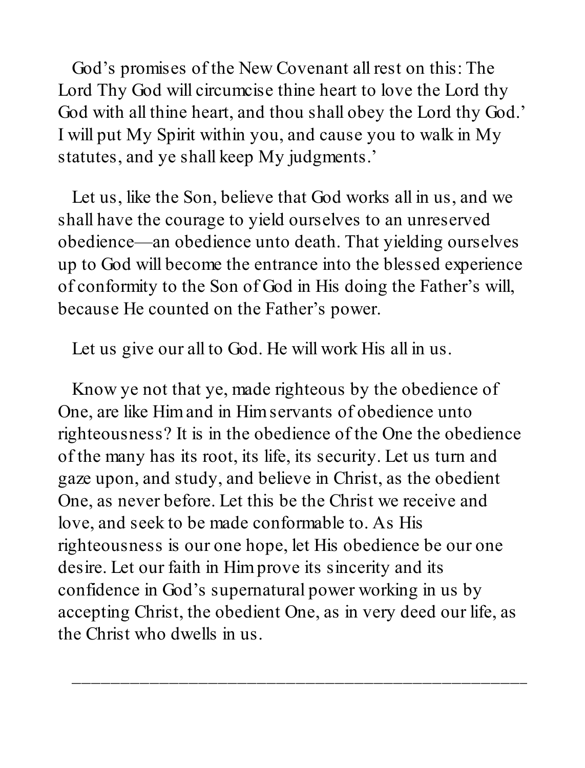God's promises of the New Covenant all rest on this: The Lord Thy God will circumcise thine heart to love the Lord thy God with all thine heart, and thou shall obey the Lord thy God.' I will put My Spirit within you, and cause you to walk in My statutes, and ye shall keep My judgments.'

Let us, like the Son, believe that God works all in us, and we shall have the courage to yield ourselves to an unreserved obedience—an obedience unto death. That yielding ourselves up to God will become the entrance into the blessed experience of conformity to the Son of God in His doing the Father's will, because He counted on the Father's power.

Let us give our all to God. He will work His all in us.

Know ye not that ye, made righteous by the obedience of One, are like Him and in Him servants of obedience unto righteousness? It is in the obedience of the One the obedience of the many has its root, its life, its security. Let us turn and gaze upon, and study, and believe in Christ, as the obedient One, as never before. Let this be the Christ we receive and love, and seek to be made conformable to. As His righteousness is our one hope, let His obedience be our one desire. Let our faith in Him prove its sincerity and its confidence in God's supernatural power working in us by accepting Christ, the obedient One, as in very deed our life, as the Christ who dwells in us.

---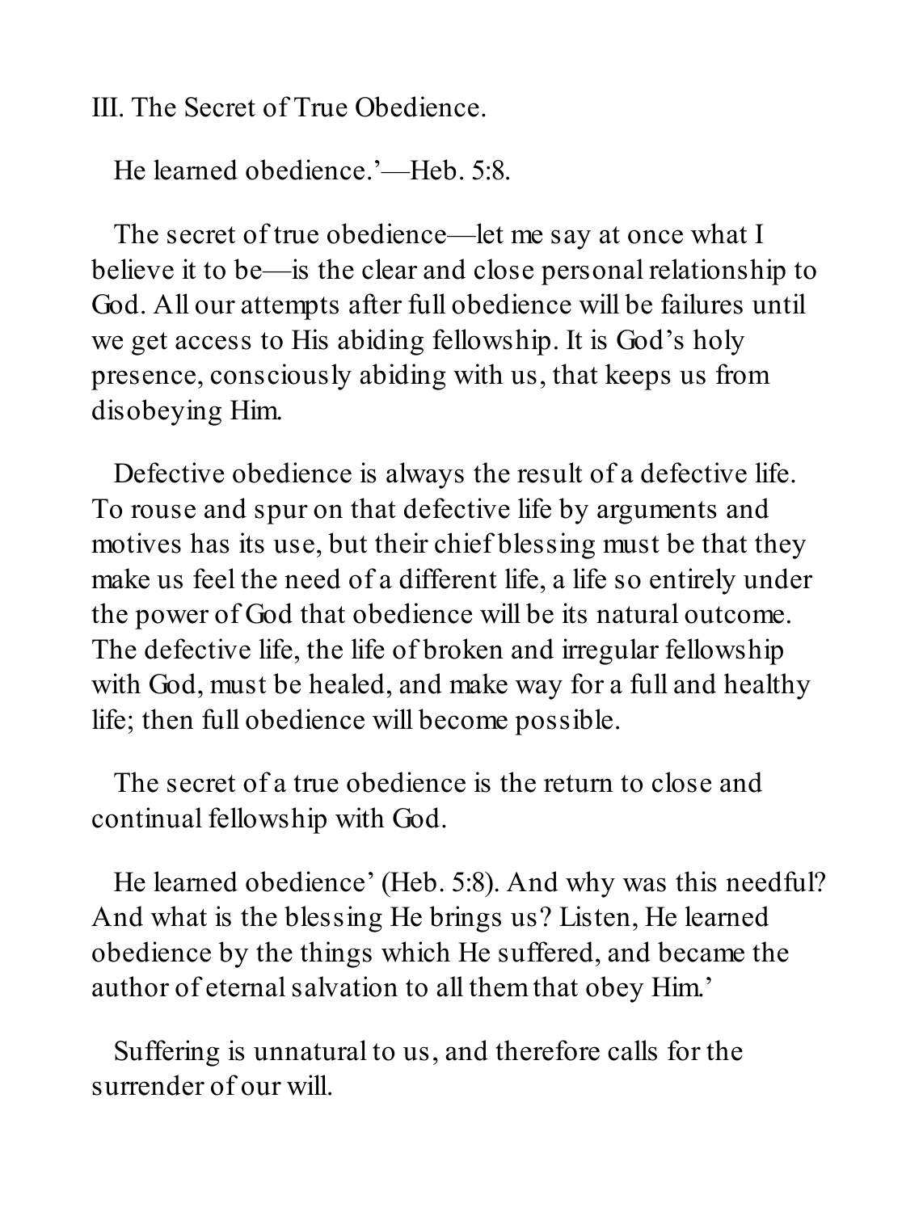## III. The Secret of True Obedience.

He learned obedience.'—Heb. 5:8.

The secret of true obedience—let me say at once what I believe it to be—is the clear and close personal relationship to God. All our attempts after full obedience will be failures until we get access to His abiding fellowship. It is God's holy presence, consciously abiding with us, that keeps us from disobeying Him.

Defective obedience is always the result of a defective life. To rouse and spur on that defective life by arguments and motives has its use, but their chief blessing must be that they make us feel the need of a different life, a life so entirely under the power of God that obedience will be its natural outcome. The defective life, the life of broken and irregular fellowship with God, must be healed, and make way for a full and healthy life; then full obedience will become possible.

The secret of a true obedience is the return to close and continual fellowship with God.

He learned obedience' (Heb. 5:8). And why was this needful? And what is the blessing He brings us? Listen, He learned obedience by the things which He suffered, and became the author of eternal salvation to all them that obey Him.'

Suffering is unnatural to us, and therefore calls for the surrender of our will.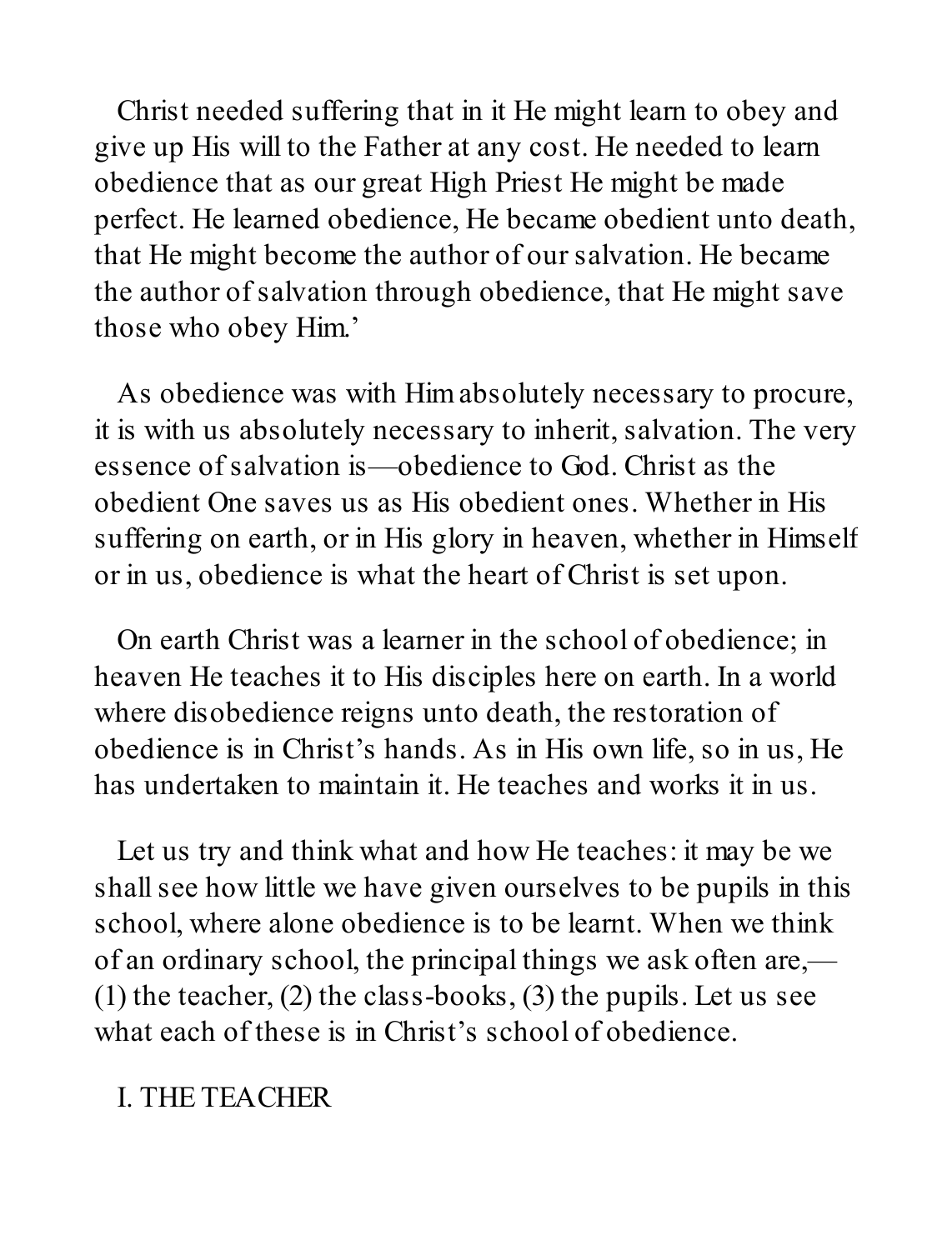Christ needed suffering that in it He might learn to obey and give up His will to the Father at any cost. He needed to learn obedience that as our great High Priest He might be made perfect. He learned obedience, He became obedient unto death, that He might become the author of our salvation. He became the author of salvation through obedience, that He might save those who obey Him.'

As obedience was with Him absolutely necessary to procure, it is with us absolutely necessary to inherit, salvation. The very essence of salvation is—obedience to God. Christ as the obedient One saves us as His obedient ones. Whether in His suffering on earth, or in His glory in heaven, whether in Himself or in us, obedience is what the heart of Christ is set upon.

On earth Christ was a learner in the school of obedience; in heaven He teaches it to His disciples here on earth. In a world where disobedience reigns unto death, the restoration of obedience is in Christ's hands. As in His own life, so in us, He has undertaken to maintain it. He teaches and works it in us.

Let us try and think what and how He teaches: it may be we shall see how little we have given ourselves to be pupils in this school, where alone obedience is to be learnt. When we think of an ordinary school, the principal things we ask often are,—(1) the teacher, (2) the class-books, (3) the pupils. Let us see what each of these is in Christ's school of obedience.

## I. THE TEACHER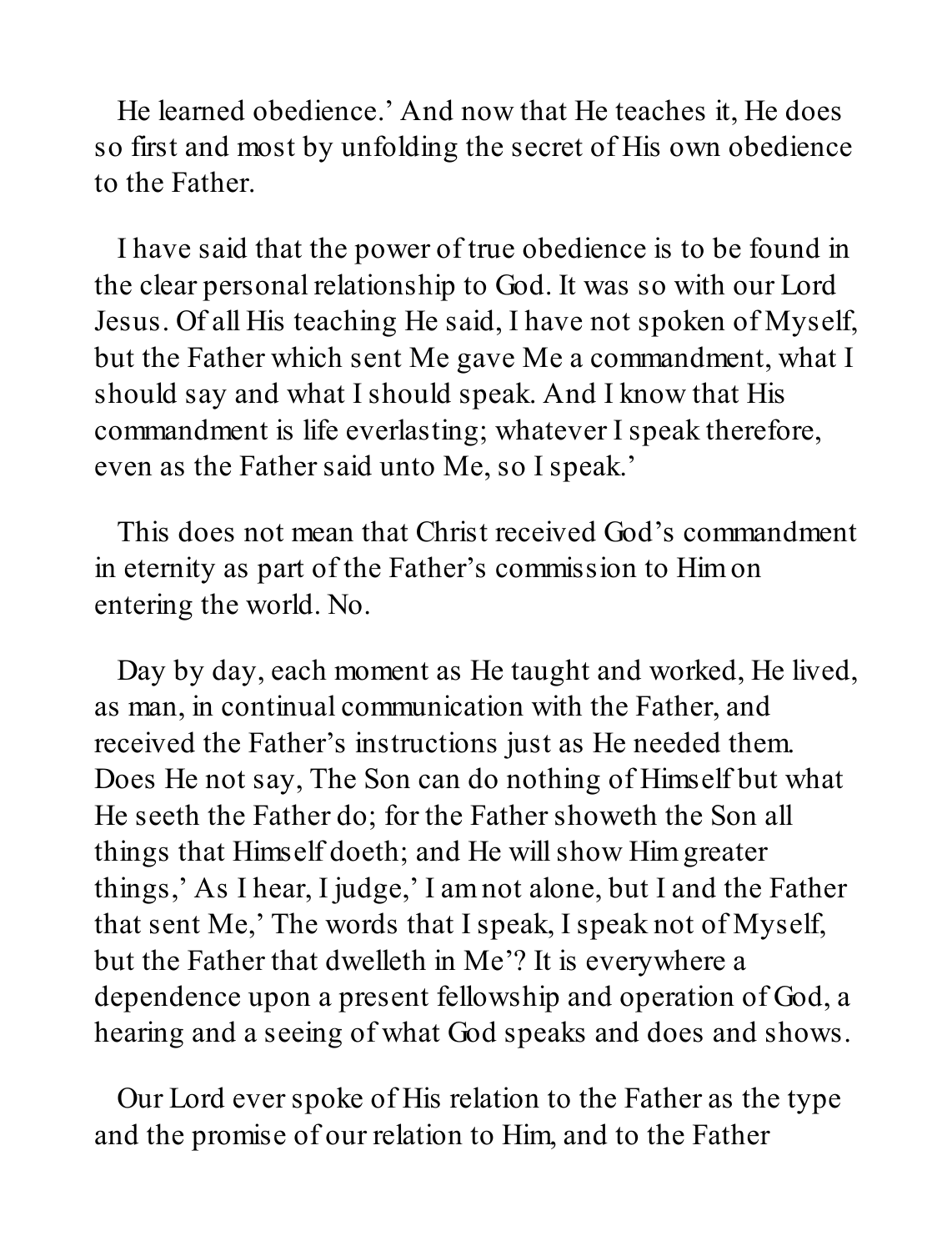He learned obedience.' And now that He teaches it, He does so first and most by unfolding the secret of His own obedience to the Father.

I have said that the power of true obedience is to be found in the clear personal relationship to God. It was so with our Lord Jesus. Of all His teaching He said, I have not spoken of Myself, but the Father which sent Me gave Me a commandment, what I should say and what I should speak. And I know that His commandment is life everlasting; whatever I speak therefore, even as the Father said unto Me, so I speak.'

This does not mean that Christ received God's commandment in eternity as part of the Father's commission to Him on entering the world. No.

Day by day, each moment as He taught and worked, He lived, as man, in continual communication with the Father, and received the Father's instructions just as He needed them. Does He not say, The Son can do nothing of Himself but what He seeth the Father do; for the Father showeth the Son all things that Himself doeth; and He will show Him greater things,' As I hear, I judge,' I am not alone, but I and the Father that sent Me,' The words that I speak, I speak not of Myself, but the Father that dwelleth in Me'? It is everywhere a dependence upon a present fellowship and operation of God, a hearing and a seeing of what God speaks and does and shows.

Our Lord ever spoke of His relation to the Father as the type and the promise of our relation to Him, and to the Father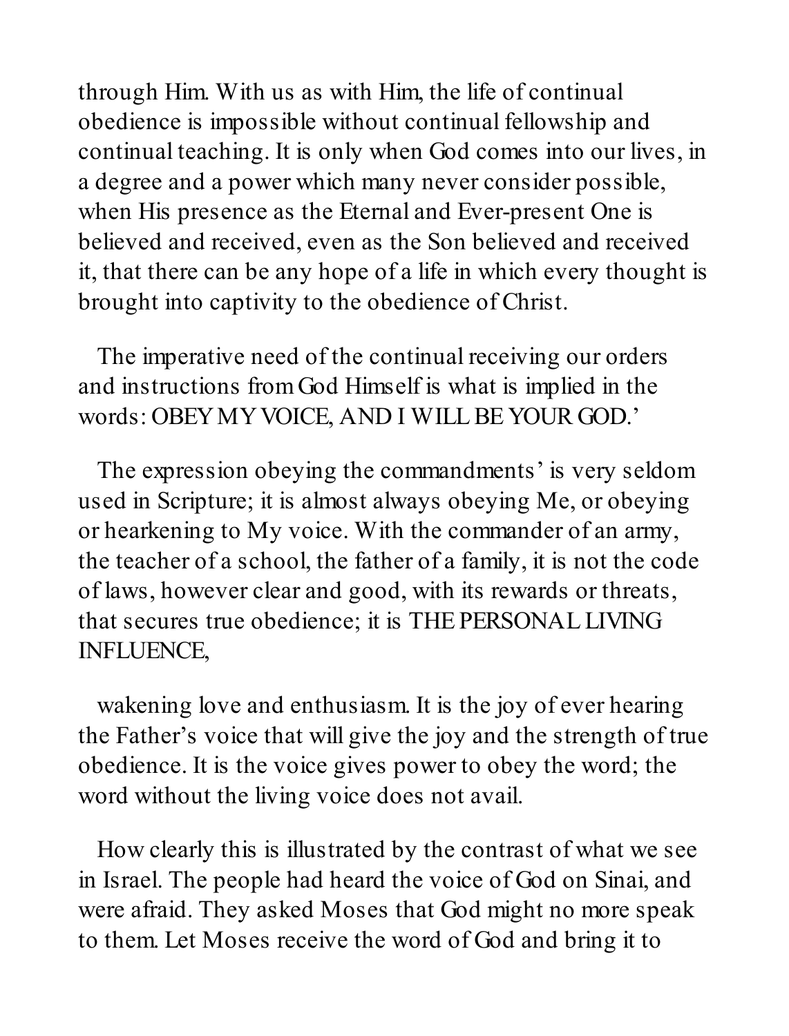through Him. With us as with Him, the life of continual obedience is impossible without continual fellowship and continual teaching. It is only when God comes into our lives, in a degree and a power which many never consider possible, when His presence as the Eternal and Ever-present One is believed and received, even as the Son believed and received it, that there can be any hope of a life in which every thought is brought into captivity to the obedience of Christ.

The imperative need of the continual receiving our orders and instructions from God Himself is what is implied in the words: OBEY MY VOICE, AND I WILL BE YOUR GOD.'

The expression obeying the commandments' is very seldom used in Scripture; it is almost always obeying Me, or obeying or hearkening to My voice. With the commander of an army, the teacher of a school, the father of a family, it is not the code of laws, however clear and good, with its rewards or threats, that secures true obedience; it is THE PERSONAL LIVING INFLUENCE,

wakening love and enthusiasm. It is the joy of ever hearing the Father's voice that will give the joy and the strength of true obedience. It is the voice gives power to obey the word; the word without the living voice does not avail.

How clearly this is illustrated by the contrast of what we see in Israel. The people had heard the voice of God on Sinai, and were afraid. They asked Moses that God might no more speak to them. Let Moses receive the word of God and bring it to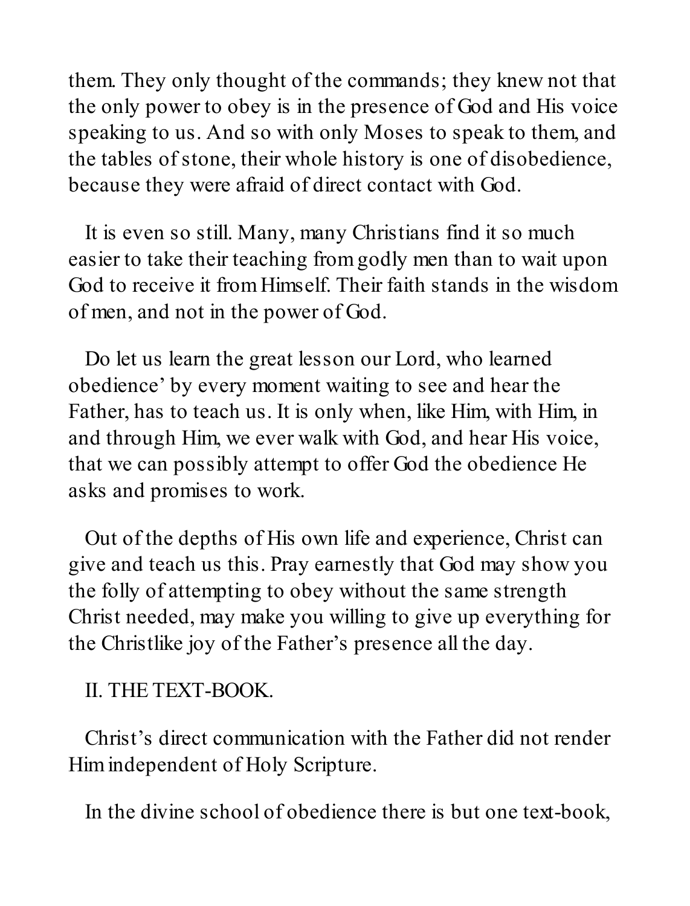them. They only thought of the commands; they knew not that the only power to obey is in the presence of God and His voice speaking to us. And so with only Moses to speak to them, and the tables of stone, their whole history is one of disobedience, because they were afraid of direct contact with God.

It is even so still. Many, many Christians find it so much easier to take their teaching from godly men than to wait upon God to receive it from Himself. Their faith stands in the wisdom of men, and not in the power of God.

Do let us learn the great lesson our Lord, who learned obedience' by every moment waiting to see and hear the Father, has to teach us. It is only when, like Him, with Him, in and through Him, we ever walk with God, and hear His voice, that we can possibly attempt to offer God the obedience He asks and promises to work.

Out of the depths of His own life and experience, Christ can give and teach us this. Pray earnestly that God may show you the folly of attempting to obey without the same strength Christ needed, may make you willing to give up everything for the Christlike joy of the Father's presence all the day.

## II. THE TEXT-BOOK.

Christ's direct communication with the Father did not render Him independent of Holy Scripture.

In the divine school of obedience there is but one text-book,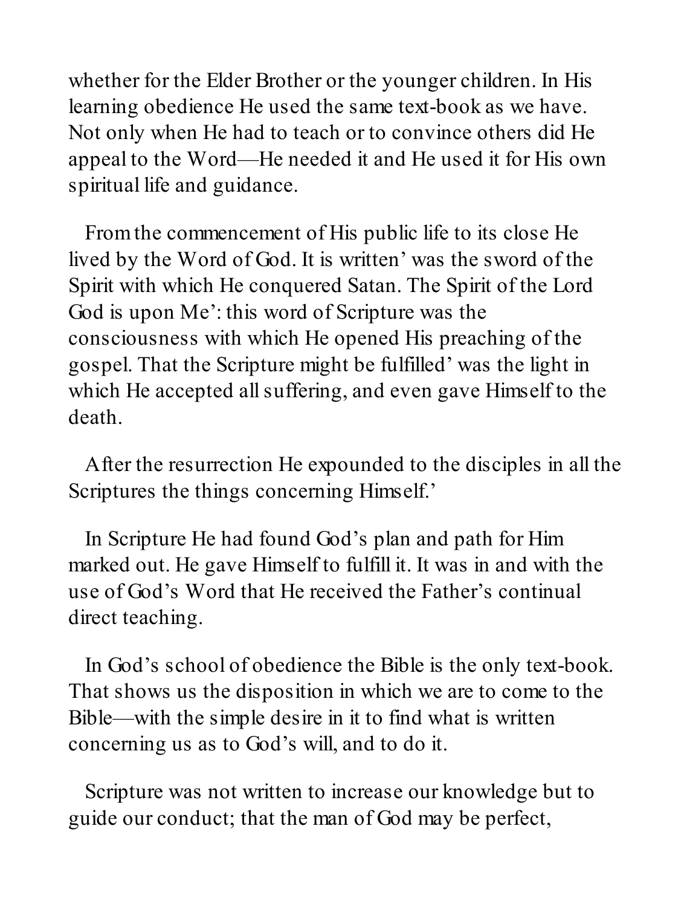whether for the Elder Brother or the younger children. In His learning obedience He used the same text-book as we have. Not only when He had to teach or to convince others did He appeal to the Word—He needed it and He used it for His own spiritual life and guidance.

From the commencement of His public life to its close He lived by the Word of God. It is written' was the sword of the Spirit with which He conquered Satan. The Spirit of the Lord God is upon Me': this word of Scripture was the consciousness with which He opened His preaching of the gospel. That the Scripture might be fulfilled' was the light in which He accepted all suffering, and even gave Himself to the death.

After the resurrection He expounded to the disciples in all the Scriptures the things concerning Himself.'

In Scripture He had found God's plan and path for Him marked out. He gave Himself to fulfill it. It was in and with the use of God's Word that He received the Father's continual direct teaching.

In God's school of obedience the Bible is the only text-book. That shows us the disposition in which we are to come to the Bible—with the simple desire in it to find what is written concerning us as to God's will, and to do it.

Scripture was not written to increase our knowledge but to guide our conduct; that the man of God may be perfect,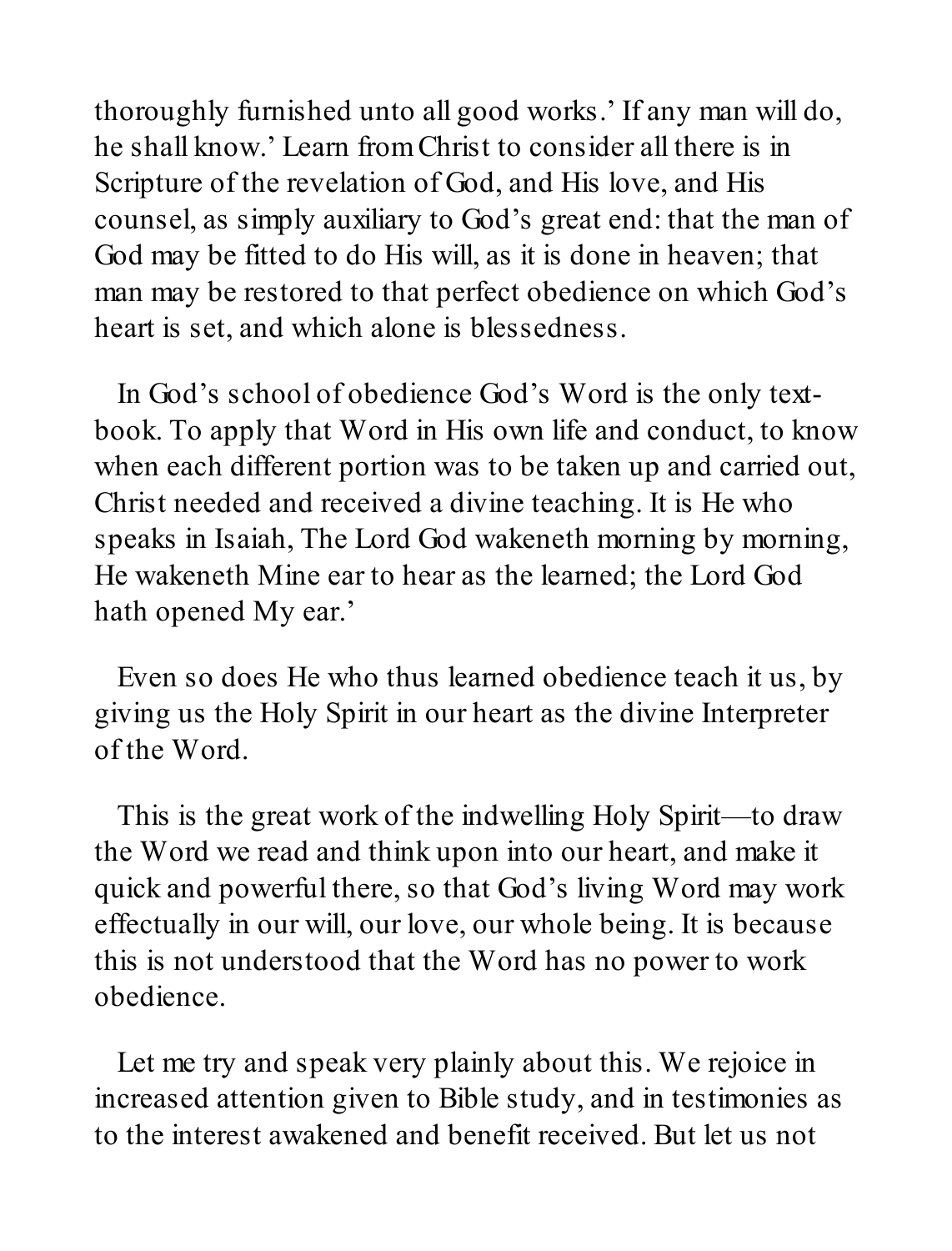thoroughly furnished unto all good works.' If any man will do, he shall know.' Learn from Christ to consider all there is in Scripture of the revelation of God, and His love, and His counsel, as simply auxiliary to God's great end: that the man of God may be fitted to do His will, as it is done in heaven; that man may be restored to that perfect obedience on which God's heart is set, and which alone is blessedness.

In God's school of obedience God's Word is the only text-book. To apply that Word in His own life and conduct, to know when each different portion was to be taken up and carried out, Christ needed and received a divine teaching. It is He who speaks in Isaiah, The Lord God wakeneth morning by morning, He wakeneth Mine ear to hear as the learned; the Lord God hath opened My ear.'

Even so does He who thus learned obedience teach it us, by giving us the Holy Spirit in our heart as the divine Interpreter of the Word.

This is the great work of the indwelling Holy Spirit—to draw the Word we read and think upon into our heart, and make it quick and powerful there, so that God's living Word may work effectually in our will, our love, our whole being. It is because this is not understood that the Word has no power to work obedience.

Let me try and speak very plainly about this. We rejoice in increased attention given to Bible study, and in testimonies as to the interest awakened and benefit received. But let us not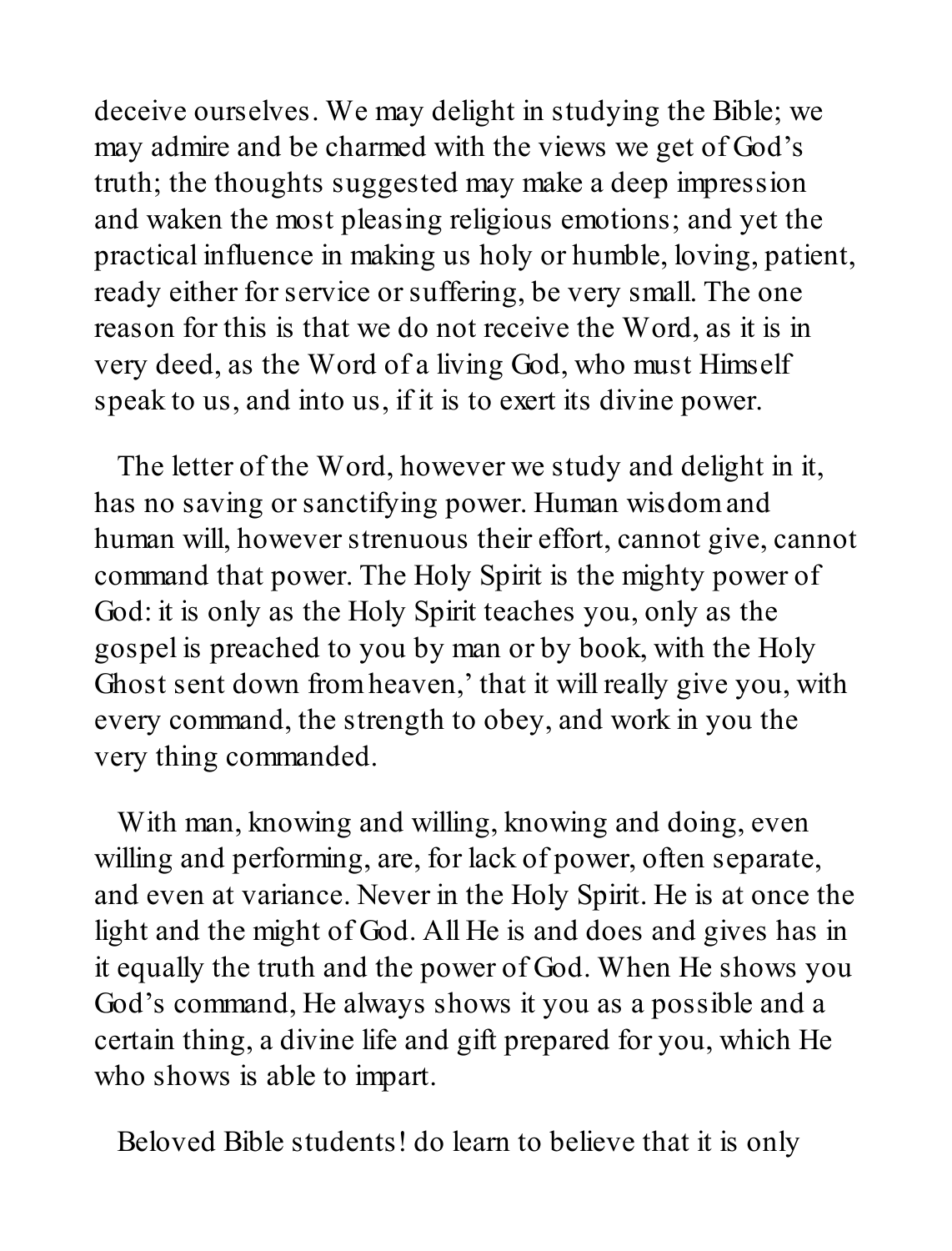deceive ourselves. We may delight in studying the Bible; we may admire and be charmed with the views we get of God's truth; the thoughts suggested may make a deep impression and waken the most pleasing religious emotions; and yet the practical influence in making us holy or humble, loving, patient, ready either for service or suffering, be very small. The one reason for this is that we do not receive the Word, as it is in very deed, as the Word of a living God, who must Himself speak to us, and into us, if it is to exert its divine power.

The letter of the Word, however we study and delight in it, has no saving or sanctifying power. Human wisdom and human will, however strenuous their effort, cannot give, cannot command that power. The Holy Spirit is the mighty power of God: it is only as the Holy Spirit teaches you, only as the gospel is preached to you by man or by book, with the Holy Ghost sent down from heaven,' that it will really give you, with every command, the strength to obey, and work in you the very thing commanded.

With man, knowing and willing, knowing and doing, even willing and performing, are, for lack of power, often separate, and even at variance. Never in the Holy Spirit. He is at once the light and the might of God. All He is and does and gives has in it equally the truth and the power of God. When He shows you God's command, He always shows it you as a possible and a certain thing, a divine life and gift prepared for you, which He who shows is able to impart.

Beloved Bible students! do learn to believe that it is only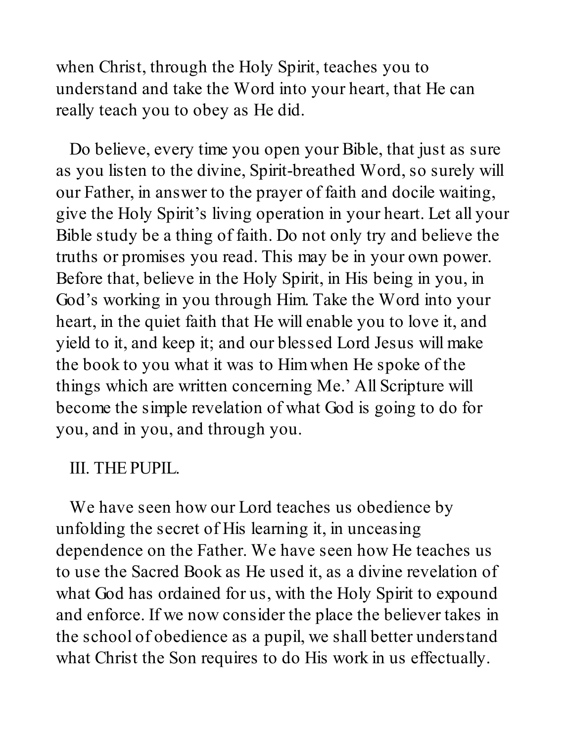when Christ, through the Holy Spirit, teaches you to understand and take the Word into your heart, that He can really teach you to obey as He did.

Do believe, every time you open your Bible, that just as sure as you listen to the divine, Spirit-breathed Word, so surely will our Father, in answer to the prayer of faith and docile waiting, give the Holy Spirit's living operation in your heart. Let all your Bible study be a thing of faith. Do not only try and believe the truths or promises you read. This may be in your own power. Before that, believe in the Holy Spirit, in His being in you, in God's working in you through Him. Take the Word into your heart, in the quiet faith that He will enable you to love it, and yield to it, and keep it; and our blessed Lord Jesus will make the book to you what it was to Him when He spoke of the things which are written concerning Me.' All Scripture will become the simple revelation of what God is going to do for you, and in you, and through you.

## III. THE PUPIL.

We have seen how our Lord teaches us obedience by unfolding the secret of His learning it, in unceasing dependence on the Father. We have seen how He teaches us to use the Sacred Book as He used it, as a divine revelation of what God has ordained for us, with the Holy Spirit to expound and enforce. If we now consider the place the believer takes in the school of obedience as a pupil, we shall better understand what Christ the Son requires to do His work in us effectually.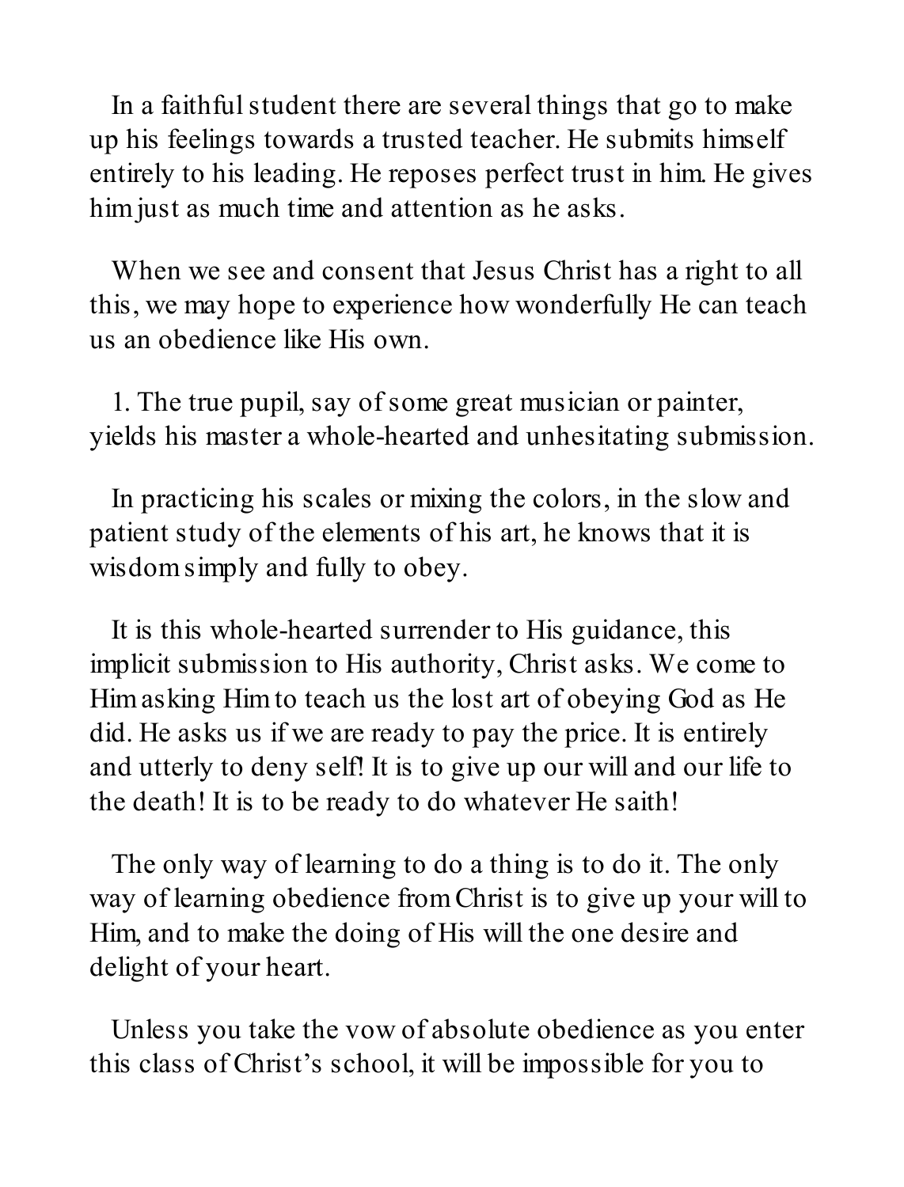In a faithful student there are several things that go to make up his feelings towards a trusted teacher. He submits himself entirely to his leading. He reposes perfect trust in him. He gives him just as much time and attention as he asks.

When we see and consent that Jesus Christ has a right to all this, we may hope to experience how wonderfully He can teach us an obedience like His own.

1. The true pupil, say of some great musician or painter, yields his master a whole-hearted and unhesitating submission.

In practicing his scales or mixing the colors, in the slow and patient study of the elements of his art, he knows that it is wisdom simply and fully to obey.

It is this whole-hearted surrender to His guidance, this implicit submission to His authority, Christ asks. We come to Him asking Him to teach us the lost art of obeying God as He did. He asks us if we are ready to pay the price. It is entirely and utterly to deny self! It is to give up our will and our life to the death! It is to be ready to do whatever He saith!

The only way of learning to do a thing is to do it. The only way of learning obedience from Christ is to give up your will to Him, and to make the doing of His will the one desire and delight of your heart.

Unless you take the vow of absolute obedience as you enter this class of Christ's school, it will be impossible for you to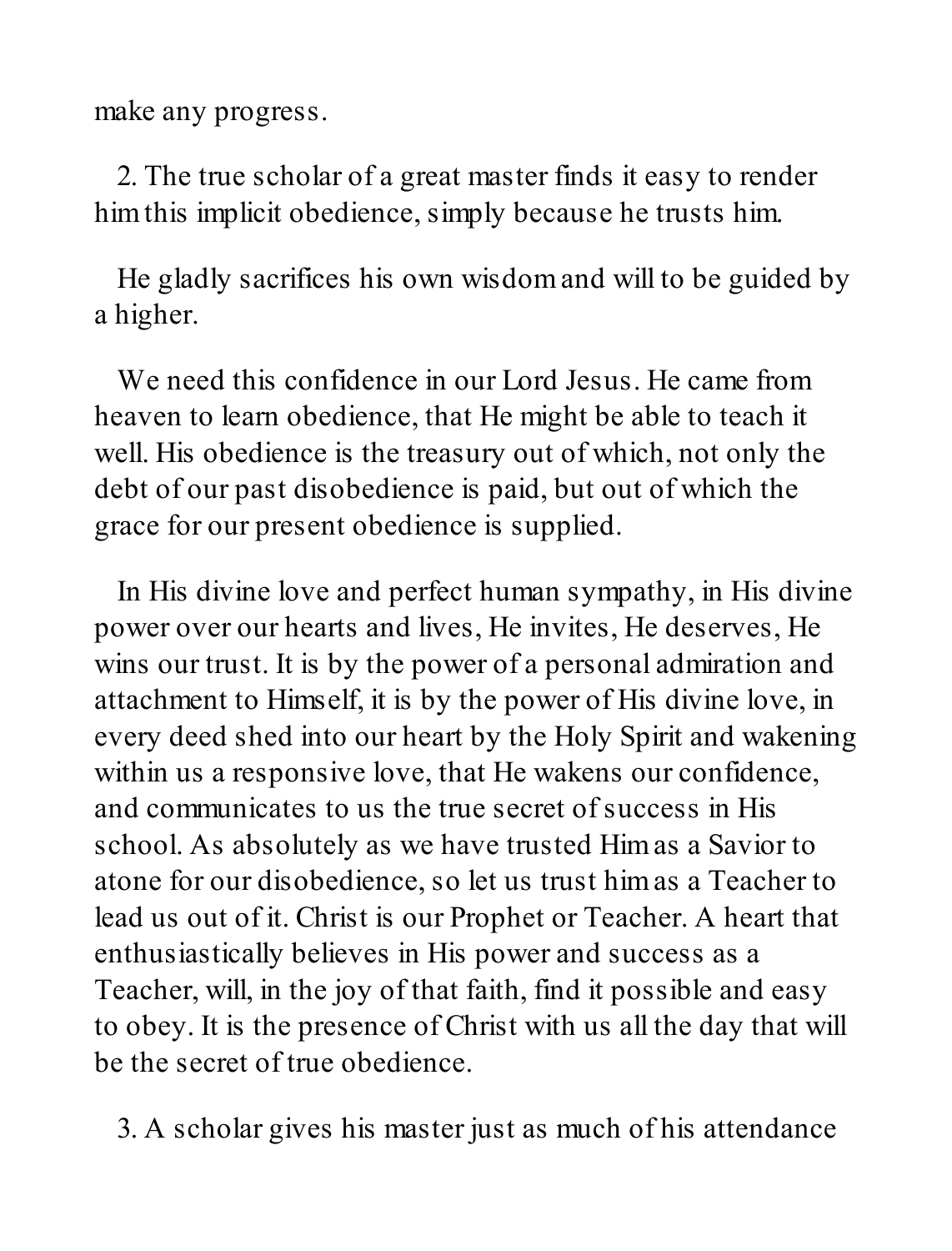make any progress.

2. The true scholar of a great master finds it easy to render him this implicit obedience, simply because he trusts him.

He gladly sacrifices his own wisdom and will to be guided by a higher.

We need this confidence in our Lord Jesus. He came from heaven to learn obedience, that He might be able to teach it well. His obedience is the treasury out of which, not only the debt of our past disobedience is paid, but out of which the grace for our present obedience is supplied.

In His divine love and perfect human sympathy, in His divine power over our hearts and lives, He invites, He deserves, He wins our trust. It is by the power of a personal admiration and attachment to Himself, it is by the power of His divine love, in every deed shed into our heart by the Holy Spirit and wakening within us a responsive love, that He wakens our confidence, and communicates to us the true secret of success in His school. As absolutely as we have trusted Him as a Savior to atone for our disobedience, so let us trust him as a Teacher to lead us out of it. Christ is our Prophet or Teacher. A heart that enthusiastically believes in His power and success as a Teacher, will, in the joy of that faith, find it possible and easy to obey. It is the presence of Christ with us all the day that will be the secret of true obedience.

3. A scholar gives his master just as much of his attendance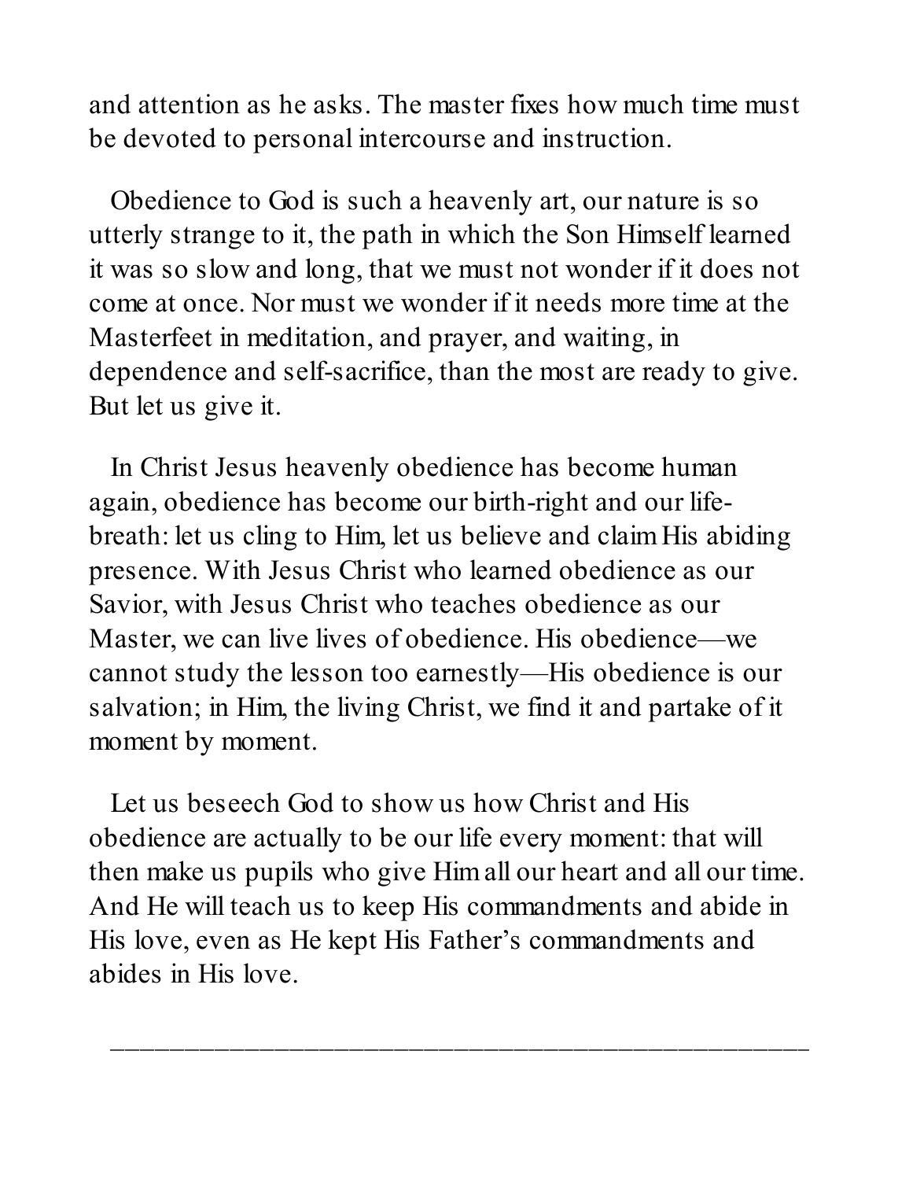and attention as he asks. The master fixes how much time must be devoted to personal intercourse and instruction.

Obedience to God is such a heavenly art, our nature is so utterly strange to it, the path in which the Son Himself learned it was so slow and long, that we must not wonder if it does not come at once. Nor must we wonder if it needs more time at the Masterfeet in meditation, and prayer, and waiting, in dependence and self-sacrifice, than the most are ready to give. But let us give it.

In Christ Jesus heavenly obedience has become human again, obedience has become our birth-right and our life-breath: let us cling to Him, let us believe and claim His abiding presence. With Jesus Christ who learned obedience as our Savior, with Jesus Christ who teaches obedience as our Master, we can live lives of obedience. His obedience—we cannot study the lesson too earnestly—His obedience is our salvation; in Him, the living Christ, we find it and partake of it moment by moment.

Let us beseech God to show us how Christ and His obedience are actually to be our life every moment: that will then make us pupils who give Him all our heart and all our time. And He will teach us to keep His commandments and abide in His love, even as He kept His Father's commandments and abides in His love.

---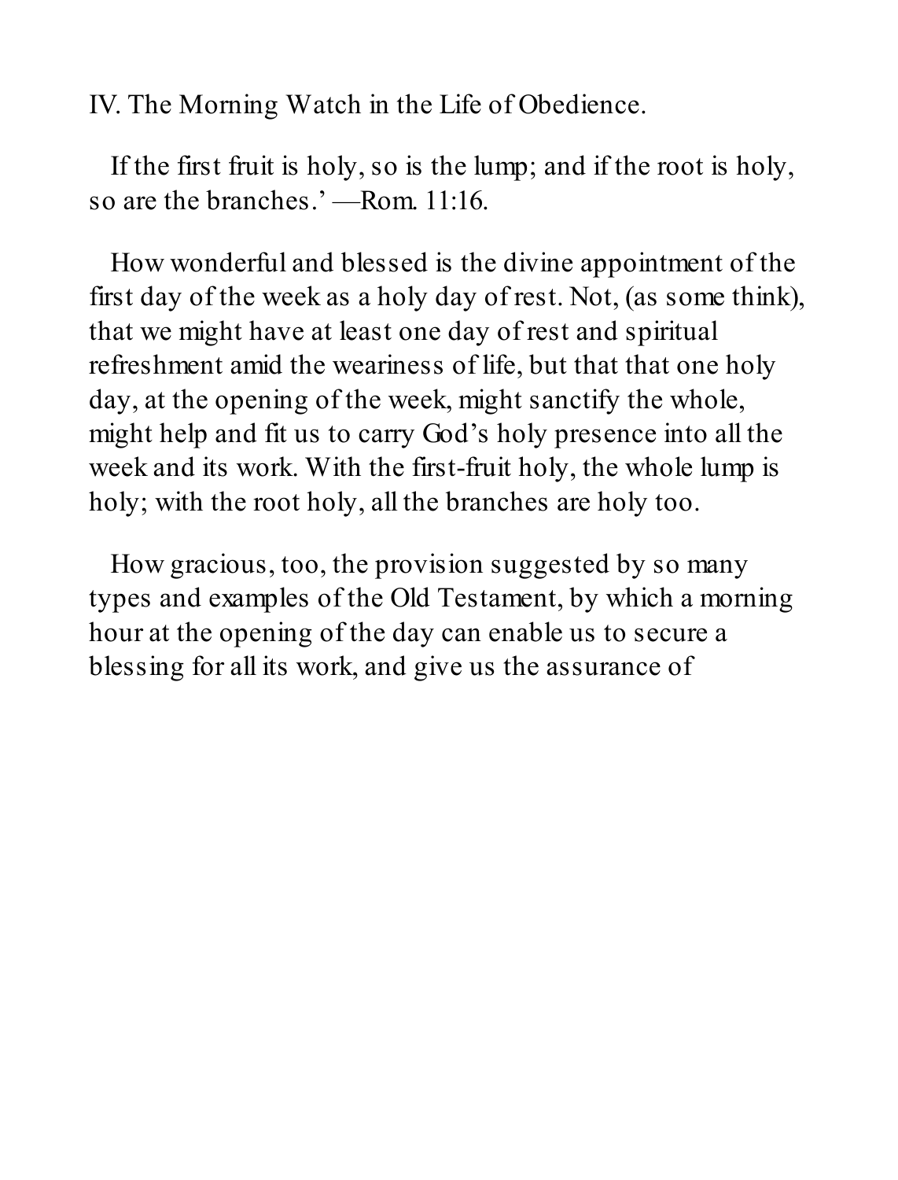## IV. The Morning Watch in the Life of Obedience.

If the first fruit is holy, so is the lump; and if the root is holy, so are the branches.' —Rom. 11:16.

How wonderful and blessed is the divine appointment of the first day of the week as a holy day of rest. Not, (as some think), that we might have at least one day of rest and spiritual refreshment amid the weariness of life, but that that one holy day, at the opening of the week, might sanctify the whole, might help and fit us to carry God's holy presence into all the week and its work. With the first-fruit holy, the whole lump is holy; with the root holy, all the branches are holy too.

How gracious, too, the provision suggested by so many types and examples of the Old Testament, by which a morning hour at the opening of the day can enable us to secure a blessing for all its work, and give us the assurance of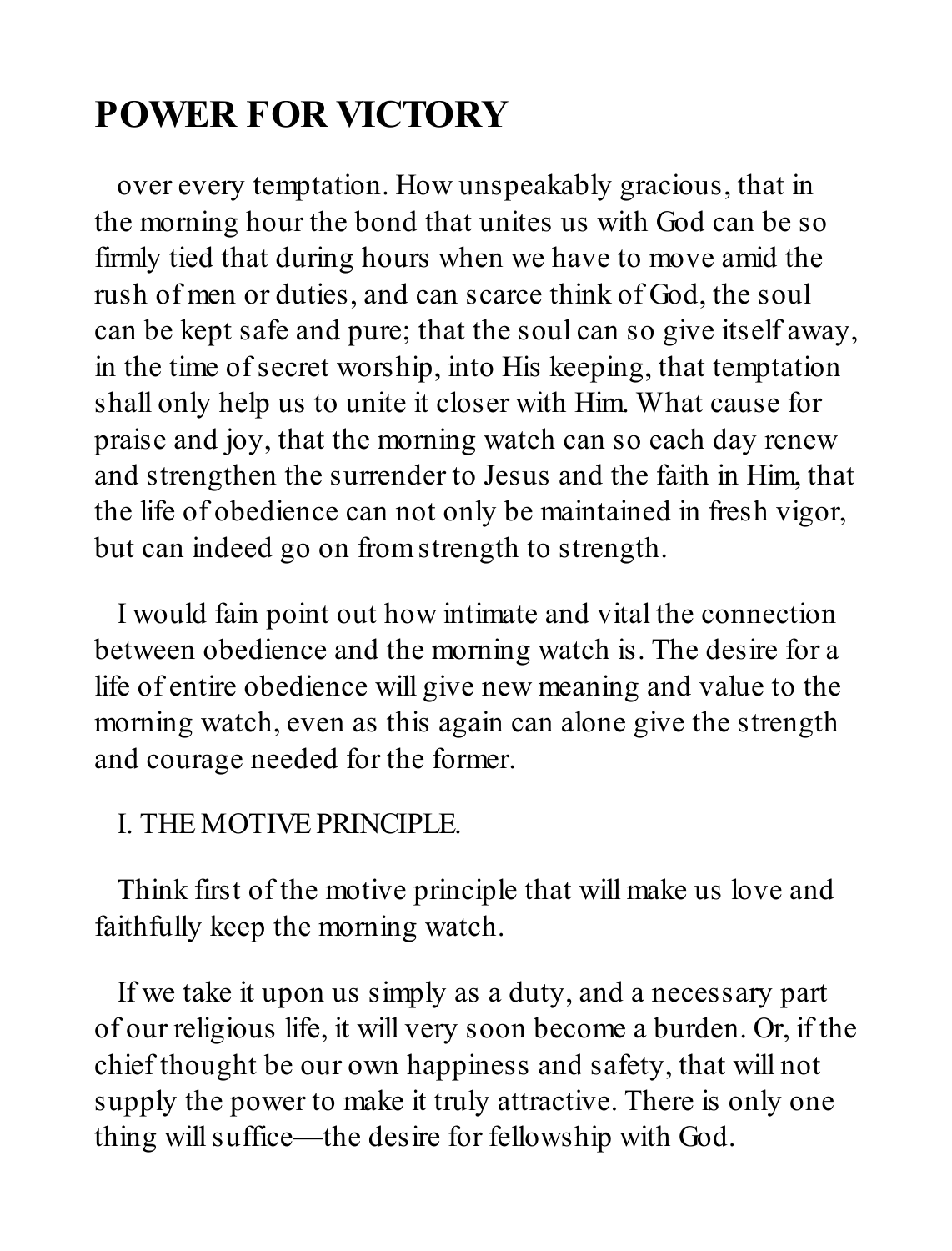# POWER FOR VICTORY

over every temptation. How unspeakably gracious, that in the morning hour the bond that unites us with God can be so firmly tied that during hours when we have to move amid the rush of men or duties, and can scarce think of God, the soul can be kept safe and pure; that the soul can so give itself away, in the time of secret worship, into His keeping, that temptation shall only help us to unite it closer with Him. What cause for praise and joy, that the morning watch can so each day renew and strengthen the surrender to Jesus and the faith in Him, that the life of obedience can not only be maintained in fresh vigor, but can indeed go on from strength to strength.

I would fain point out how intimate and vital the connection between obedience and the morning watch is. The desire for a life of entire obedience will give new meaning and value to the morning watch, even as this again can alone give the strength and courage needed for the former.

I. THE MOTIVE PRINCIPLE.

Think first of the motive principle that will make us love and faithfully keep the morning watch.

If we take it upon us simply as a duty, and a necessary part of our religious life, it will very soon become a burden. Or, if the chief thought be our own happiness and safety, that will not supply the power to make it truly attractive. There is only one thing will suffice—the desire for fellowship with God.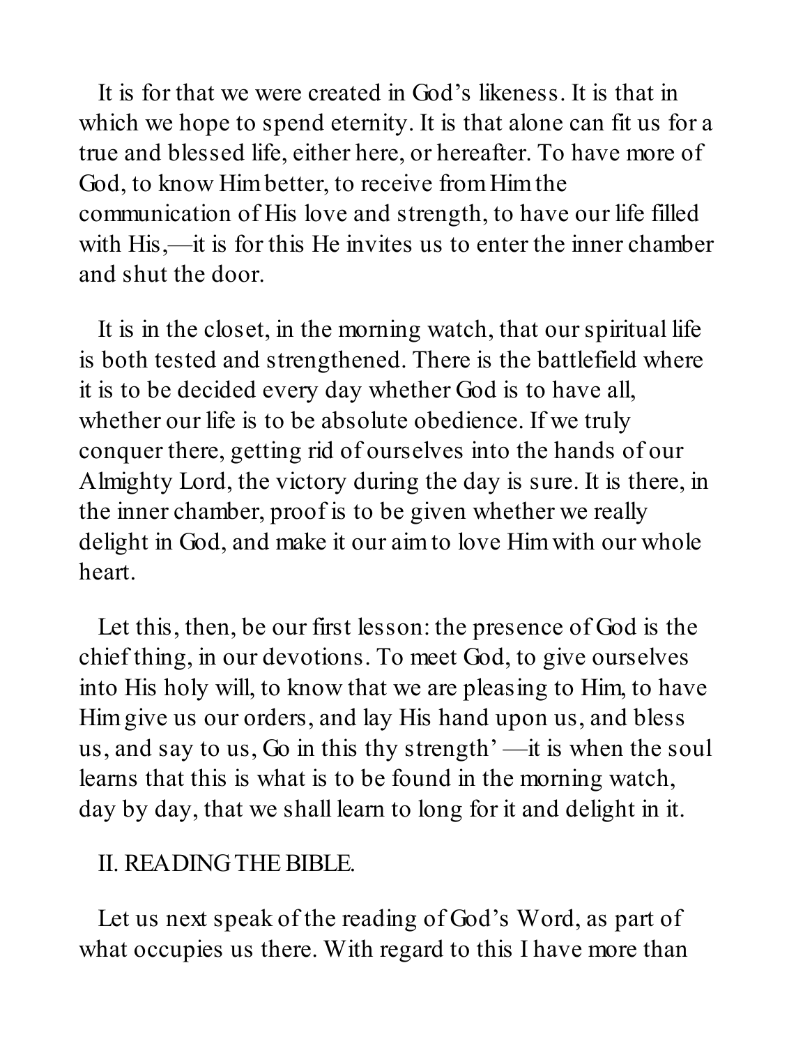It is for that we were created in God's likeness. It is that in which we hope to spend eternity. It is that alone can fit us for a true and blessed life, either here, or hereafter. To have more of God, to know Him better, to receive from Him the communication of His love and strength, to have our life filled with His,—it is for this He invites us to enter the inner chamber and shut the door.

It is in the closet, in the morning watch, that our spiritual life is both tested and strengthened. There is the battlefield where it is to be decided every day whether God is to have all, whether our life is to be absolute obedience. If we truly conquer there, getting rid of ourselves into the hands of our Almighty Lord, the victory during the day is sure. It is there, in the inner chamber, proof is to be given whether we really delight in God, and make it our aim to love Him with our whole heart.

Let this, then, be our first lesson: the presence of God is the chief thing, in our devotions. To meet God, to give ourselves into His holy will, to know that we are pleasing to Him, to have Him give us our orders, and lay His hand upon us, and bless us, and say to us, Go in this thy strength' —it is when the soul learns that this is what is to be found in the morning watch, day by day, that we shall learn to long for it and delight in it.

## II. READING THE BIBLE.

Let us next speak of the reading of God's Word, as part of what occupies us there. With regard to this I have more than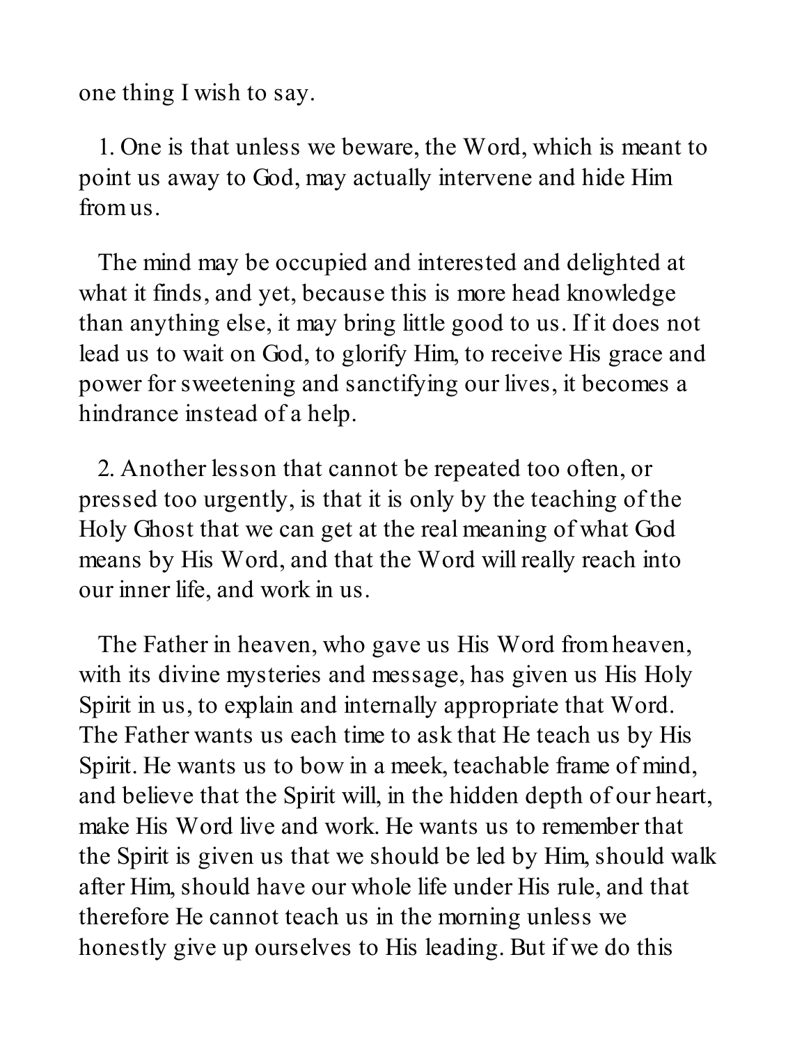one thing I wish to say.

1. One is that unless we beware, the Word, which is meant to point us away to God, may actually intervene and hide Him from us.

The mind may be occupied and interested and delighted at what it finds, and yet, because this is more head knowledge than anything else, it may bring little good to us. If it does not lead us to wait on God, to glorify Him, to receive His grace and power for sweetening and sanctifying our lives, it becomes a hindrance instead of a help.

2. Another lesson that cannot be repeated too often, or pressed too urgently, is that it is only by the teaching of the Holy Ghost that we can get at the real meaning of what God means by His Word, and that the Word will really reach into our inner life, and work in us.

The Father in heaven, who gave us His Word from heaven, with its divine mysteries and message, has given us His Holy Spirit in us, to explain and internally appropriate that Word. The Father wants us each time to ask that He teach us by His Spirit. He wants us to bow in a meek, teachable frame of mind, and believe that the Spirit will, in the hidden depth of our heart, make His Word live and work. He wants us to remember that the Spirit is given us that we should be led by Him, should walk after Him, should have our whole life under His rule, and that therefore He cannot teach us in the morning unless we honestly give up ourselves to His leading. But if we do this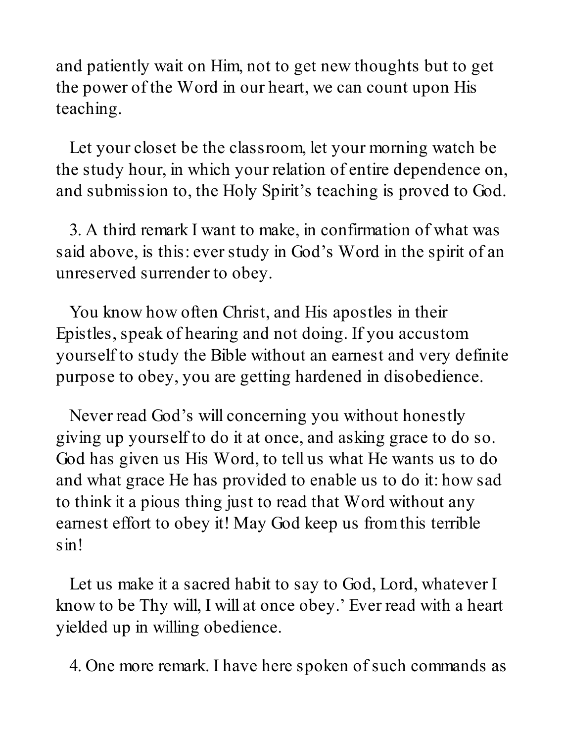and patiently wait on Him, not to get new thoughts but to get the power of the Word in our heart, we can count upon His teaching.

Let your closet be the classroom, let your morning watch be the study hour, in which your relation of entire dependence on, and submission to, the Holy Spirit's teaching is proved to God.

3. A third remark I want to make, in confirmation of what was said above, is this: ever study in God's Word in the spirit of an unreserved surrender to obey.

You know how often Christ, and His apostles in their Epistles, speak of hearing and not doing. If you accustom yourself to study the Bible without an earnest and very definite purpose to obey, you are getting hardened in disobedience.

Never read God's will concerning you without honestly giving up yourself to do it at once, and asking grace to do so. God has given us His Word, to tell us what He wants us to do and what grace He has provided to enable us to do it: how sad to think it a pious thing just to read that Word without any earnest effort to obey it! May God keep us from this terrible sin!

Let us make it a sacred habit to say to God, Lord, whatever I know to be Thy will, I will at once obey.' Ever read with a heart yielded up in willing obedience.

4. One more remark. I have here spoken of such commands as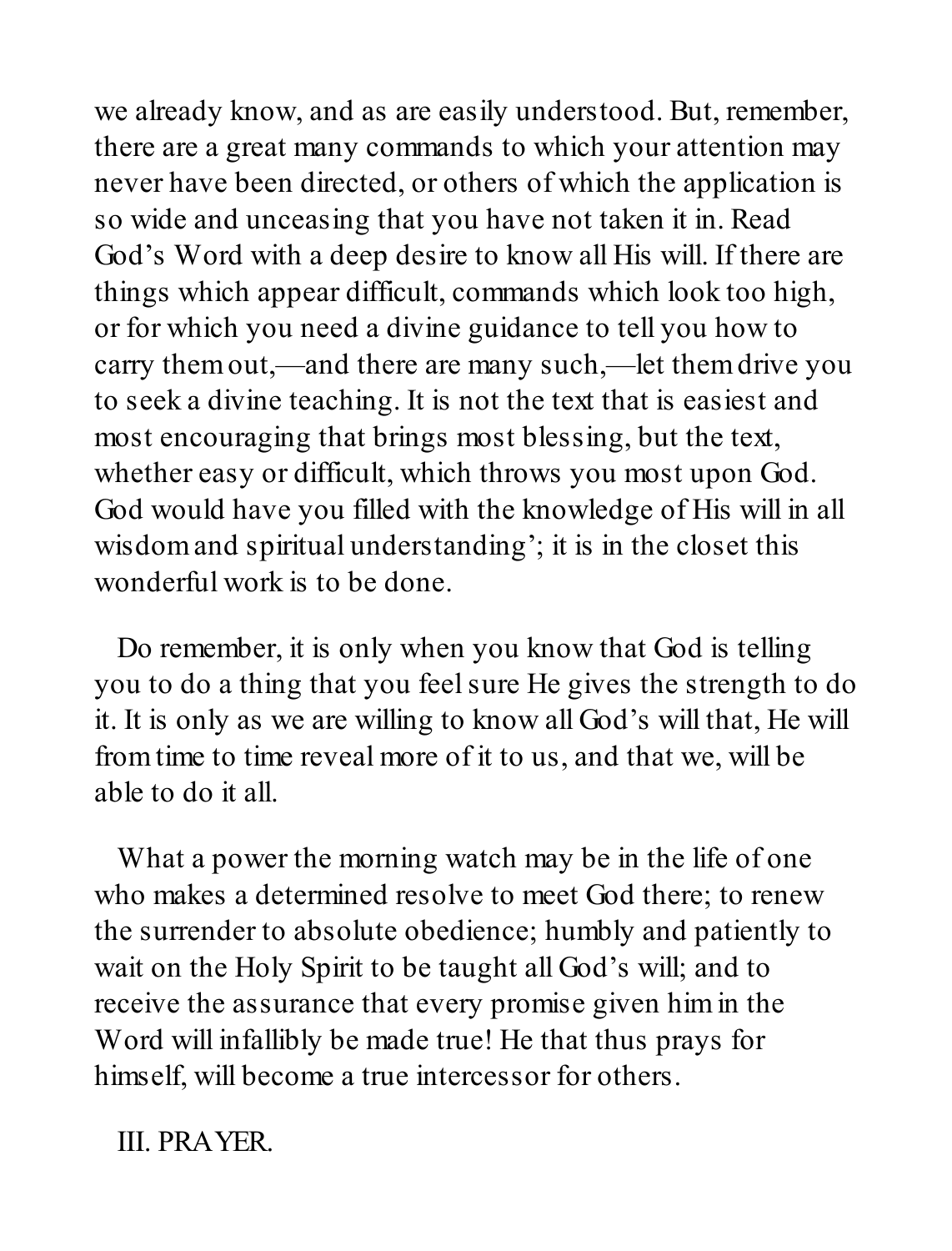we already know, and as are easily understood. But, remember, there are a great many commands to which your attention may never have been directed, or others of which the application is so wide and unceasing that you have not taken it in. Read God's Word with a deep desire to know all His will. If there are things which appear difficult, commands which look too high, or for which you need a divine guidance to tell you how to carry them out,—and there are many such,—let them drive you to seek a divine teaching. It is not the text that is easiest and most encouraging that brings most blessing, but the text, whether easy or difficult, which throws you most upon God. God would have you filled with the knowledge of His will in all wisdom and spiritual understanding'; it is in the closet this wonderful work is to be done.

Do remember, it is only when you know that God is telling you to do a thing that you feel sure He gives the strength to do it. It is only as we are willing to know all God's will that, He will from time to time reveal more of it to us, and that we, will be able to do it all.

What a power the morning watch may be in the life of one who makes a determined resolve to meet God there; to renew the surrender to absolute obedience; humbly and patiently to wait on the Holy Spirit to be taught all God's will; and to receive the assurance that every promise given him in the Word will infallibly be made true! He that thus prays for himself, will become a true intercessor for others.

## III. PRAYER.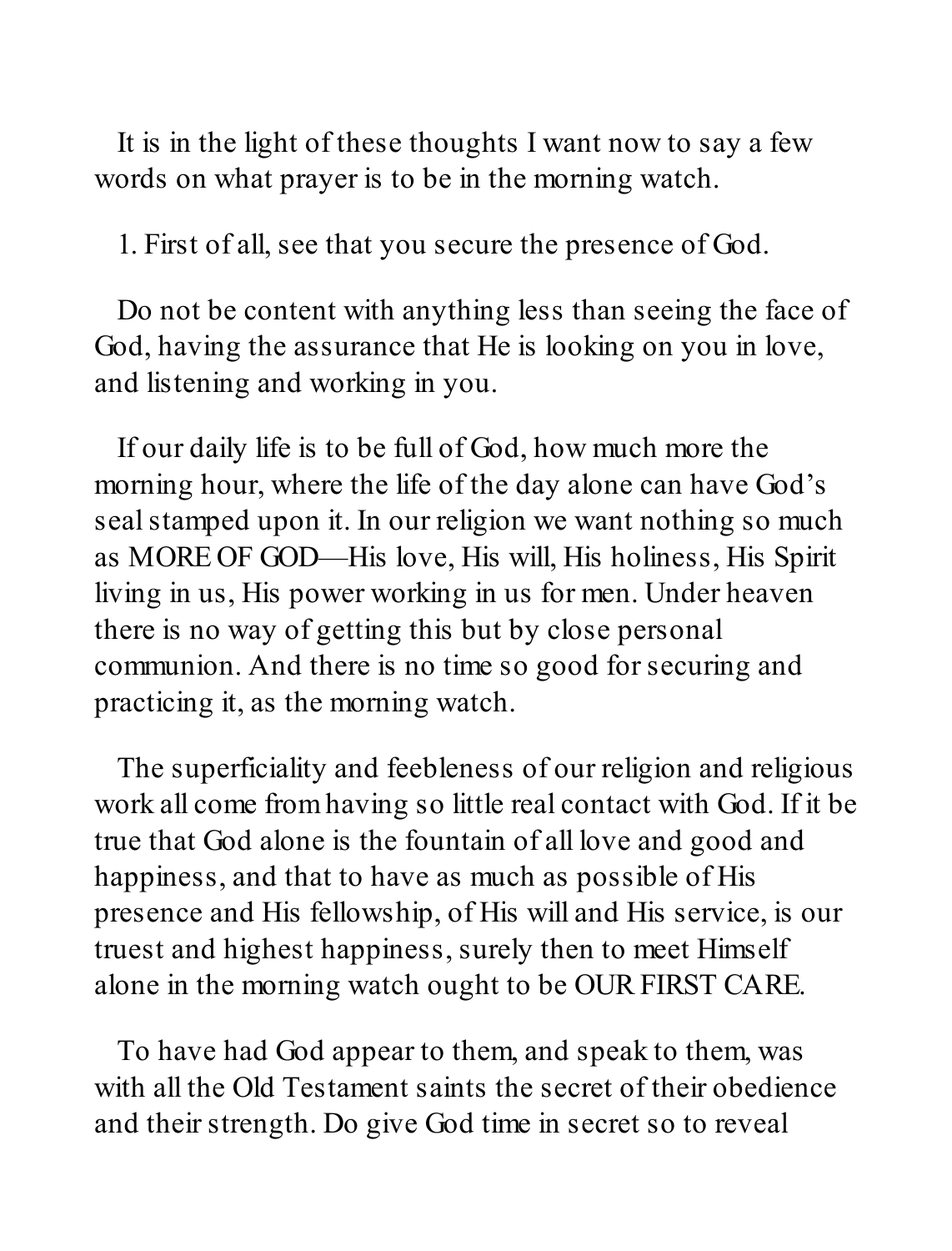It is in the light of these thoughts I want now to say a few words on what prayer is to be in the morning watch.

1. First of all, see that you secure the presence of God.

Do not be content with anything less than seeing the face of God, having the assurance that He is looking on you in love, and listening and working in you.

If our daily life is to be full of God, how much more the morning hour, where the life of the day alone can have God's seal stamped upon it. In our religion we want nothing so much as MORE OF GOD—His love, His will, His holiness, His Spirit living in us, His power working in us for men. Under heaven there is no way of getting this but by close personal communion. And there is no time so good for securing and practicing it, as the morning watch.

The superficiality and feebleness of our religion and religious work all come from having so little real contact with God. If it be true that God alone is the fountain of all love and good and happiness, and that to have as much as possible of His presence and His fellowship, of His will and His service, is our truest and highest happiness, surely then to meet Himself alone in the morning watch ought to be OUR FIRST CARE.

To have had God appear to them, and speak to them, was with all the Old Testament saints the secret of their obedience and their strength. Do give God time in secret so to reveal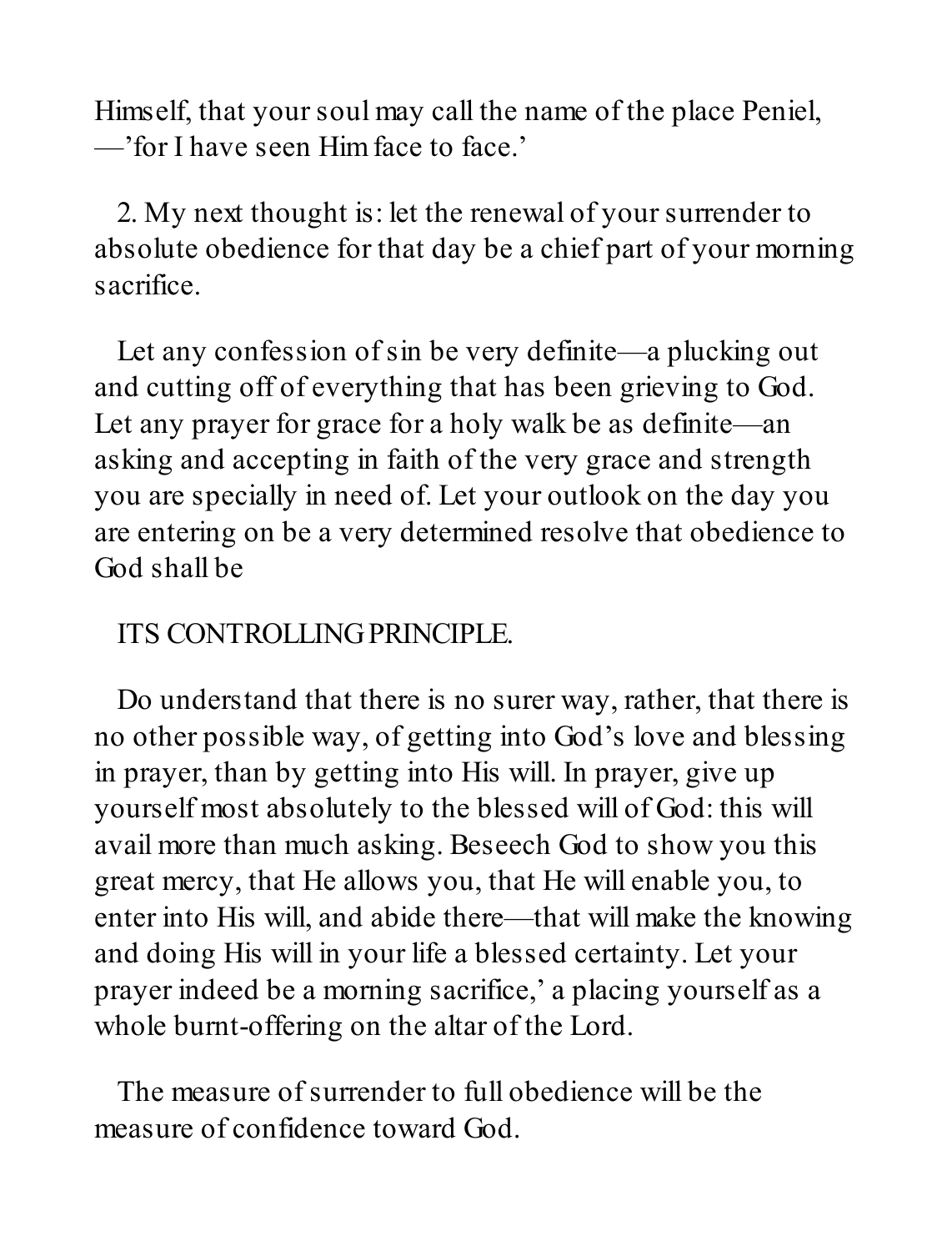Himself, that your soul may call the name of the place Peniel, —'for I have seen Him face to face.'

2. My next thought is: let the renewal of your surrender to absolute obedience for that day be a chief part of your morning sacrifice.

Let any confession of sin be very definite—a plucking out and cutting off of everything that has been grieving to God. Let any prayer for grace for a holy walk be as definite—an asking and accepting in faith of the very grace and strength you are specially in need of. Let your outlook on the day you are entering on be a very determined resolve that obedience to God shall be

ITS CONTROLLING PRINCIPLE.

Do understand that there is no surer way, rather, that there is no other possible way, of getting into God's love and blessing in prayer, than by getting into His will. In prayer, give up yourself most absolutely to the blessed will of God: this will avail more than much asking. Beseech God to show you this great mercy, that He allows you, that He will enable you, to enter into His will, and abide there—that will make the knowing and doing His will in your life a blessed certainty. Let your prayer indeed be a morning sacrifice,' a placing yourself as a whole burnt-offering on the altar of the Lord.

The measure of surrender to full obedience will be the measure of confidence toward God.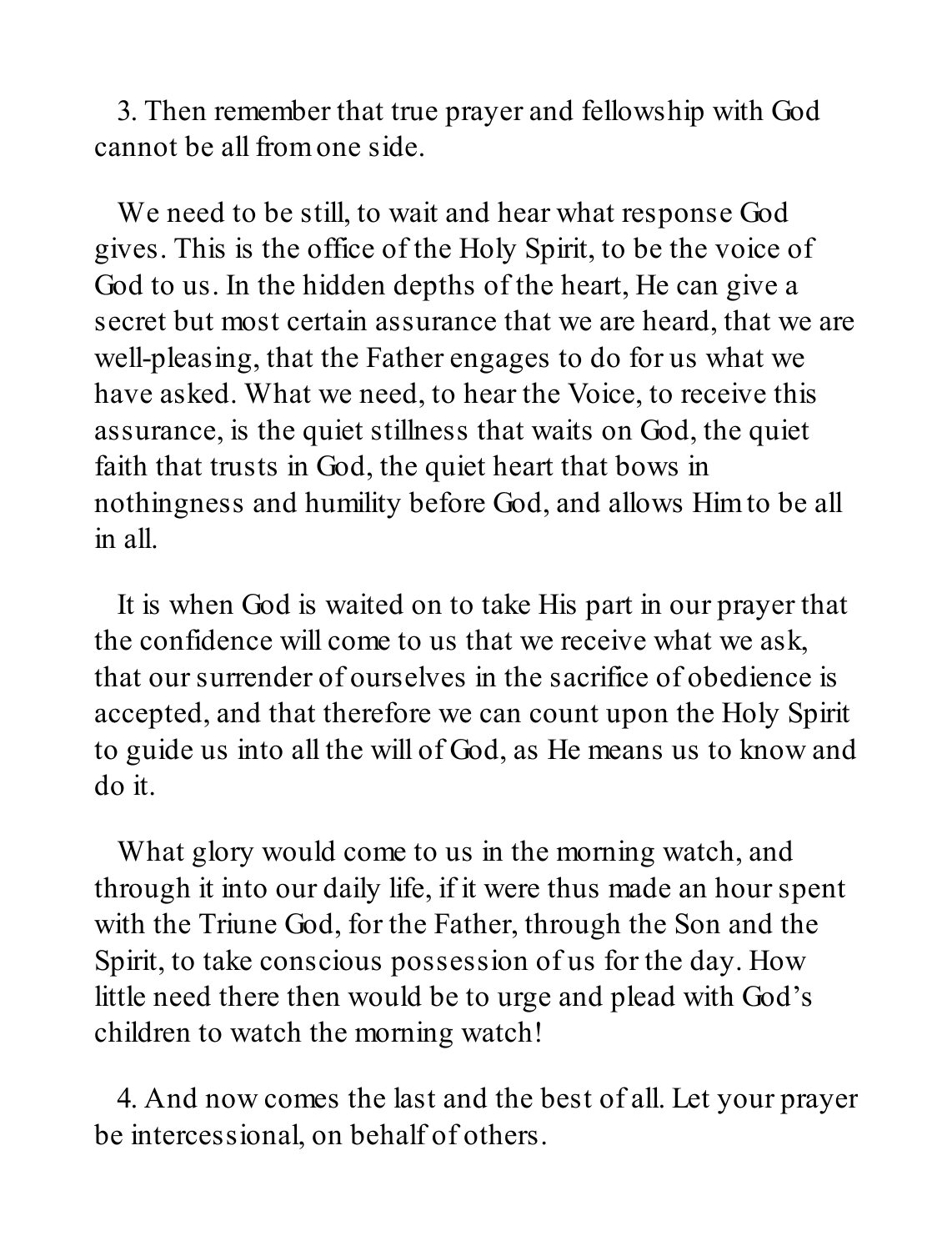3. Then remember that true prayer and fellowship with God cannot be all from one side.

We need to be still, to wait and hear what response God gives. This is the office of the Holy Spirit, to be the voice of God to us. In the hidden depths of the heart, He can give a secret but most certain assurance that we are heard, that we are well-pleasing, that the Father engages to do for us what we have asked. What we need, to hear the Voice, to receive this assurance, is the quiet stillness that waits on God, the quiet faith that trusts in God, the quiet heart that bows in nothingness and humility before God, and allows Him to be all in all.

It is when God is waited on to take His part in our prayer that the confidence will come to us that we receive what we ask, that our surrender of ourselves in the sacrifice of obedience is accepted, and that therefore we can count upon the Holy Spirit to guide us into all the will of God, as He means us to know and do it.

What glory would come to us in the morning watch, and through it into our daily life, if it were thus made an hour spent with the Triune God, for the Father, through the Son and the Spirit, to take conscious possession of us for the day. How little need there then would be to urge and plead with God's children to watch the morning watch!

4. And now comes the last and the best of all. Let your prayer be intercessional, on behalf of others.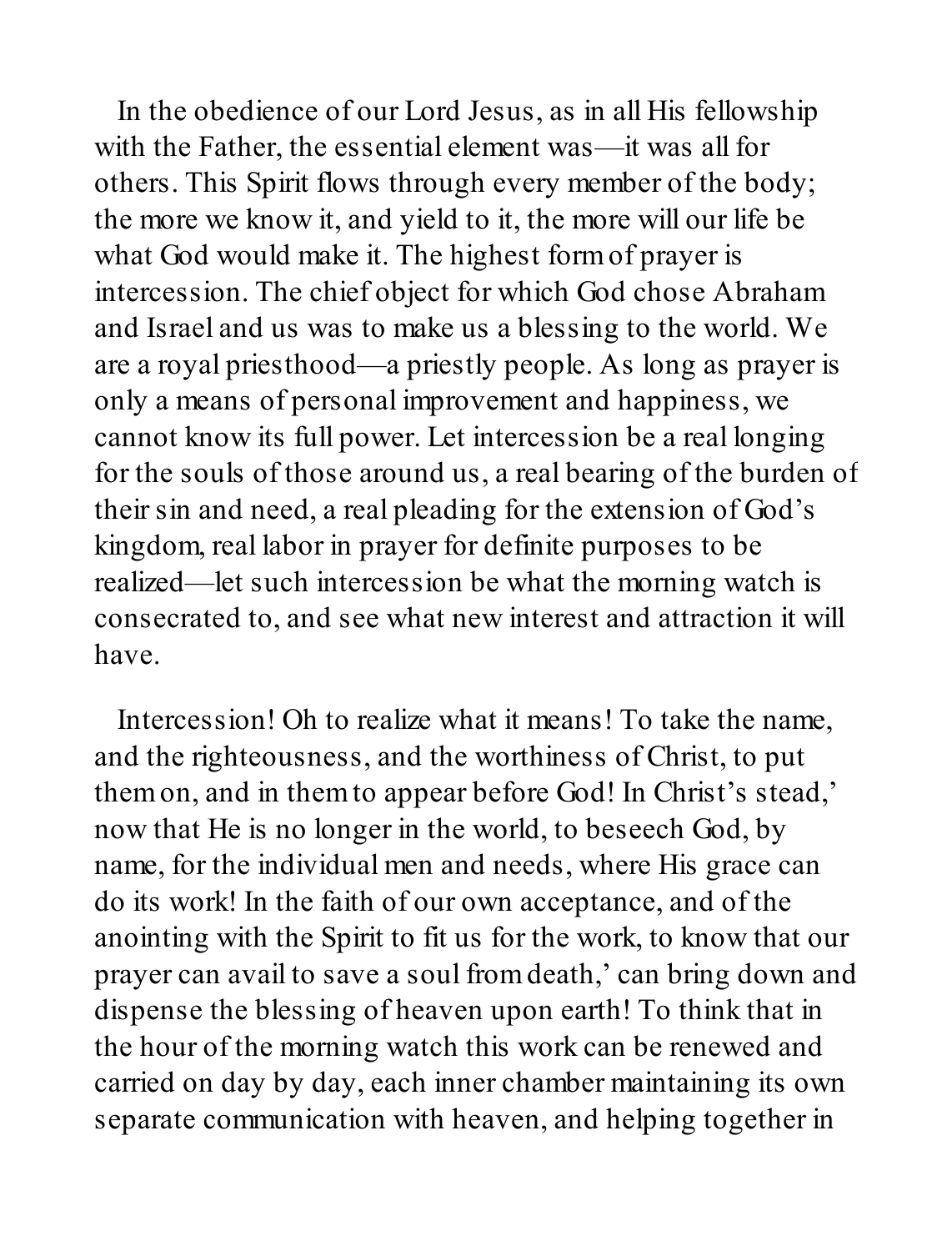In the obedience of our Lord Jesus, as in all His fellowship with the Father, the essential element was—it was all for others. This Spirit flows through every member of the body; the more we know it, and yield to it, the more will our life be what God would make it. The highest form of prayer is intercession. The chief object for which God chose Abraham and Israel and us was to make us a blessing to the world. We are a royal priesthood—a priestly people. As long as prayer is only a means of personal improvement and happiness, we cannot know its full power. Let intercession be a real longing for the souls of those around us, a real bearing of the burden of their sin and need, a real pleading for the extension of God's kingdom, real labor in prayer for definite purposes to be realized—let such intercession be what the morning watch is consecrated to, and see what new interest and attraction it will have.

Intercession! Oh to realize what it means! To take the name, and the righteousness, and the worthiness of Christ, to put them on, and in them to appear before God! In Christ's stead,' now that He is no longer in the world, to beseech God, by name, for the individual men and needs, where His grace can do its work! In the faith of our own acceptance, and of the anointing with the Spirit to fit us for the work, to know that our prayer can avail to save a soul from death,' can bring down and dispense the blessing of heaven upon earth! To think that in the hour of the morning watch this work can be renewed and carried on day by day, each inner chamber maintaining its own separate communication with heaven, and helping together in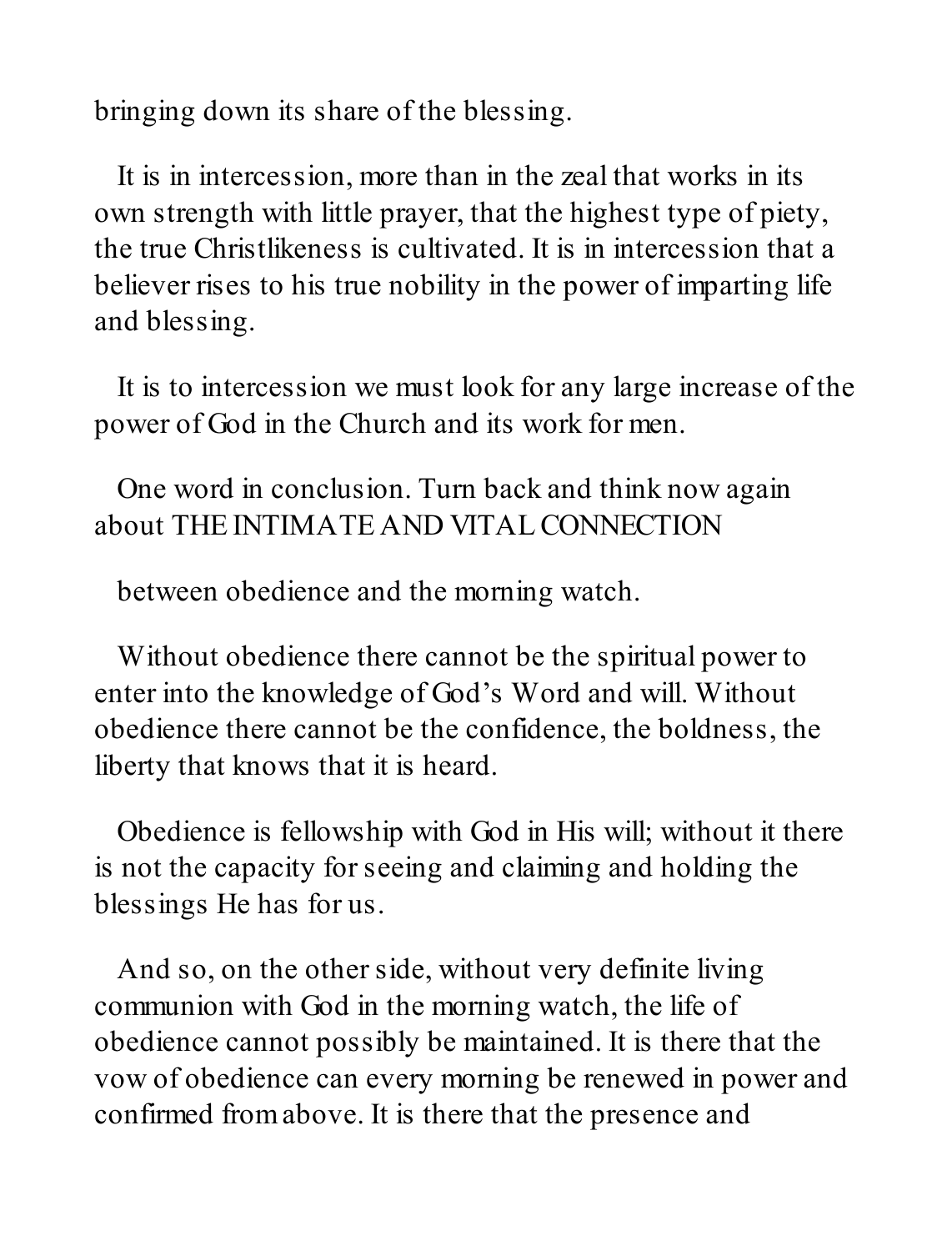bringing down its share of the blessing.

It is in intercession, more than in the zeal that works in its own strength with little prayer, that the highest type of piety, the true Christlikeness is cultivated. It is in intercession that a believer rises to his true nobility in the power of imparting life and blessing.

It is to intercession we must look for any large increase of the power of God in the Church and its work for men.

One word in conclusion. Turn back and think now again about THE INTIMATE AND VITAL CONNECTION

between obedience and the morning watch.

Without obedience there cannot be the spiritual power to enter into the knowledge of God's Word and will. Without obedience there cannot be the confidence, the boldness, the liberty that knows that it is heard.

Obedience is fellowship with God in His will; without it there is not the capacity for seeing and claiming and holding the blessings He has for us.

And so, on the other side, without very definite living communion with God in the morning watch, the life of obedience cannot possibly be maintained. It is there that the vow of obedience can every morning be renewed in power and confirmed from above. It is there that the presence and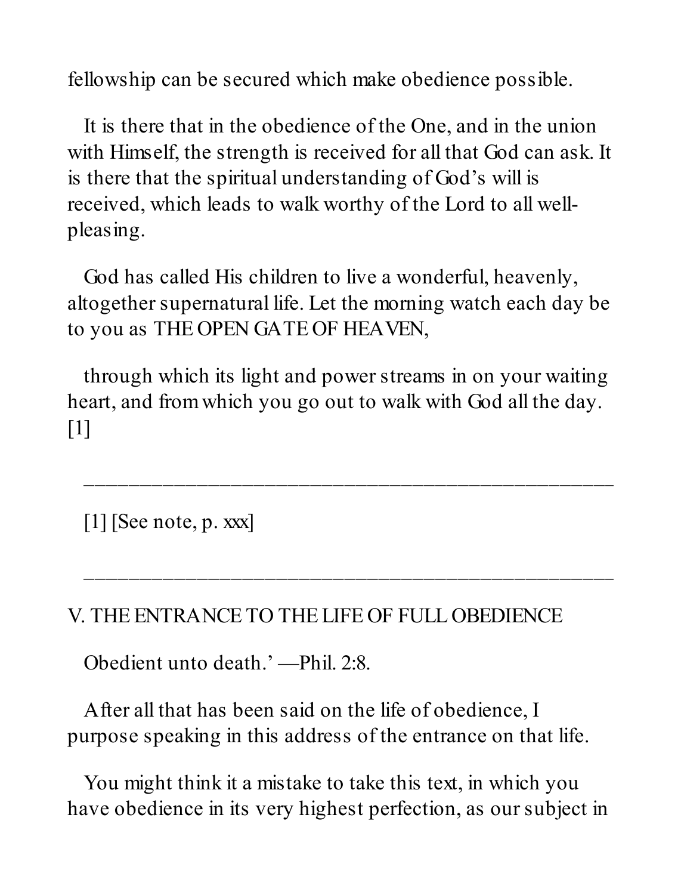fellowship can be secured which make obedience possible.

It is there that in the obedience of the One, and in the union with Himself, the strength is received for all that God can ask. It is there that the spiritual understanding of God's will is received, which leads to walk worthy of the Lord to all well-pleasing.

God has called His children to live a wonderful, heavenly, altogether supernatural life. Let the morning watch each day be to you as THE OPEN GATE OF HEAVEN,

through which its light and power streams in on your waiting heart, and from which you go out to walk with God all the day. [1]

---

[1] [See note, p. xxx]

---

## V. THE ENTRANCE TO THE LIFE OF FULL OBEDIENCE

Obedient unto death.' —Phil. 2:8.

After all that has been said on the life of obedience, I purpose speaking in this address of the entrance on that life.

You might think it a mistake to take this text, in which you have obedience in its very highest perfection, as our subject in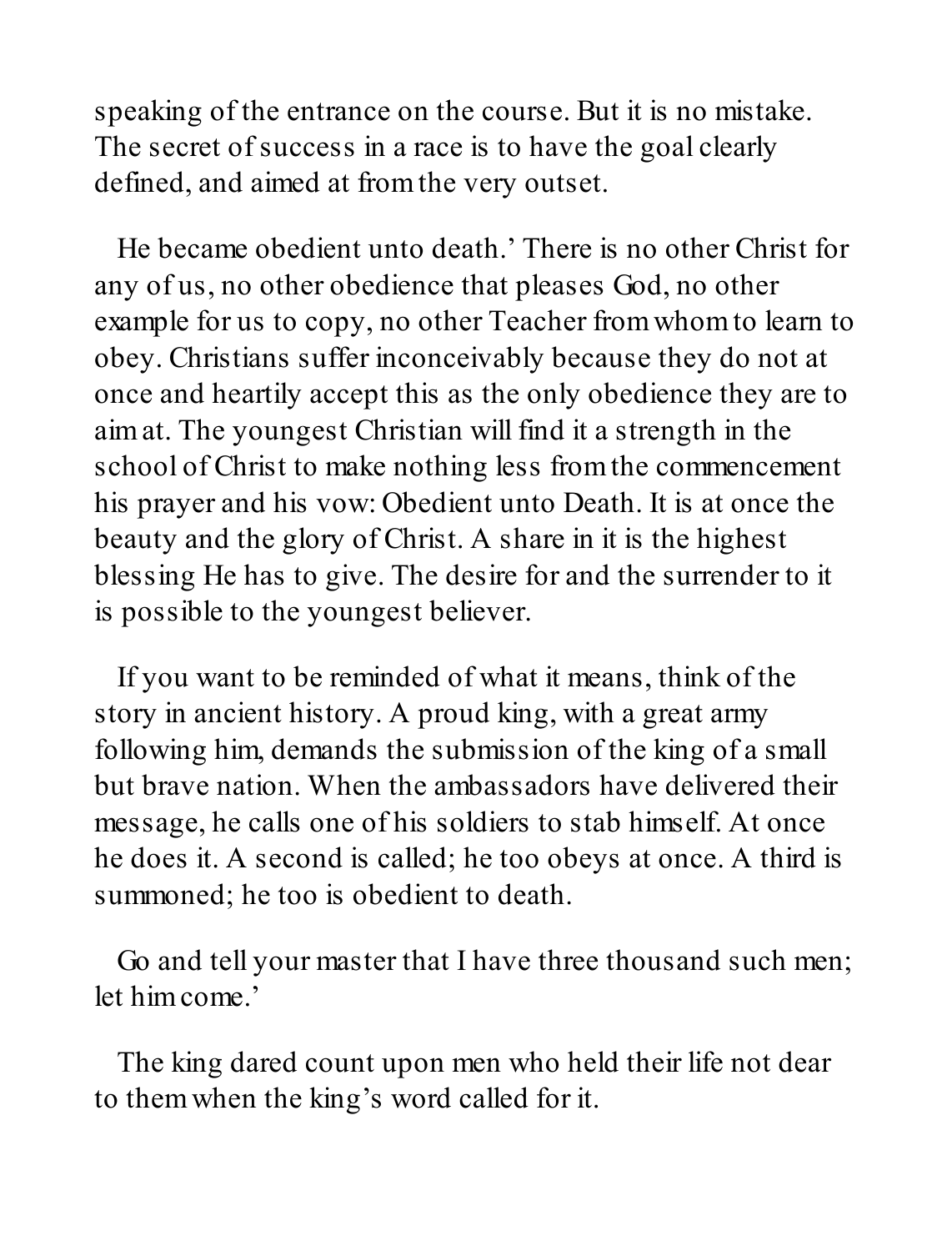speaking of the entrance on the course. But it is no mistake. The secret of success in a race is to have the goal clearly defined, and aimed at from the very outset.

He became obedient unto death.’ There is no other Christ for any of us, no other obedience that pleases God, no other example for us to copy, no other Teacher from whom to learn to obey. Christians suffer inconceivably because they do not at once and heartily accept this as the only obedience they are to aim at. The youngest Christian will find it a strength in the school of Christ to make nothing less from the commencement his prayer and his vow: Obedient unto Death. It is at once the beauty and the glory of Christ. A share in it is the highest blessing He has to give. The desire for and the surrender to it is possible to the youngest believer.

If you want to be reminded of what it means, think of the story in ancient history. A proud king, with a great army following him, demands the submission of the king of a small but brave nation. When the ambassadors have delivered their message, he calls one of his soldiers to stab himself. At once he does it. A second is called; he too obeys at once. A third is summoned; he too is obedient to death.

Go and tell your master that I have three thousand such men; let him come.’

The king dared count upon men who held their life not dear to them when the king’s word called for it.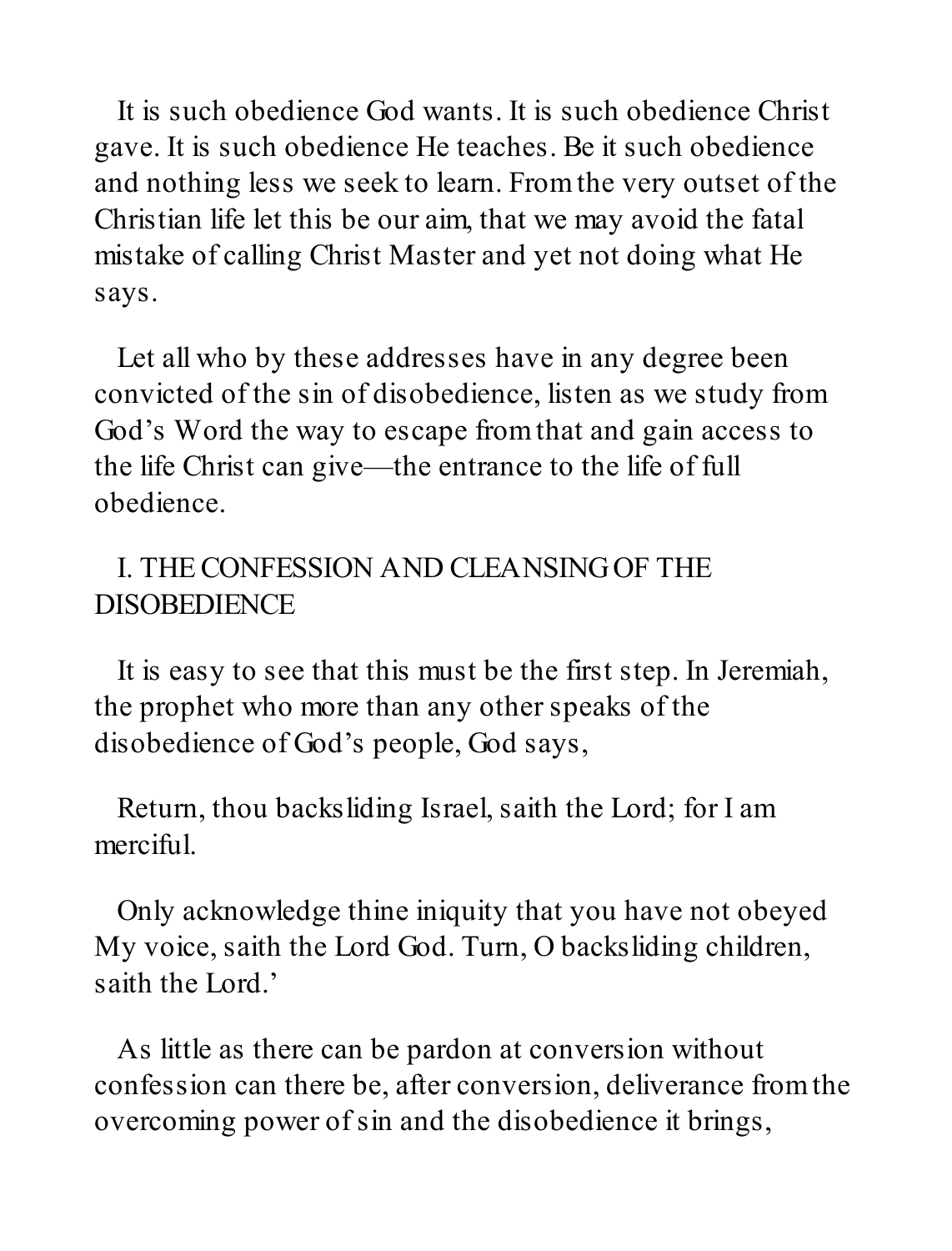It is such obedience God wants. It is such obedience Christ gave. It is such obedience He teaches. Be it such obedience and nothing less we seek to learn. From the very outset of the Christian life let this be our aim, that we may avoid the fatal mistake of calling Christ Master and yet not doing what He says.

Let all who by these addresses have in any degree been convicted of the sin of disobedience, listen as we study from God's Word the way to escape from that and gain access to the life Christ can give—the entrance to the life of full obedience.

## I. THE CONFESSION AND CLEANSING OF THE DISOBEDIENCE

It is easy to see that this must be the first step. In Jeremiah, the prophet who more than any other speaks of the disobedience of God's people, God says,

Return, thou backsliding Israel, saith the Lord; for I am merciful.

Only acknowledge thine iniquity that you have not obeyed My voice, saith the Lord God. Turn, O backsliding children, saith the Lord.'

As little as there can be pardon at conversion without confession can there be, after conversion, deliverance from the overcoming power of sin and the disobedience it brings,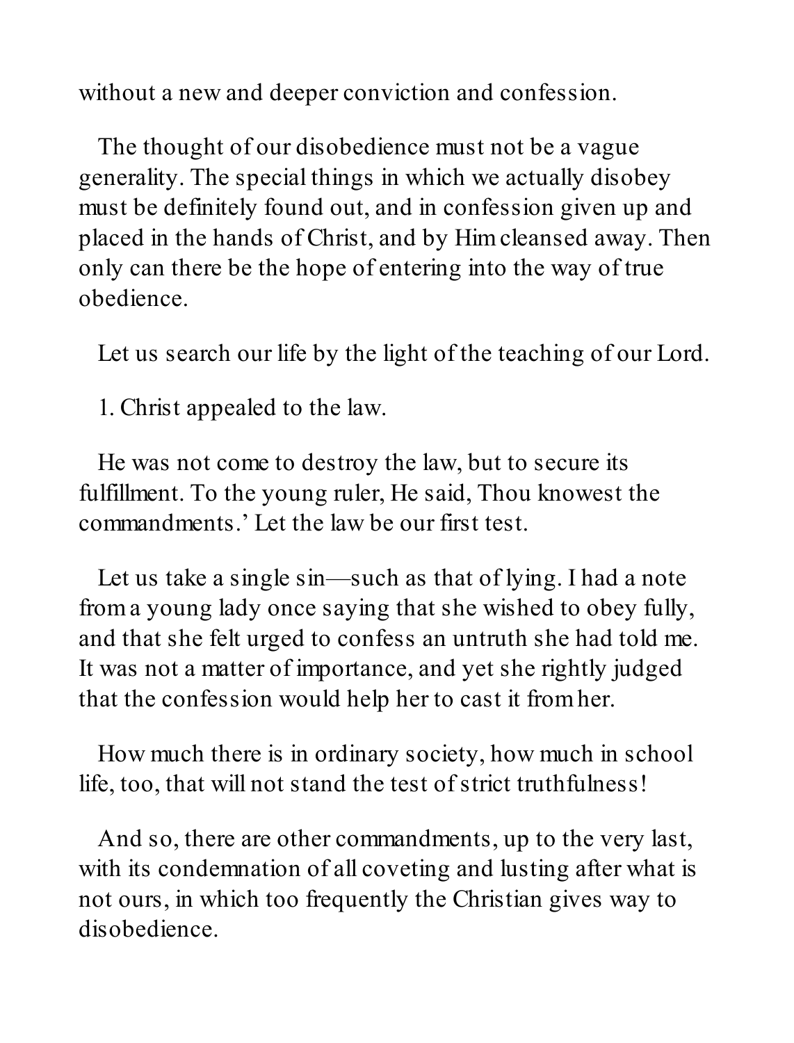without a new and deeper conviction and confession.

The thought of our disobedience must not be a vague generality. The special things in which we actually disobey must be definitely found out, and in confession given up and placed in the hands of Christ, and by Him cleansed away. Then only can there be the hope of entering into the way of true obedience.

Let us search our life by the light of the teaching of our Lord.

1. Christ appealed to the law.

He was not come to destroy the law, but to secure its fulfillment. To the young ruler, He said, Thou knowest the commandments.' Let the law be our first test.

Let us take a single sin—such as that of lying. I had a note from a young lady once saying that she wished to obey fully, and that she felt urged to confess an untruth she had told me. It was not a matter of importance, and yet she rightly judged that the confession would help her to cast it from her.

How much there is in ordinary society, how much in school life, too, that will not stand the test of strict truthfulness!

And so, there are other commandments, up to the very last, with its condemnation of all coveting and lusting after what is not ours, in which too frequently the Christian gives way to disobedience.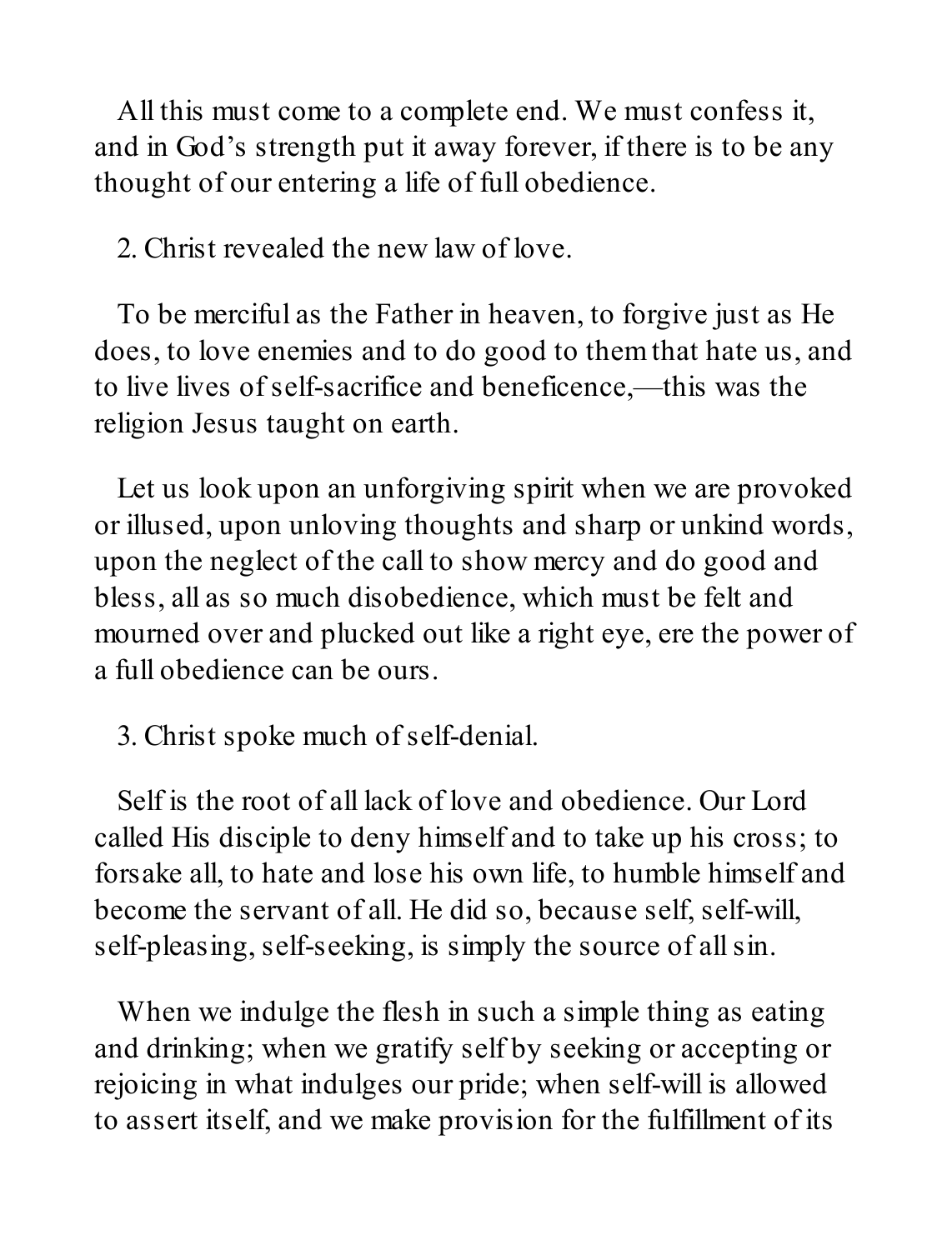All this must come to a complete end. We must confess it, and in God's strength put it away forever, if there is to be any thought of our entering a life of full obedience.

2. Christ revealed the new law of love.

To be merciful as the Father in heaven, to forgive just as He does, to love enemies and to do good to them that hate us, and to live lives of self-sacrifice and beneficence,—this was the religion Jesus taught on earth.

Let us look upon an unforgiving spirit when we are provoked or illused, upon unloving thoughts and sharp or unkind words, upon the neglect of the call to show mercy and do good and bless, all as so much disobedience, which must be felt and mourned over and plucked out like a right eye, ere the power of a full obedience can be ours.

3. Christ spoke much of self-denial.

Self is the root of all lack of love and obedience. Our Lord called His disciple to deny himself and to take up his cross; to forsake all, to hate and lose his own life, to humble himself and become the servant of all. He did so, because self, self-will, self-pleasing, self-seeking, is simply the source of all sin.

When we indulge the flesh in such a simple thing as eating and drinking; when we gratify self by seeking or accepting or rejoicing in what indulges our pride; when self-will is allowed to assert itself, and we make provision for the fulfillment of its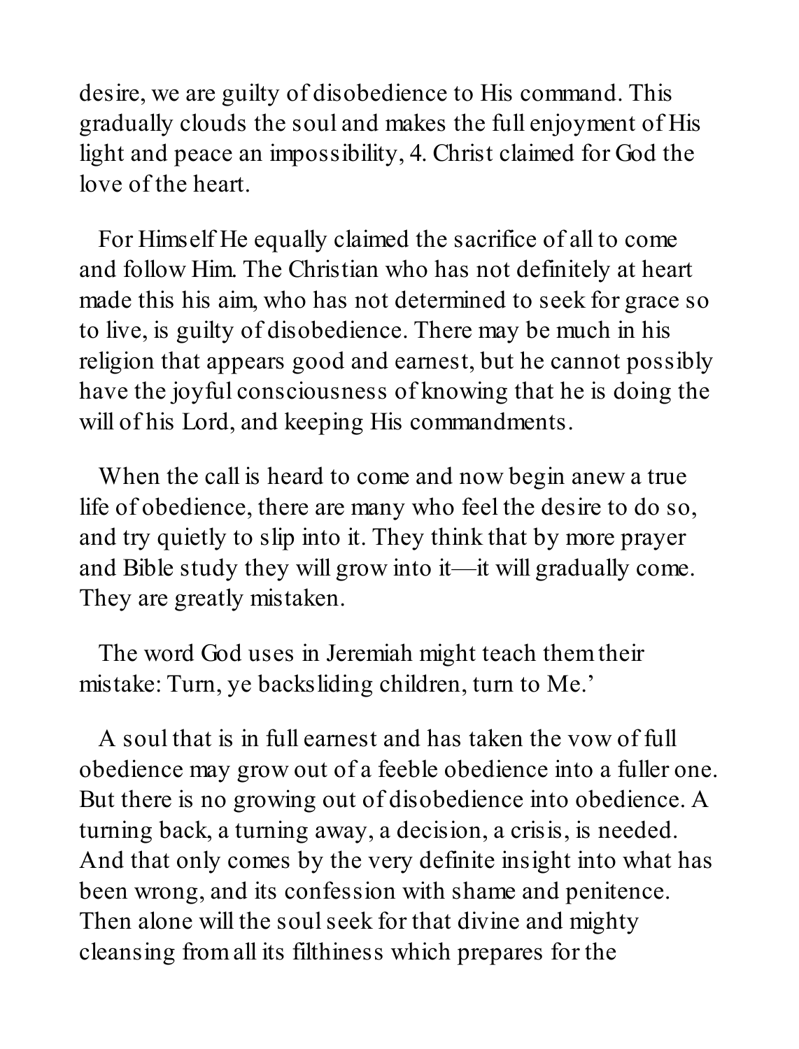desire, we are guilty of disobedience to His command. This gradually clouds the soul and makes the full enjoyment of His light and peace an impossibility, 4. Christ claimed for God the love of the heart.

For Himself He equally claimed the sacrifice of all to come and follow Him. The Christian who has not definitely at heart made this his aim, who has not determined to seek for grace so to live, is guilty of disobedience. There may be much in his religion that appears good and earnest, but he cannot possibly have the joyful consciousness of knowing that he is doing the will of his Lord, and keeping His commandments.

When the call is heard to come and now begin anew a true life of obedience, there are many who feel the desire to do so, and try quietly to slip into it. They think that by more prayer and Bible study they will grow into it—it will gradually come. They are greatly mistaken.

The word God uses in Jeremiah might teach them their mistake: Turn, ye backsliding children, turn to Me.'

A soul that is in full earnest and has taken the vow of full obedience may grow out of a feeble obedience into a fuller one. But there is no growing out of disobedience into obedience. A turning back, a turning away, a decision, a crisis, is needed. And that only comes by the very definite insight into what has been wrong, and its confession with shame and penitence. Then alone will the soul seek for that divine and mighty cleansing from all its filthiness which prepares for the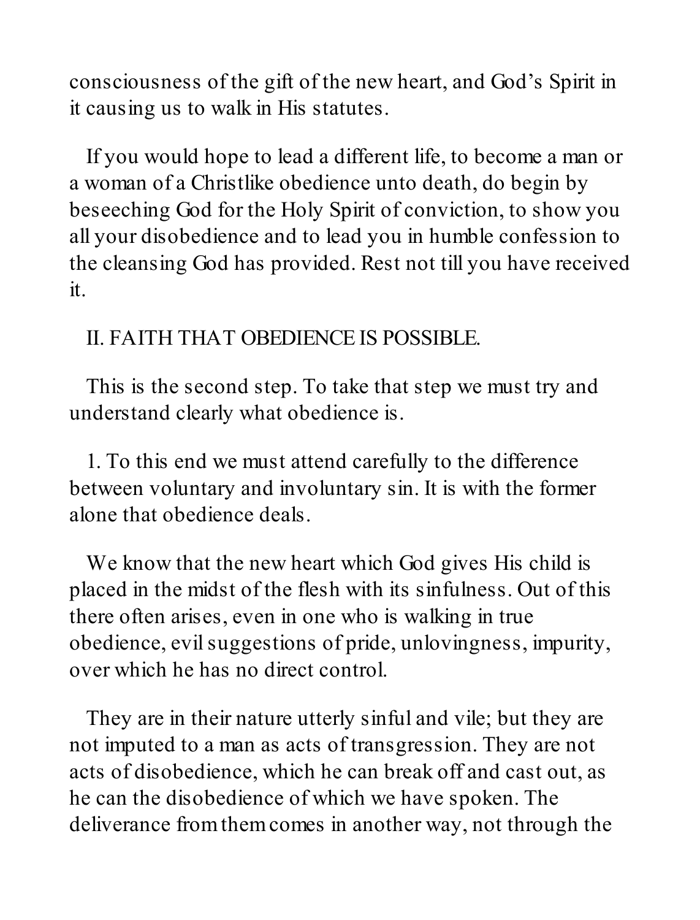consciousness of the gift of the new heart, and God's Spirit in it causing us to walk in His statutes.

If you would hope to lead a different life, to become a man or a woman of a Christlike obedience unto death, do begin by beseeching God for the Holy Spirit of conviction, to show you all your disobedience and to lead you in humble confession to the cleansing God has provided. Rest not till you have received it.

## II. FAITH THAT OBEDIENCE IS POSSIBLE.

This is the second step. To take that step we must try and understand clearly what obedience is.

1. To this end we must attend carefully to the difference between voluntary and involuntary sin. It is with the former alone that obedience deals.

We know that the new heart which God gives His child is placed in the midst of the flesh with its sinfulness. Out of this there often arises, even in one who is walking in true obedience, evil suggestions of pride, unlovingness, impurity, over which he has no direct control.

They are in their nature utterly sinful and vile; but they are not imputed to a man as acts of transgression. They are not acts of disobedience, which he can break off and cast out, as he can the disobedience of which we have spoken. The deliverance from them comes in another way, not through the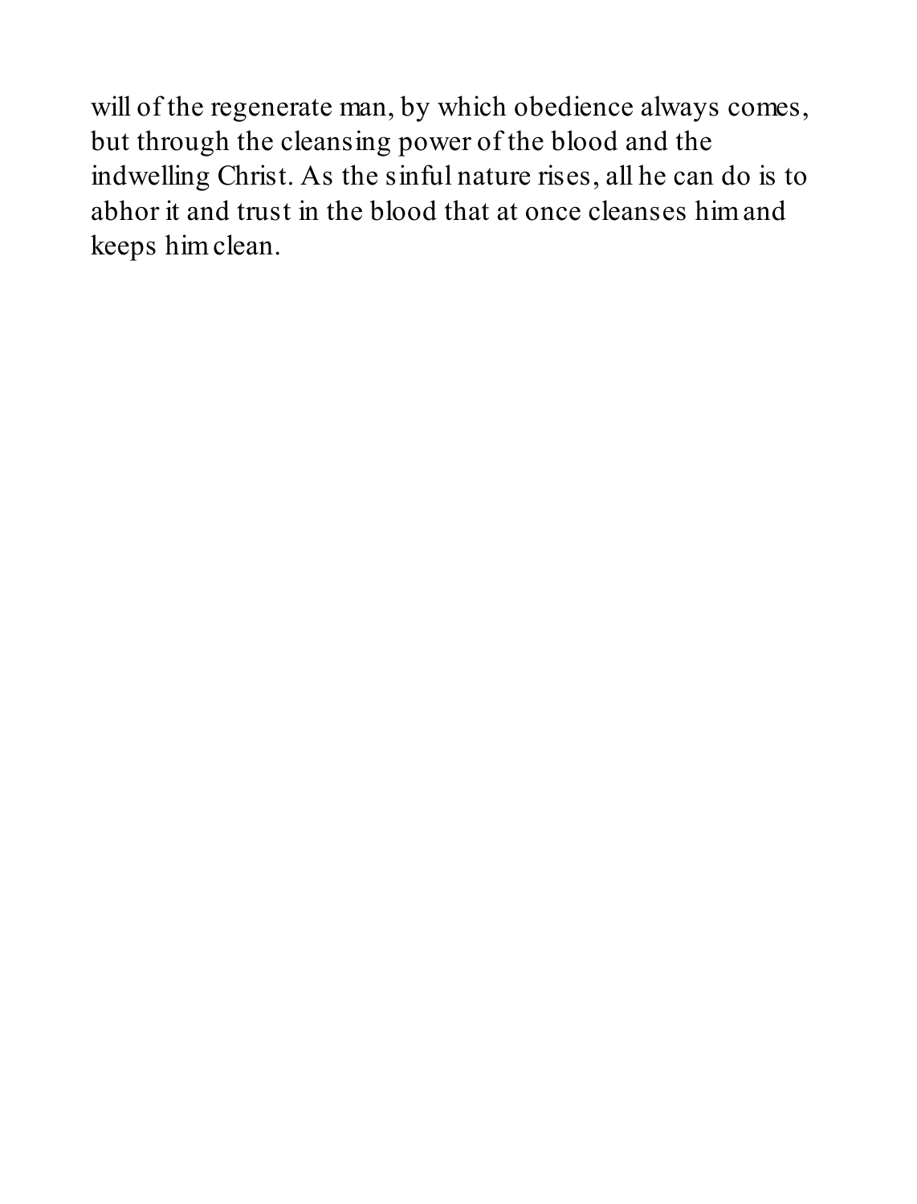will of the regenerate man, by which obedience always comes, but through the cleansing power of the blood and the indwelling Christ. As the sinful nature rises, all he can do is to abhor it and trust in the blood that at once cleanses him and keeps him clean.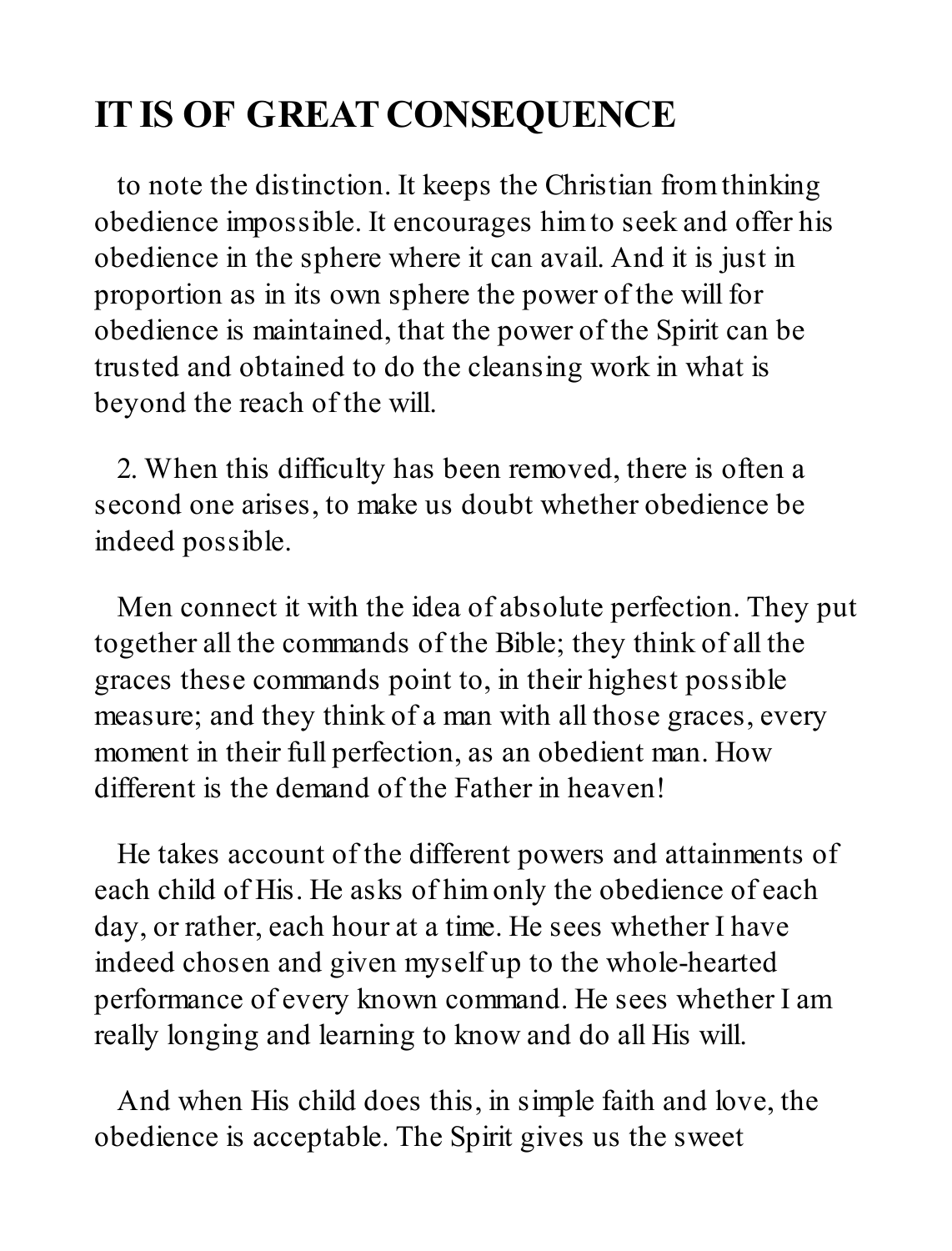## IT IS OF GREAT CONSEQUENCE

to note the distinction. It keeps the Christian from thinking obedience impossible. It encourages him to seek and offer his obedience in the sphere where it can avail. And it is just in proportion as in its own sphere the power of the will for obedience is maintained, that the power of the Spirit can be trusted and obtained to do the cleansing work in what is beyond the reach of the will.

2. When this difficulty has been removed, there is often a second one arises, to make us doubt whether obedience be indeed possible.

Men connect it with the idea of absolute perfection. They put together all the commands of the Bible; they think of all the graces these commands point to, in their highest possible measure; and they think of a man with all those graces, every moment in their full perfection, as an obedient man. How different is the demand of the Father in heaven!

He takes account of the different powers and attainments of each child of His. He asks of him only the obedience of each day, or rather, each hour at a time. He sees whether I have indeed chosen and given myself up to the whole-hearted performance of every known command. He sees whether I am really longing and learning to know and do all His will.

And when His child does this, in simple faith and love, the obedience is acceptable. The Spirit gives us the sweet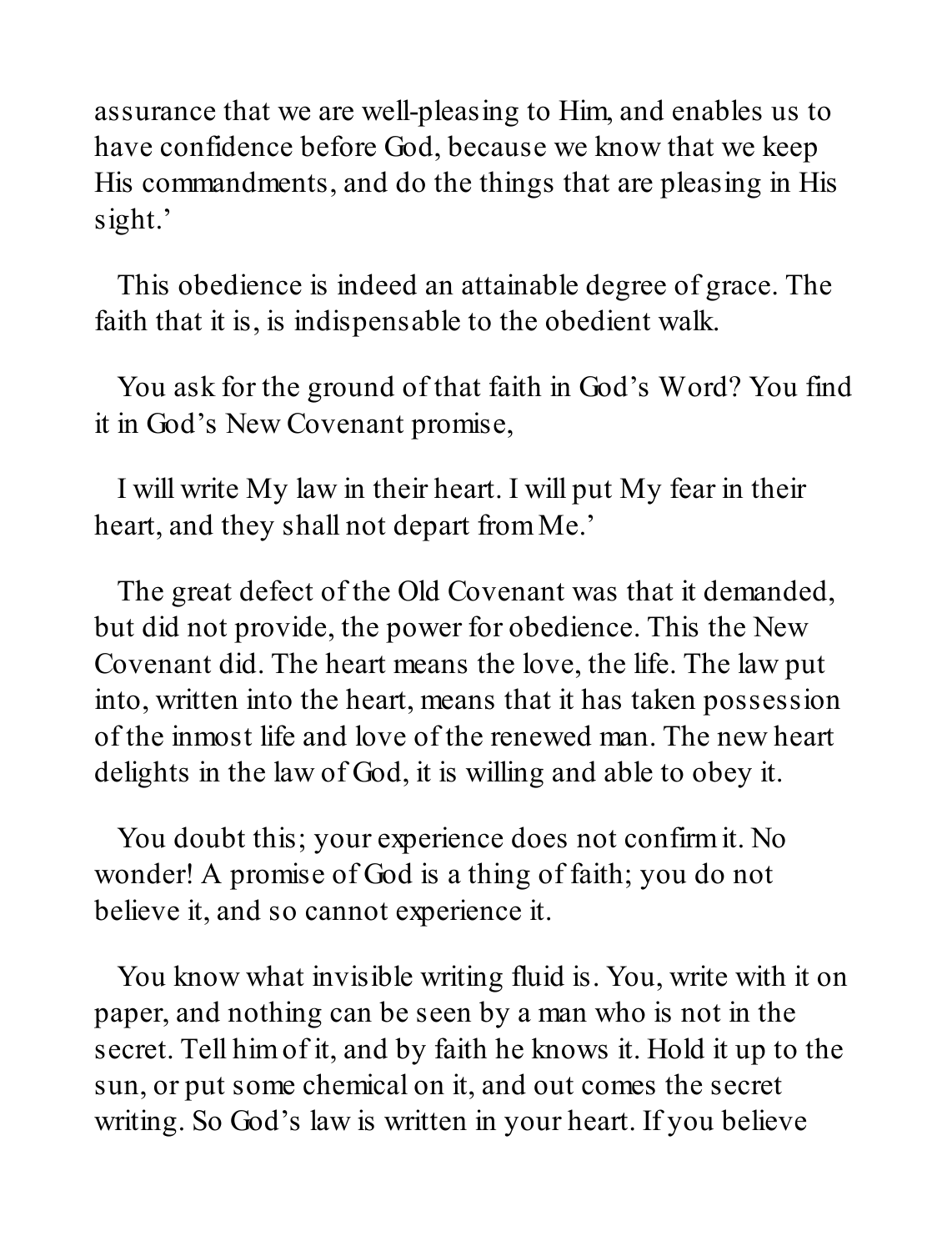assurance that we are well-pleasing to Him, and enables us to have confidence before God, because we know that we keep His commandments, and do the things that are pleasing in His sight.'

This obedience is indeed an attainable degree of grace. The faith that it is, is indispensable to the obedient walk.

You ask for the ground of that faith in God's Word? You find it in God's New Covenant promise,

I will write My law in their heart. I will put My fear in their heart, and they shall not depart from Me.'

The great defect of the Old Covenant was that it demanded, but did not provide, the power for obedience. This the New Covenant did. The heart means the love, the life. The law put into, written into the heart, means that it has taken possession of the inmost life and love of the renewed man. The new heart delights in the law of God, it is willing and able to obey it.

You doubt this; your experience does not confirm it. No wonder! A promise of God is a thing of faith; you do not believe it, and so cannot experience it.

You know what invisible writing fluid is. You, write with it on paper, and nothing can be seen by a man who is not in the secret. Tell him of it, and by faith he knows it. Hold it up to the sun, or put some chemical on it, and out comes the secret writing. So God's law is written in your heart. If you believe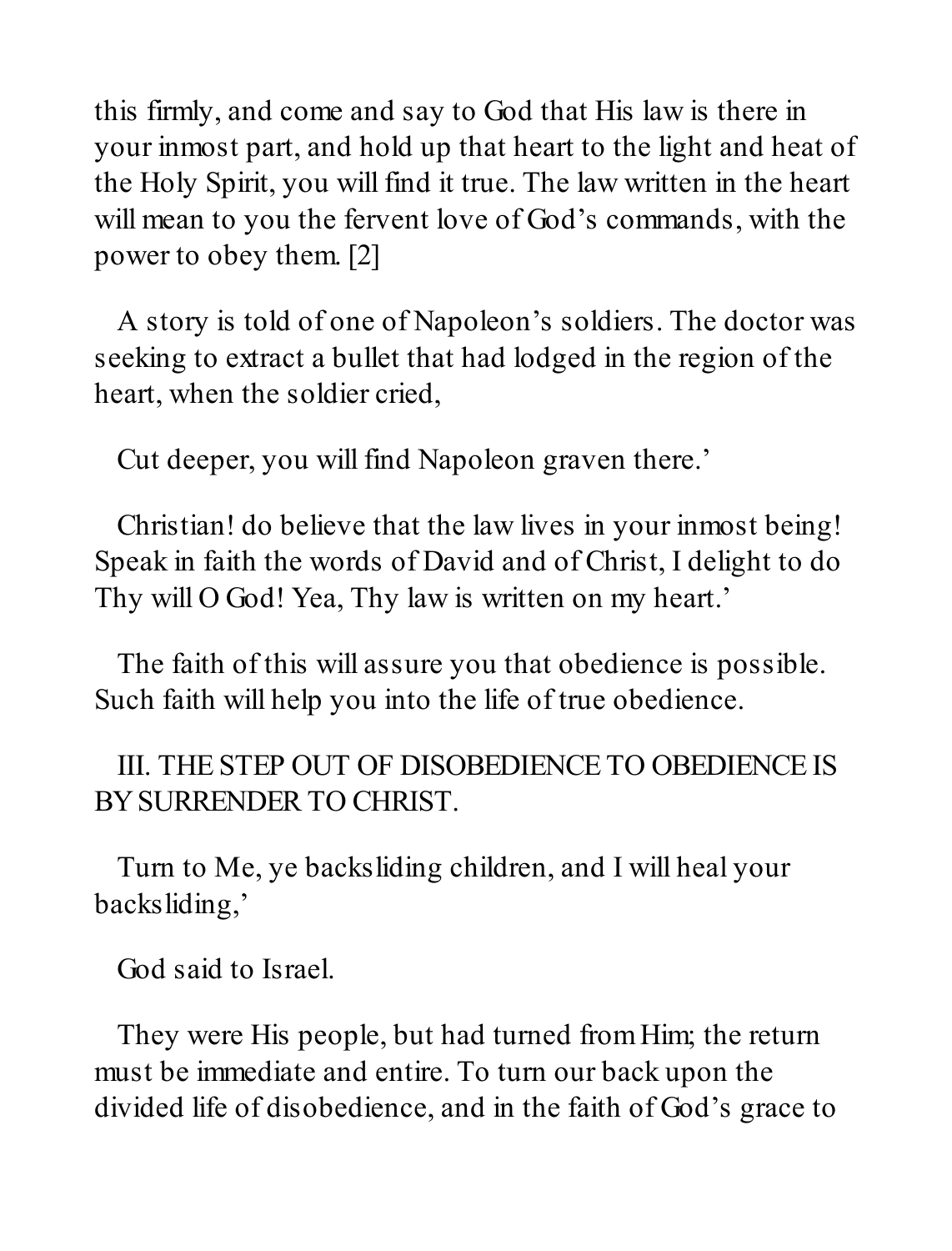this firmly, and come and say to God that His law is there in your inmost part, and hold up that heart to the light and heat of the Holy Spirit, you will find it true. The law written in the heart will mean to you the fervent love of God's commands, with the power to obey them. [2]

A story is told of one of Napoleon's soldiers. The doctor was seeking to extract a bullet that had lodged in the region of the heart, when the soldier cried,

Cut deeper, you will find Napoleon graven there.'

Christian! do believe that the law lives in your inmost being! Speak in faith the words of David and of Christ, I delight to do Thy will O God! Yea, Thy law is written on my heart.'

The faith of this will assure you that obedience is possible. Such faith will help you into the life of true obedience.

## III. THE STEP OUT OF DISOBEDIENCE TO OBEDIENCE IS BY SURRENDER TO CHRIST.

Turn to Me, ye backsliding children, and I will heal your backsliding,'

God said to Israel.

They were His people, but had turned from Him; the return must be immediate and entire. To turn our back upon the divided life of disobedience, and in the faith of God's grace to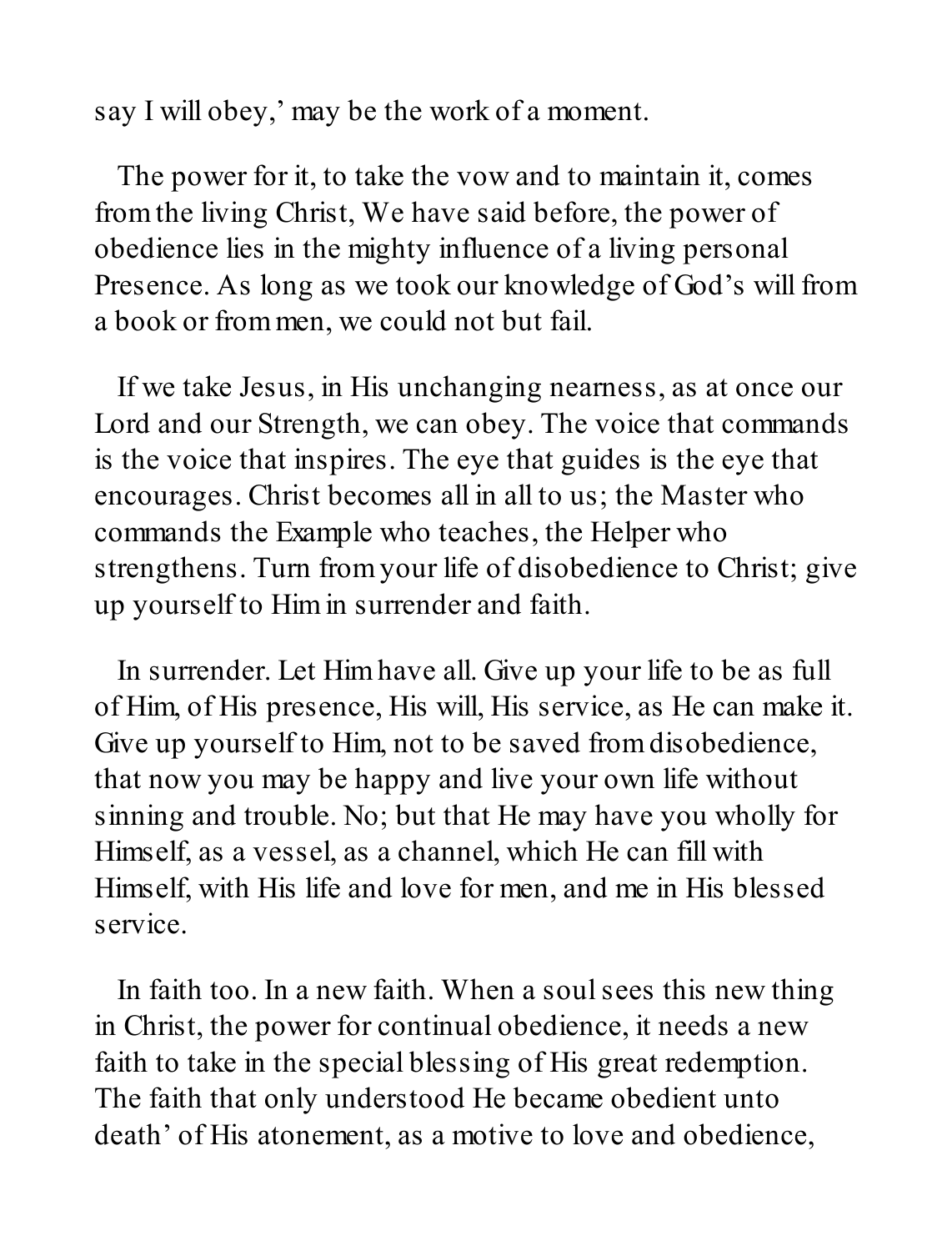say I will obey,' may be the work of a moment.

The power for it, to take the vow and to maintain it, comes from the living Christ, We have said before, the power of obedience lies in the mighty influence of a living personal Presence. As long as we took our knowledge of God's will from a book or from men, we could not but fail.

If we take Jesus, in His unchanging nearness, as at once our Lord and our Strength, we can obey. The voice that commands is the voice that inspires. The eye that guides is the eye that encourages. Christ becomes all in all to us; the Master who commands the Example who teaches, the Helper who strengthens. Turn from your life of disobedience to Christ; give up yourself to Him in surrender and faith.

In surrender. Let Him have all. Give up your life to be as full of Him, of His presence, His will, His service, as He can make it. Give up yourself to Him, not to be saved from disobedience, that now you may be happy and live your own life without sinning and trouble. No; but that He may have you wholly for Himself, as a vessel, as a channel, which He can fill with Himself, with His life and love for men, and me in His blessed service.

In faith too. In a new faith. When a soul sees this new thing in Christ, the power for continual obedience, it needs a new faith to take in the special blessing of His great redemption. The faith that only understood He became obedient unto death' of His atonement, as a motive to love and obedience,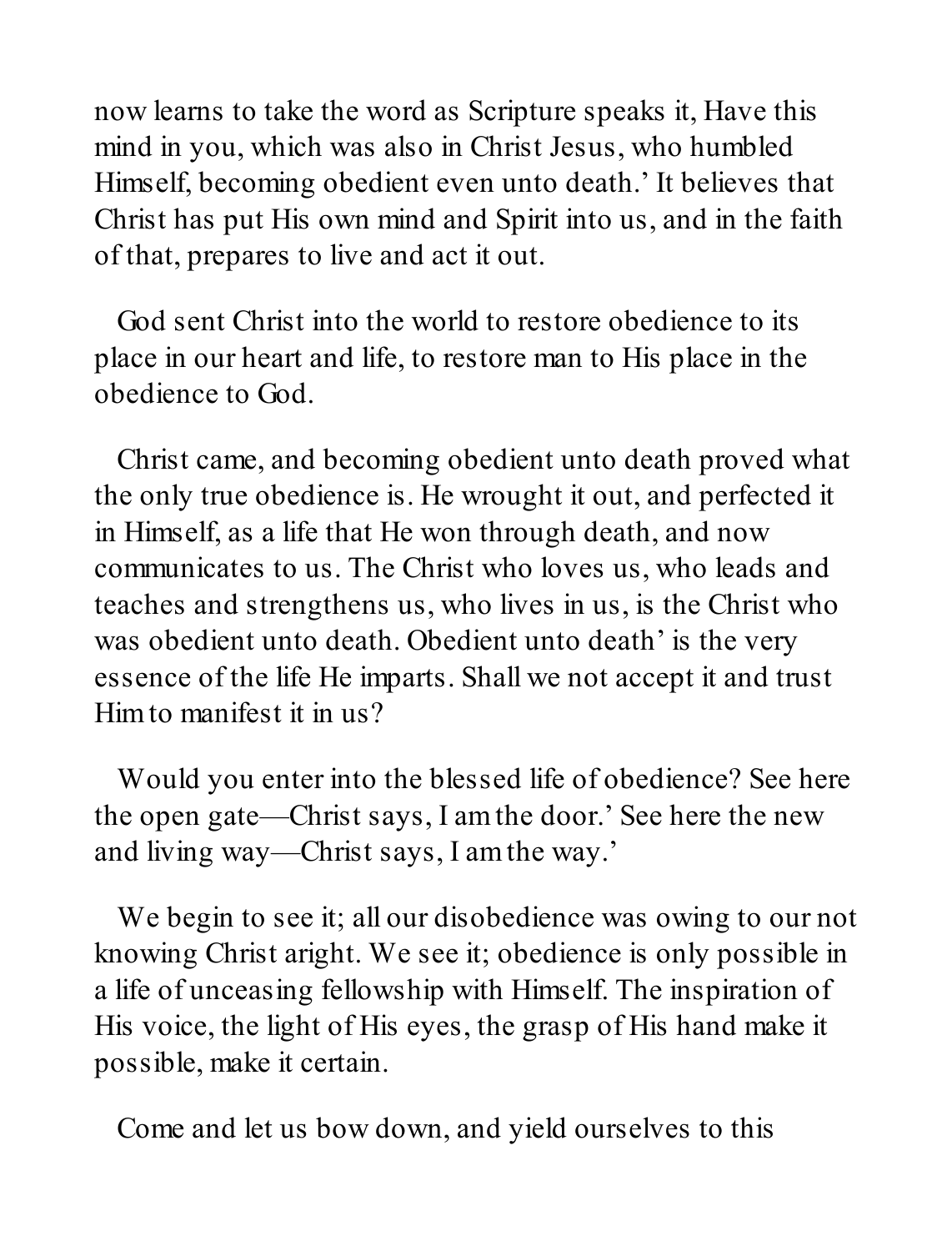now learns to take the word as Scripture speaks it, Have this mind in you, which was also in Christ Jesus, who humbled Himself, becoming obedient even unto death.' It believes that Christ has put His own mind and Spirit into us, and in the faith of that, prepares to live and act it out.

God sent Christ into the world to restore obedience to its place in our heart and life, to restore man to His place in the obedience to God.

Christ came, and becoming obedient unto death proved what the only true obedience is. He wrought it out, and perfected it in Himself, as a life that He won through death, and now communicates to us. The Christ who loves us, who leads and teaches and strengthens us, who lives in us, is the Christ who was obedient unto death. Obedient unto death' is the very essence of the life He imparts. Shall we not accept it and trust Him to manifest it in us?

Would you enter into the blessed life of obedience? See here the open gate—Christ says, I am the door.' See here the new and living way—Christ says, I am the way.'

We begin to see it; all our disobedience was owing to our not knowing Christ aright. We see it; obedience is only possible in a life of unceasing fellowship with Himself. The inspiration of His voice, the light of His eyes, the grasp of His hand make it possible, make it certain.

Come and let us bow down, and yield ourselves to this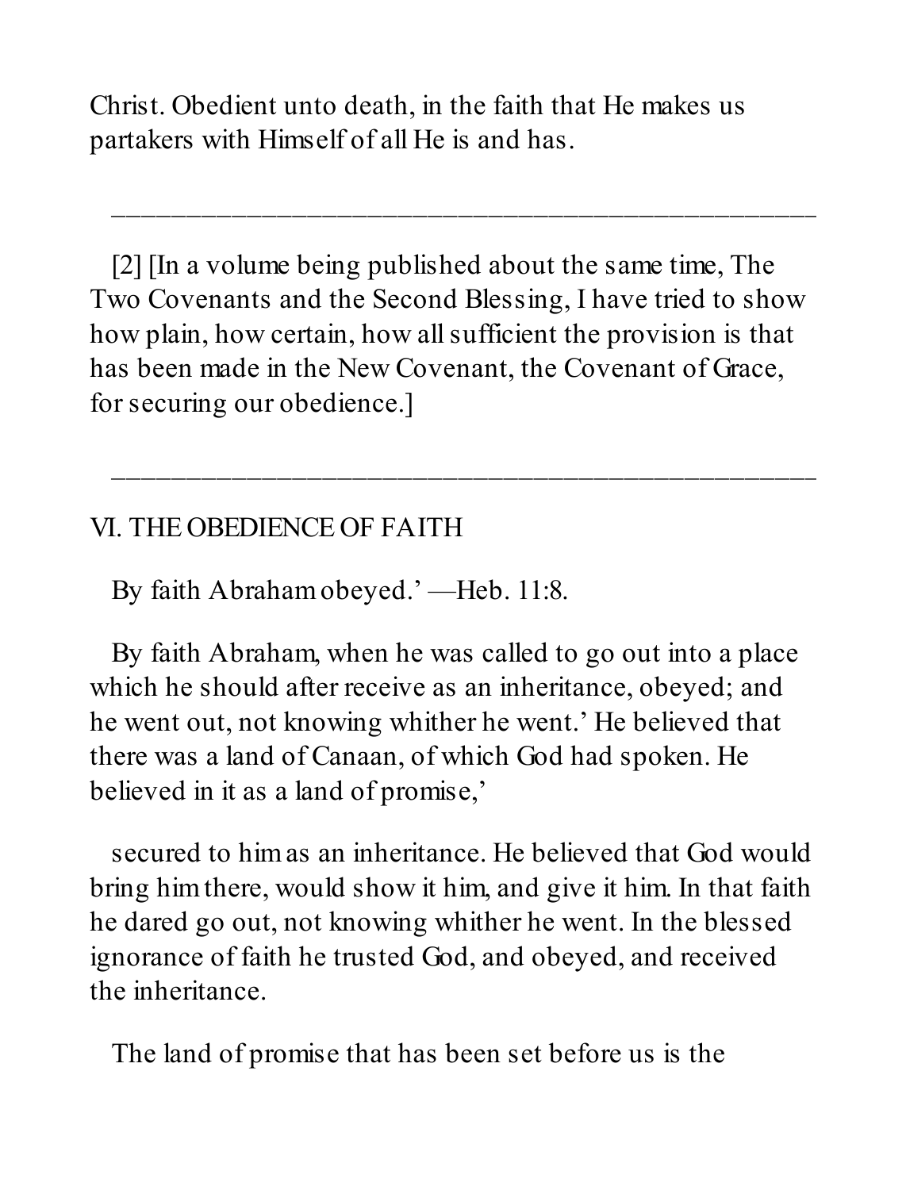Christ. Obedient unto death, in the faith that He makes us partakers with Himself of all He is and has.

---

[2] [In a volume being published about the same time, The Two Covenants and the Second Blessing, I have tried to show how plain, how certain, how all sufficient the provision is that has been made in the New Covenant, the Covenant of Grace, for securing our obedience.]

---

## VI. THE OBEDIENCE OF FAITH

By faith Abraham obeyed.' —Heb. 11:8.

By faith Abraham, when he was called to go out into a place which he should after receive as an inheritance, obeyed; and he went out, not knowing whither he went.' He believed that there was a land of Canaan, of which God had spoken. He believed in it as a land of promise,'

secured to him as an inheritance. He believed that God would bring him there, would show it him, and give it him. In that faith he dared go out, not knowing whither he went. In the blessed ignorance of faith he trusted God, and obeyed, and received the inheritance.

The land of promise that has been set before us is the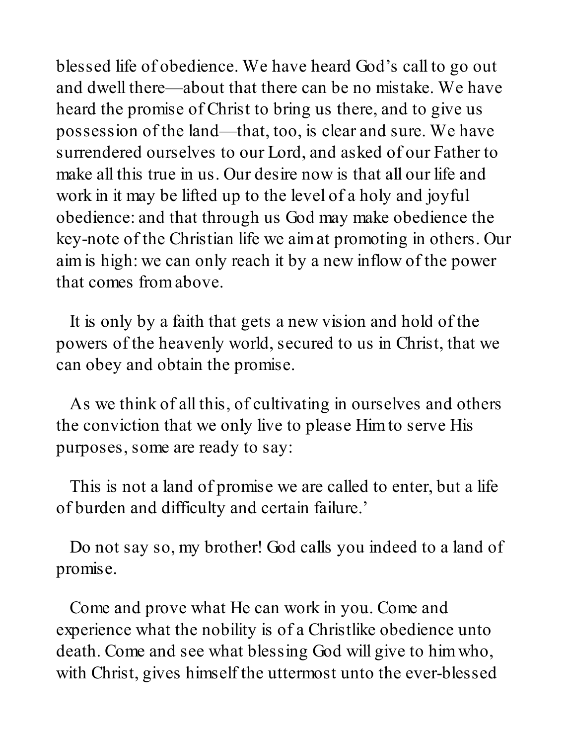blessed life of obedience. We have heard God's call to go out and dwell there—about that there can be no mistake. We have heard the promise of Christ to bring us there, and to give us possession of the land—that, too, is clear and sure. We have surrendered ourselves to our Lord, and asked of our Father to make all this true in us. Our desire now is that all our life and work in it may be lifted up to the level of a holy and joyful obedience: and that through us God may make obedience the key-note of the Christian life we aim at promoting in others. Our aim is high: we can only reach it by a new inflow of the power that comes from above.

It is only by a faith that gets a new vision and hold of the powers of the heavenly world, secured to us in Christ, that we can obey and obtain the promise.

As we think of all this, of cultivating in ourselves and others the conviction that we only live to please Him to serve His purposes, some are ready to say:

This is not a land of promise we are called to enter, but a life of burden and difficulty and certain failure.'

Do not say so, my brother! God calls you indeed to a land of promise.

Come and prove what He can work in you. Come and experience what the nobility is of a Christlike obedience unto death. Come and see what blessing God will give to him who, with Christ, gives himself the uttermost unto the ever-blessed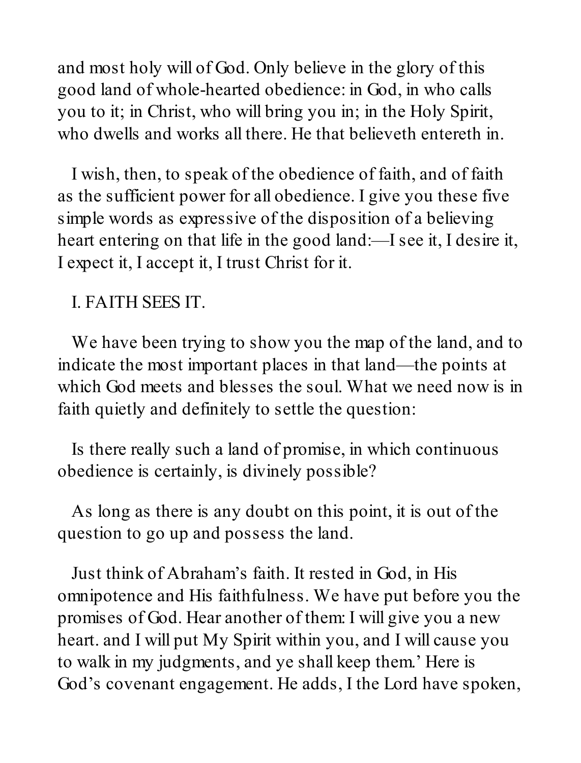and most holy will of God. Only believe in the glory of this good land of whole-hearted obedience: in God, in who calls you to it; in Christ, who will bring you in; in the Holy Spirit, who dwells and works all there. He that believeth entereth in.

I wish, then, to speak of the obedience of faith, and of faith as the sufficient power for all obedience. I give you these five simple words as expressive of the disposition of a believing heart entering on that life in the good land:—I see it, I desire it, I expect it, I accept it, I trust Christ for it.

I. FAITH SEES IT.

We have been trying to show you the map of the land, and to indicate the most important places in that land—the points at which God meets and blesses the soul. What we need now is in faith quietly and definitely to settle the question:

Is there really such a land of promise, in which continuous obedience is certainly, is divinely possible?

As long as there is any doubt on this point, it is out of the question to go up and possess the land.

Just think of Abraham's faith. It rested in God, in His omnipotence and His faithfulness. We have put before you the promises of God. Hear another of them: I will give you a new heart. and I will put My Spirit within you, and I will cause you to walk in my judgments, and ye shall keep them.' Here is God's covenant engagement. He adds, I the Lord have spoken,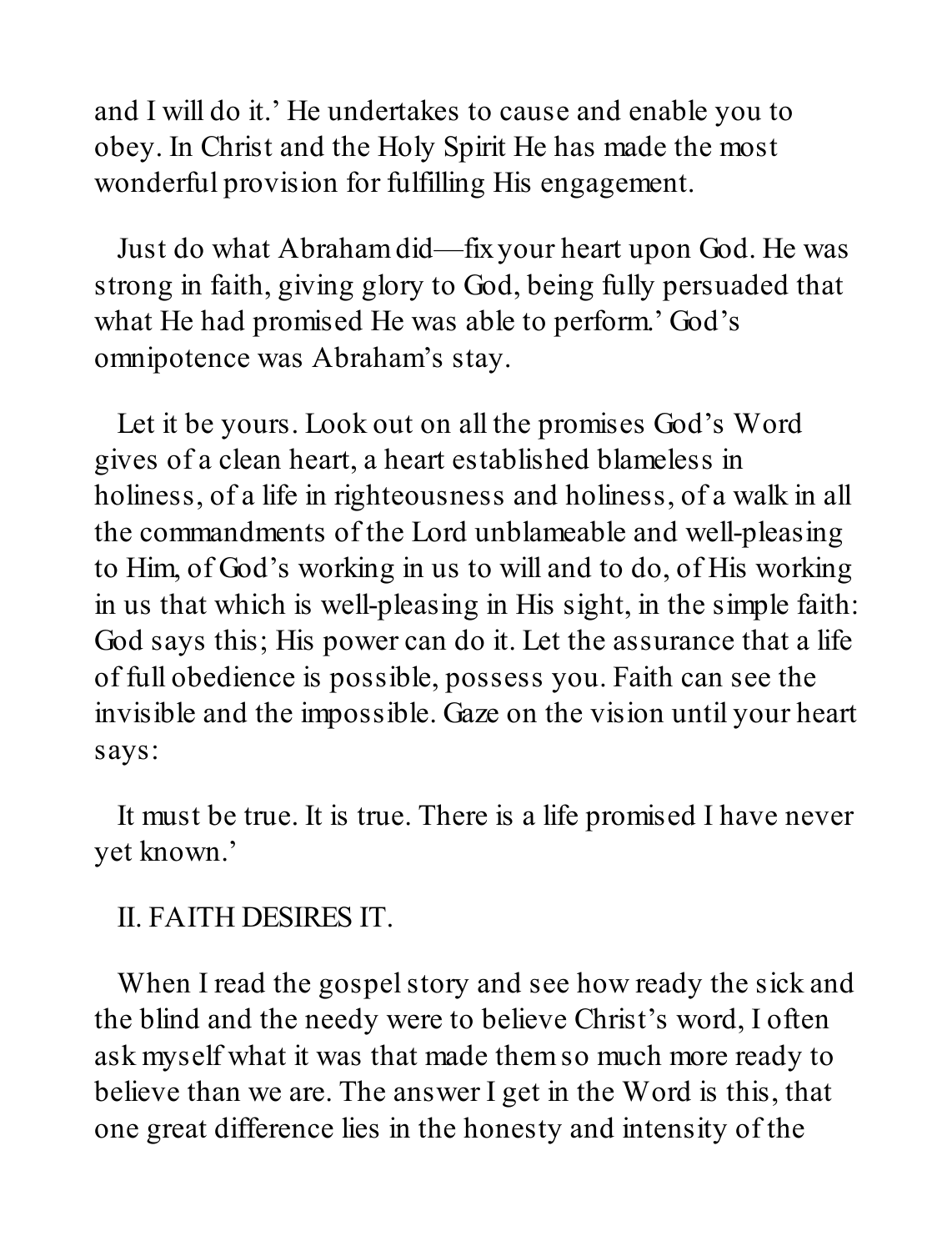and I will do it.' He undertakes to cause and enable you to obey. In Christ and the Holy Spirit He has made the most wonderful provision for fulfilling His engagement.

Just do what Abraham did—fix your heart upon God. He was strong in faith, giving glory to God, being fully persuaded that what He had promised He was able to perform.' God's omnipotence was Abraham's stay.

Let it be yours. Look out on all the promises God's Word gives of a clean heart, a heart established blameless in holiness, of a life in righteousness and holiness, of a walk in all the commandments of the Lord unblameable and well-pleasing to Him, of God's working in us to will and to do, of His working in us that which is well-pleasing in His sight, in the simple faith: God says this; His power can do it. Let the assurance that a life of full obedience is possible, possess you. Faith can see the invisible and the impossible. Gaze on the vision until your heart says:

It must be true. It is true. There is a life promised I have never yet known.'

II. FAITH DESIRES IT.

When I read the gospel story and see how ready the sick and the blind and the needy were to believe Christ's word, I often ask myself what it was that made them so much more ready to believe than we are. The answer I get in the Word is this, that one great difference lies in the honesty and intensity of the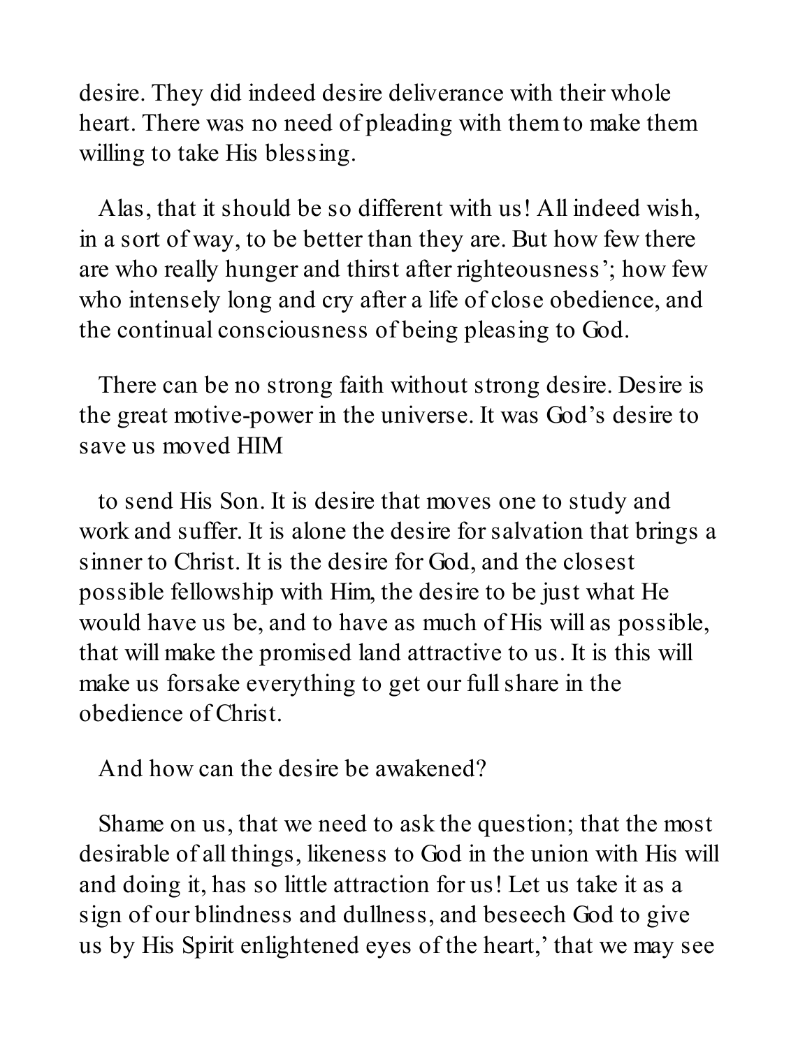desire. They did indeed desire deliverance with their whole heart. There was no need of pleading with them to make them willing to take His blessing.

Alas, that it should be so different with us! All indeed wish, in a sort of way, to be better than they are. But how few there are who really hunger and thirst after righteousness'; how few who intensely long and cry after a life of close obedience, and the continual consciousness of being pleasing to God.

There can be no strong faith without strong desire. Desire is the great motive-power in the universe. It was God's desire to save us moved HIM

to send His Son. It is desire that moves one to study and work and suffer. It is alone the desire for salvation that brings a sinner to Christ. It is the desire for God, and the closest possible fellowship with Him, the desire to be just what He would have us be, and to have as much of His will as possible, that will make the promised land attractive to us. It is this will make us forsake everything to get our full share in the obedience of Christ.

And how can the desire be awakened?

Shame on us, that we need to ask the question; that the most desirable of all things, likeness to God in the union with His will and doing it, has so little attraction for us! Let us take it as a sign of our blindness and dullness, and beseech God to give us by His Spirit enlightened eyes of the heart,' that we may see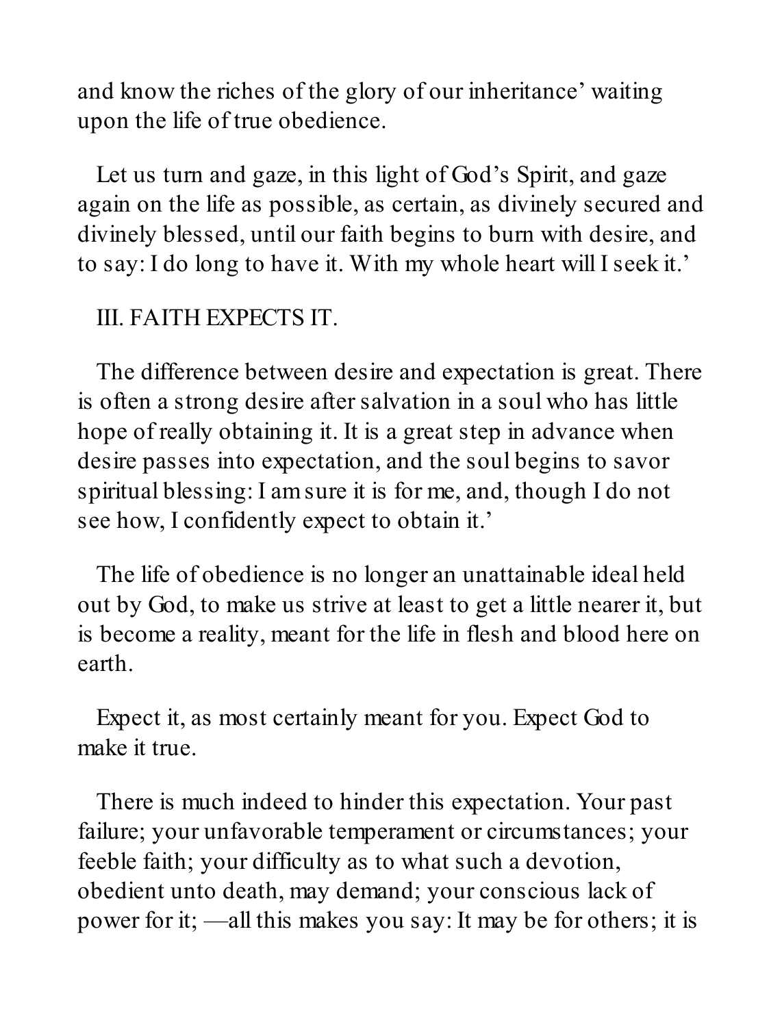and know the riches of the glory of our inheritance' waiting upon the life of true obedience.

Let us turn and gaze, in this light of God's Spirit, and gaze again on the life as possible, as certain, as divinely secured and divinely blessed, until our faith begins to burn with desire, and to say: I do long to have it. With my whole heart will I seek it.'

## III. FAITH EXPECTS IT.

The difference between desire and expectation is great. There is often a strong desire after salvation in a soul who has little hope of really obtaining it. It is a great step in advance when desire passes into expectation, and the soul begins to savor spiritual blessing: I am sure it is for me, and, though I do not see how, I confidently expect to obtain it.'

The life of obedience is no longer an unattainable ideal held out by God, to make us strive at least to get a little nearer it, but is become a reality, meant for the life in flesh and blood here on earth.

Expect it, as most certainly meant for you. Expect God to make it true.

There is much indeed to hinder this expectation. Your past failure; your unfavorable temperament or circumstances; your feeble faith; your difficulty as to what such a devotion, obedient unto death, may demand; your conscious lack of power for it; —all this makes you say: It may be for others; it is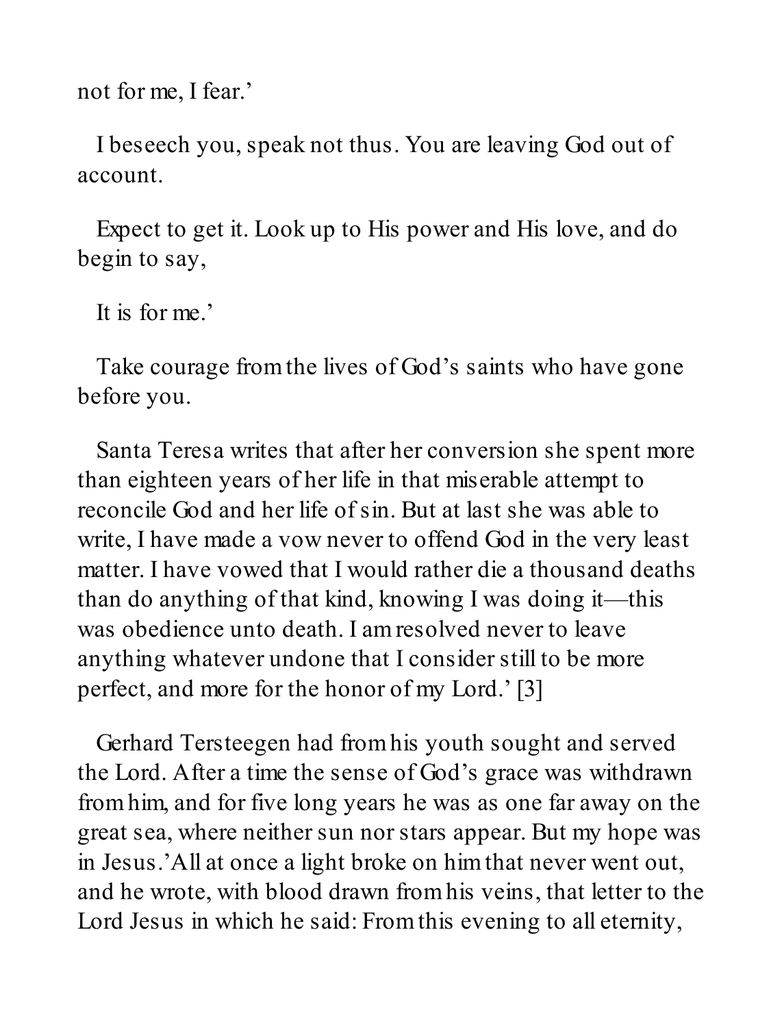not for me, I fear.'

I beseech you, speak not thus. You are leaving God out of account.

Expect to get it. Look up to His power and His love, and do begin to say,

It is for me.'

Take courage from the lives of God's saints who have gone before you.

Santa Teresa writes that after her conversion she spent more than eighteen years of her life in that miserable attempt to reconcile God and her life of sin. But at last she was able to write, I have made a vow never to offend God in the very least matter. I have vowed that I would rather die a thousand deaths than do anything of that kind, knowing I was doing it—this was obedience unto death. I am resolved never to leave anything whatever undone that I consider still to be more perfect, and more for the honor of my Lord.' [3]

Gerhard Tersteegen had from his youth sought and served the Lord. After a time the sense of God's grace was withdrawn from him, and for five long years he was as one far away on the great sea, where neither sun nor stars appear. But my hope was in Jesus.'All at once a light broke on him that never went out, and he wrote, with blood drawn from his veins, that letter to the Lord Jesus in which he said: From this evening to all eternity,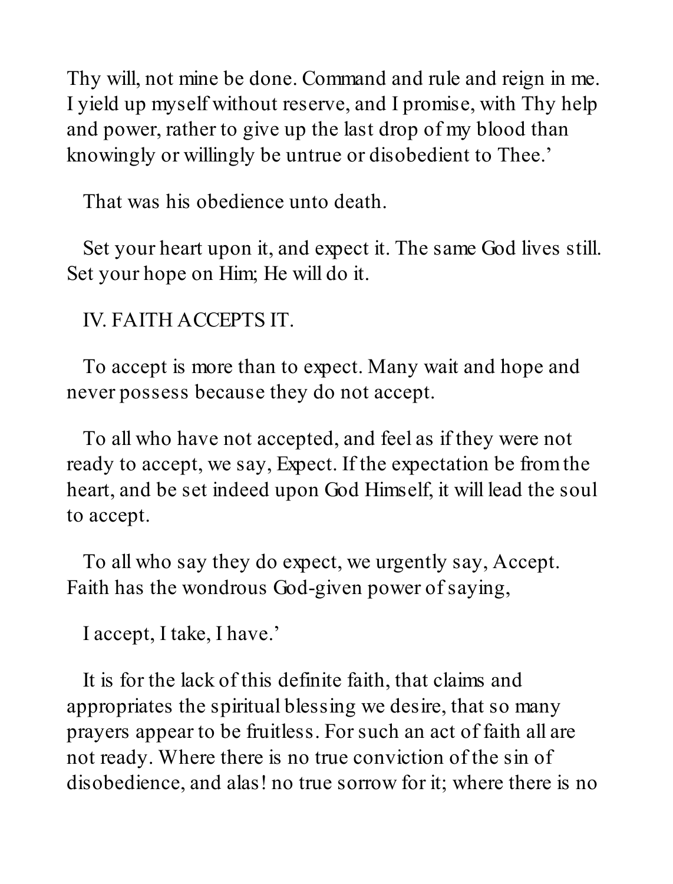Thy will, not mine be done. Command and rule and reign in me. I yield up myself without reserve, and I promise, with Thy help and power, rather to give up the last drop of my blood than knowingly or willingly be untrue or disobedient to Thee.'

That was his obedience unto death.

Set your heart upon it, and expect it. The same God lives still. Set your hope on Him; He will do it.

## IV. FAITH ACCEPTS IT.

To accept is more than to expect. Many wait and hope and never possess because they do not accept.

To all who have not accepted, and feel as if they were not ready to accept, we say, Expect. If the expectation be from the heart, and be set indeed upon God Himself, it will lead the soul to accept.

To all who say they do expect, we urgently say, Accept. Faith has the wondrous God-given power of saying,

I accept, I take, I have.'

It is for the lack of this definite faith, that claims and appropriates the spiritual blessing we desire, that so many prayers appear to be fruitless. For such an act of faith all are not ready. Where there is no true conviction of the sin of disobedience, and alas! no true sorrow for it; where there is no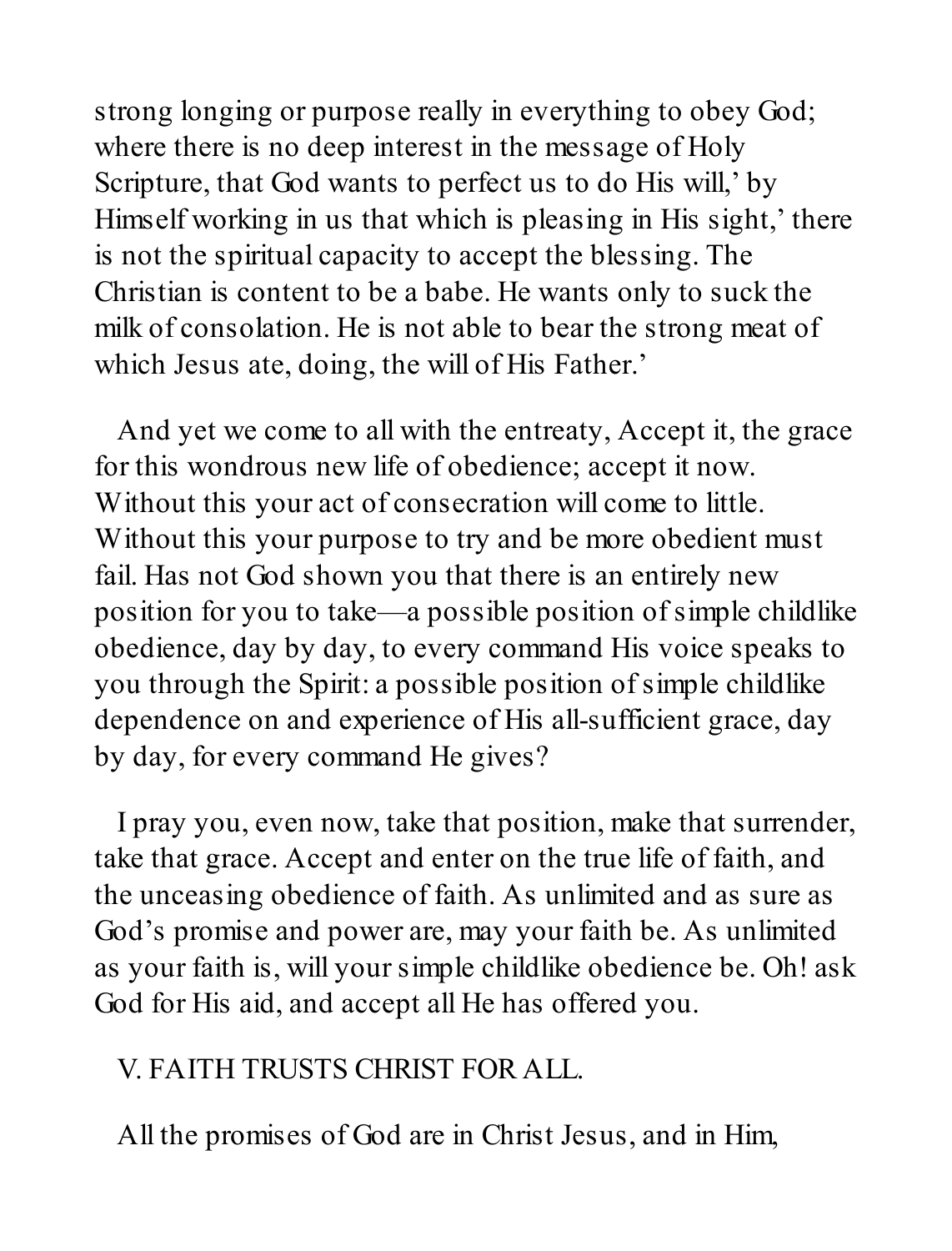strong longing or purpose really in everything to obey God; where there is no deep interest in the message of Holy Scripture, that God wants to perfect us to do His will,' by Himself working in us that which is pleasing in His sight,' there is not the spiritual capacity to accept the blessing. The Christian is content to be a babe. He wants only to suck the milk of consolation. He is not able to bear the strong meat of which Jesus ate, doing, the will of His Father.'

And yet we come to all with the entreaty, Accept it, the grace for this wondrous new life of obedience; accept it now. Without this your act of consecration will come to little. Without this your purpose to try and be more obedient must fail. Has not God shown you that there is an entirely new position for you to take—a possible position of simple childlike obedience, day by day, to every command His voice speaks to you through the Spirit: a possible position of simple childlike dependence on and experience of His all-sufficient grace, day by day, for every command He gives?

I pray you, even now, take that position, make that surrender, take that grace. Accept and enter on the true life of faith, and the unceasing obedience of faith. As unlimited and as sure as God's promise and power are, may your faith be. As unlimited as your faith is, will your simple childlike obedience be. Oh! ask God for His aid, and accept all He has offered you.

## V. FAITH TRUSTS CHRIST FOR ALL.

All the promises of God are in Christ Jesus, and in Him,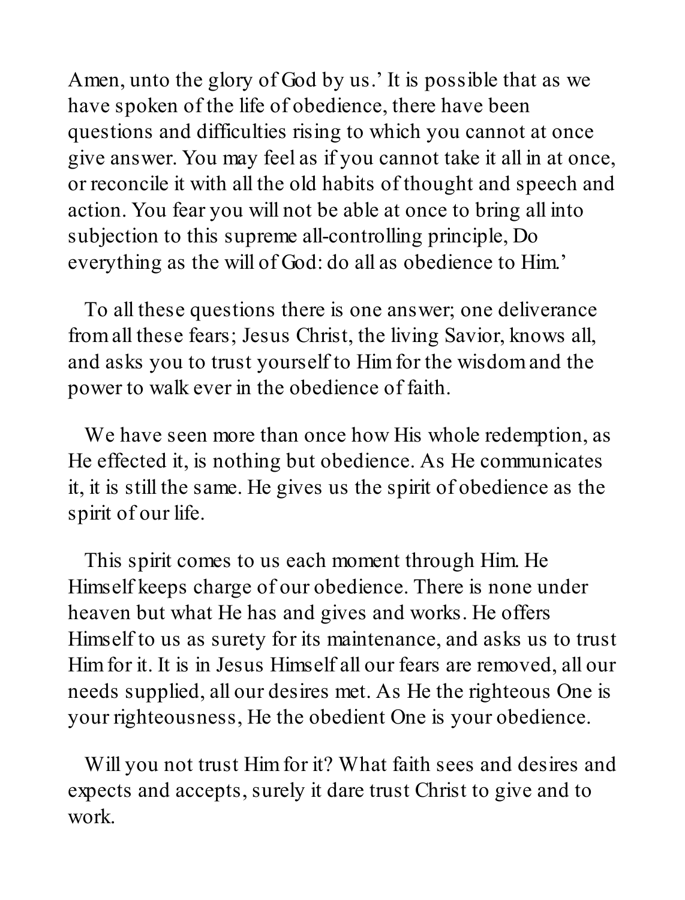Amen, unto the glory of God by us.' It is possible that as we have spoken of the life of obedience, there have been questions and difficulties rising to which you cannot at once give answer. You may feel as if you cannot take it all in at once, or reconcile it with all the old habits of thought and speech and action. You fear you will not be able at once to bring all into subjection to this supreme all-controlling principle, Do everything as the will of God: do all as obedience to Him.'

To all these questions there is one answer; one deliverance from all these fears; Jesus Christ, the living Savior, knows all, and asks you to trust yourself to Him for the wisdom and the power to walk ever in the obedience of faith.

We have seen more than once how His whole redemption, as He effected it, is nothing but obedience. As He communicates it, it is still the same. He gives us the spirit of obedience as the spirit of our life.

This spirit comes to us each moment through Him. He Himself keeps charge of our obedience. There is none under heaven but what He has and gives and works. He offers Himself to us as surety for its maintenance, and asks us to trust Him for it. It is in Jesus Himself all our fears are removed, all our needs supplied, all our desires met. As He the righteous One is your righteousness, He the obedient One is your obedience.

Will you not trust Him for it? What faith sees and desires and expects and accepts, surely it dare trust Christ to give and to work.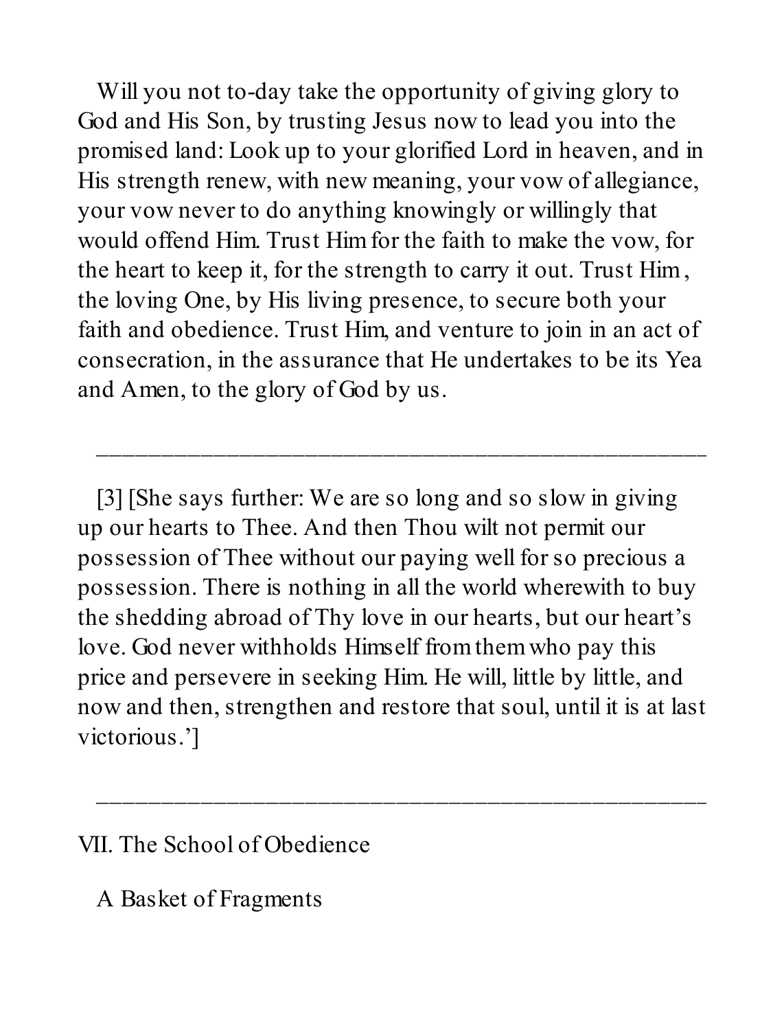Will you not to-day take the opportunity of giving glory to God and His Son, by trusting Jesus now to lead you into the promised land: Look up to your glorified Lord in heaven, and in His strength renew, with new meaning, your vow of allegiance, your vow never to do anything knowingly or willingly that would offend Him. Trust Him for the faith to make the vow, for the heart to keep it, for the strength to carry it out. Trust Him, the loving One, by His living presence, to secure both your faith and obedience. Trust Him, and venture to join in an act of consecration, in the assurance that He undertakes to be its Yea and Amen, to the glory of God by us.

---

[3] [She says further: We are so long and so slow in giving up our hearts to Thee. And then Thou wilt not permit our possession of Thee without our paying well for so precious a possession. There is nothing in all the world wherewith to buy the shedding abroad of Thy love in our hearts, but our heart's love. God never withholds Himself from them who pay this price and persevere in seeking Him. He will, little by little, and now and then, strengthen and restore that soul, until it is at last victorious.']

---

## VII. The School of Obedience

### A Basket of Fragments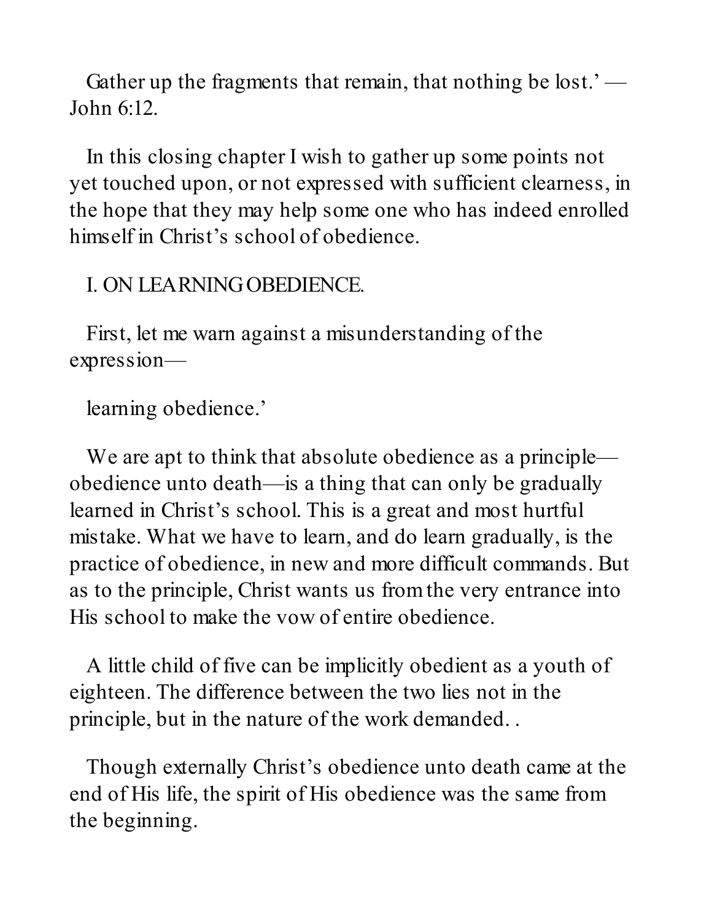Gather up the fragments that remain, that nothing be lost.' — John 6:12.

In this closing chapter I wish to gather up some points not yet touched upon, or not expressed with sufficient clearness, in the hope that they may help some one who has indeed enrolled himself in Christ's school of obedience.

## I. ON LEARNING OBEDIENCE.

First, let me warn against a misunderstanding of the expression—

learning obedience.'

We are apt to think that absolute obedience as a principle—obedience unto death—is a thing that can only be gradually learned in Christ's school. This is a great and most hurtful mistake. What we have to learn, and do learn gradually, is the practice of obedience, in new and more difficult commands. But as to the principle, Christ wants us from the very entrance into His school to make the vow of entire obedience.

A little child of five can be implicitly obedient as a youth of eighteen. The difference between the two lies not in the principle, but in the nature of the work demanded. .

Though externally Christ's obedience unto death came at the end of His life, the spirit of His obedience was the same from the beginning.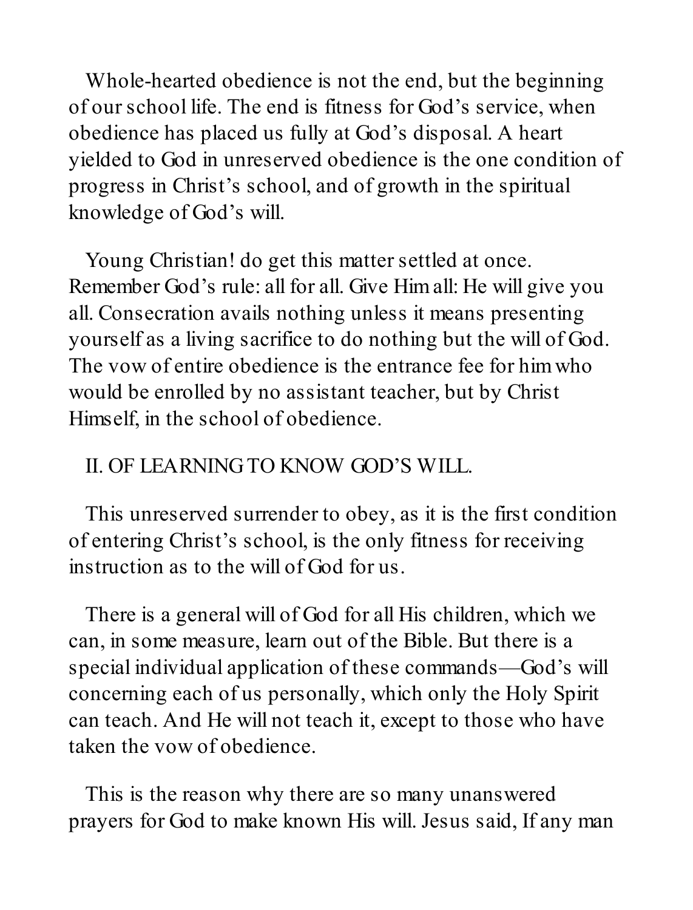Whole-hearted obedience is not the end, but the beginning of our school life. The end is fitness for God's service, when obedience has placed us fully at God's disposal. A heart yielded to God in unreserved obedience is the one condition of progress in Christ's school, and of growth in the spiritual knowledge of God's will.

Young Christian! do get this matter settled at once. Remember God's rule: all for all. Give Him all: He will give you all. Consecration avails nothing unless it means presenting yourself as a living sacrifice to do nothing but the will of God. The vow of entire obedience is the entrance fee for him who would be enrolled by no assistant teacher, but by Christ Himself, in the school of obedience.

## II. OF LEARNING TO KNOW GOD'S WILL.

This unreserved surrender to obey, as it is the first condition of entering Christ's school, is the only fitness for receiving instruction as to the will of God for us.

There is a general will of God for all His children, which we can, in some measure, learn out of the Bible. But there is a special individual application of these commands—God's will concerning each of us personally, which only the Holy Spirit can teach. And He will not teach it, except to those who have taken the vow of obedience.

This is the reason why there are so many unanswered prayers for God to make known His will. Jesus said, If any man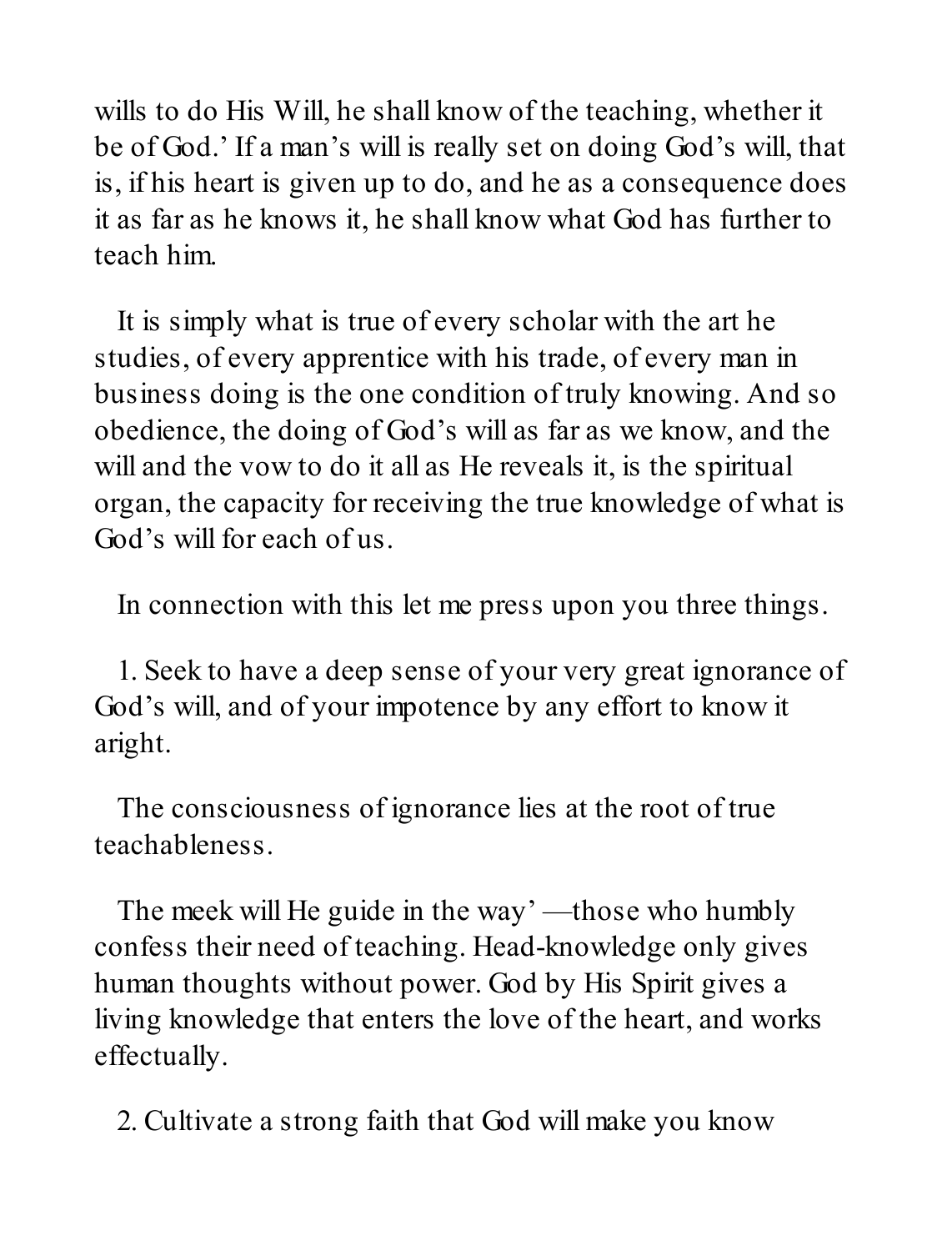wills to do His Will, he shall know of the teaching, whether it be of God.' If a man's will is really set on doing God's will, that is, if his heart is given up to do, and he as a consequence does it as far as he knows it, he shall know what God has further to teach him.

It is simply what is true of every scholar with the art he studies, of every apprentice with his trade, of every man in business doing is the one condition of truly knowing. And so obedience, the doing of God's will as far as we know, and the will and the vow to do it all as He reveals it, is the spiritual organ, the capacity for receiving the true knowledge of what is God's will for each of us.

In connection with this let me press upon you three things.

1. Seek to have a deep sense of your very great ignorance of God's will, and of your impotence by any effort to know it aright.

The consciousness of ignorance lies at the root of true teachableness.

The meek will He guide in the way' —those who humbly confess their need of teaching. Head-knowledge only gives human thoughts without power. God by His Spirit gives a living knowledge that enters the love of the heart, and works effectually.

2. Cultivate a strong faith that God will make you know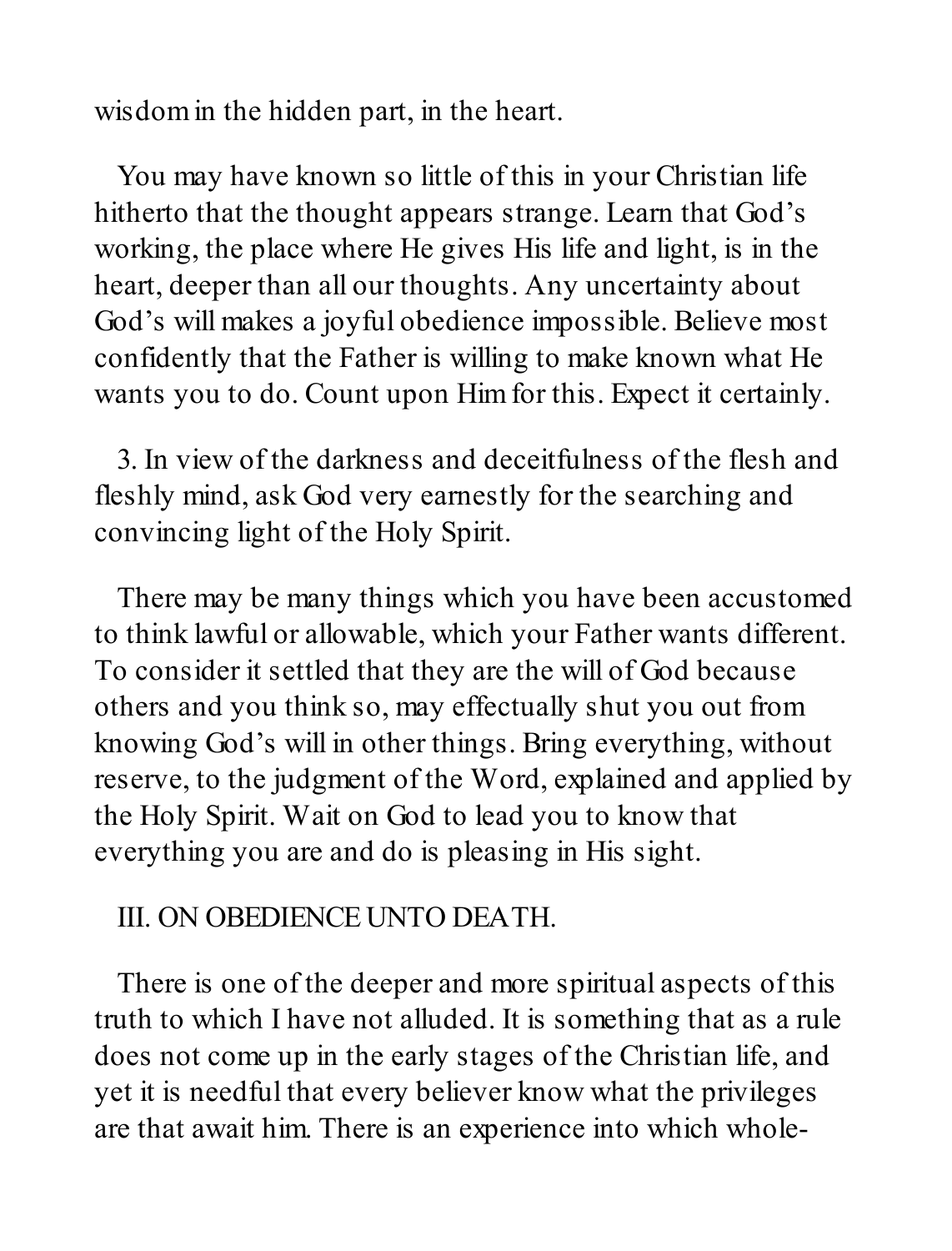wisdom in the hidden part, in the heart.

You may have known so little of this in your Christian life hitherto that the thought appears strange. Learn that God's working, the place where He gives His life and light, is in the heart, deeper than all our thoughts. Any uncertainty about God's will makes a joyful obedience impossible. Believe most confidently that the Father is willing to make known what He wants you to do. Count upon Him for this. Expect it certainly.

3. In view of the darkness and deceitfulness of the flesh and fleshly mind, ask God very earnestly for the searching and convincing light of the Holy Spirit.

There may be many things which you have been accustomed to think lawful or allowable, which your Father wants different. To consider it settled that they are the will of God because others and you think so, may effectually shut you out from knowing God's will in other things. Bring everything, without reserve, to the judgment of the Word, explained and applied by the Holy Spirit. Wait on God to lead you to know that everything you are and do is pleasing in His sight.

## III. ON OBEDIENCE UNTO DEATH.

There is one of the deeper and more spiritual aspects of this truth to which I have not alluded. It is something that as a rule does not come up in the early stages of the Christian life, and yet it is needful that every believer know what the privileges are that await him. There is an experience into which whole-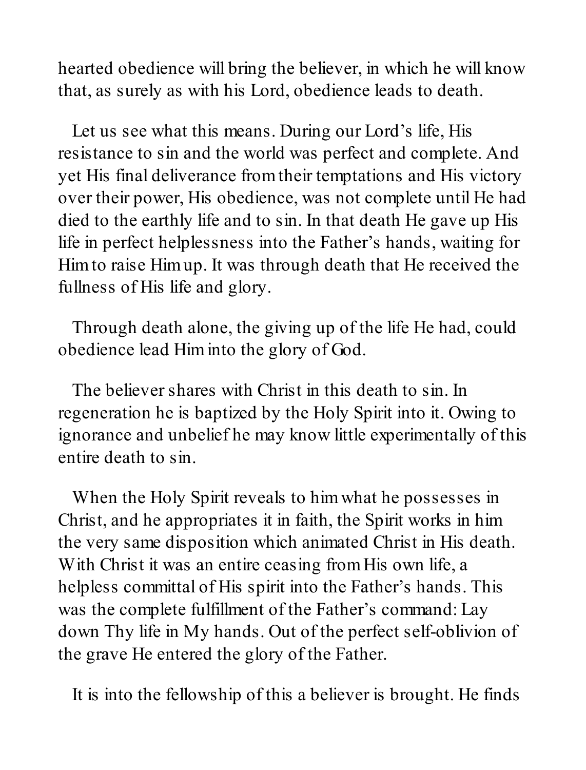hearted obedience will bring the believer, in which he will know that, as surely as with his Lord, obedience leads to death.

Let us see what this means. During our Lord's life, His resistance to sin and the world was perfect and complete. And yet His final deliverance from their temptations and His victory over their power, His obedience, was not complete until He had died to the earthly life and to sin. In that death He gave up His life in perfect helplessness into the Father's hands, waiting for Him to raise Him up. It was through death that He received the fullness of His life and glory.

Through death alone, the giving up of the life He had, could obedience lead Him into the glory of God.

The believer shares with Christ in this death to sin. In regeneration he is baptized by the Holy Spirit into it. Owing to ignorance and unbelief he may know little experimentally of this entire death to sin.

When the Holy Spirit reveals to him what he possesses in Christ, and he appropriates it in faith, the Spirit works in him the very same disposition which animated Christ in His death. With Christ it was an entire ceasing from His own life, a helpless committal of His spirit into the Father's hands. This was the complete fulfillment of the Father's command: Lay down Thy life in My hands. Out of the perfect self-oblivion of the grave He entered the glory of the Father.

It is into the fellowship of this a believer is brought. He finds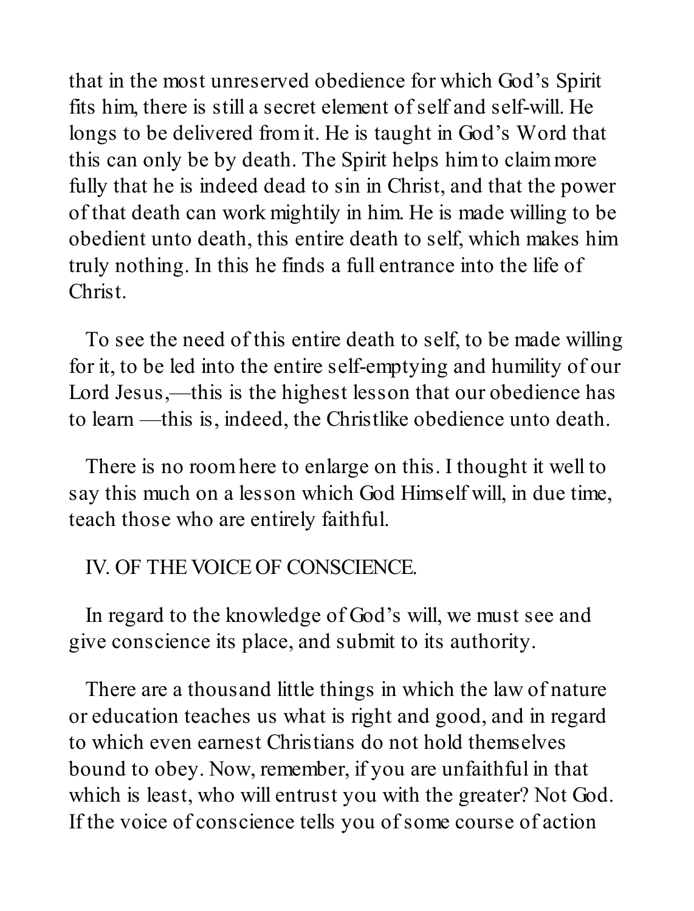that in the most unreserved obedience for which God's Spirit fits him, there is still a secret element of self and self-will. He longs to be delivered from it. He is taught in God's Word that this can only be by death. The Spirit helps him to claim more fully that he is indeed dead to sin in Christ, and that the power of that death can work mightily in him. He is made willing to be obedient unto death, this entire death to self, which makes him truly nothing. In this he finds a full entrance into the life of Christ.

To see the need of this entire death to self, to be made willing for it, to be led into the entire self-emptying and humility of our Lord Jesus,—this is the highest lesson that our obedience has to learn —this is, indeed, the Christlike obedience unto death.

There is no room here to enlarge on this. I thought it well to say this much on a lesson which God Himself will, in due time, teach those who are entirely faithful.

## IV. OF THE VOICE OF CONSCIENCE.

In regard to the knowledge of God's will, we must see and give conscience its place, and submit to its authority.

There are a thousand little things in which the law of nature or education teaches us what is right and good, and in regard to which even earnest Christians do not hold themselves bound to obey. Now, remember, if you are unfaithful in that which is least, who will entrust you with the greater? Not God. If the voice of conscience tells you of some course of action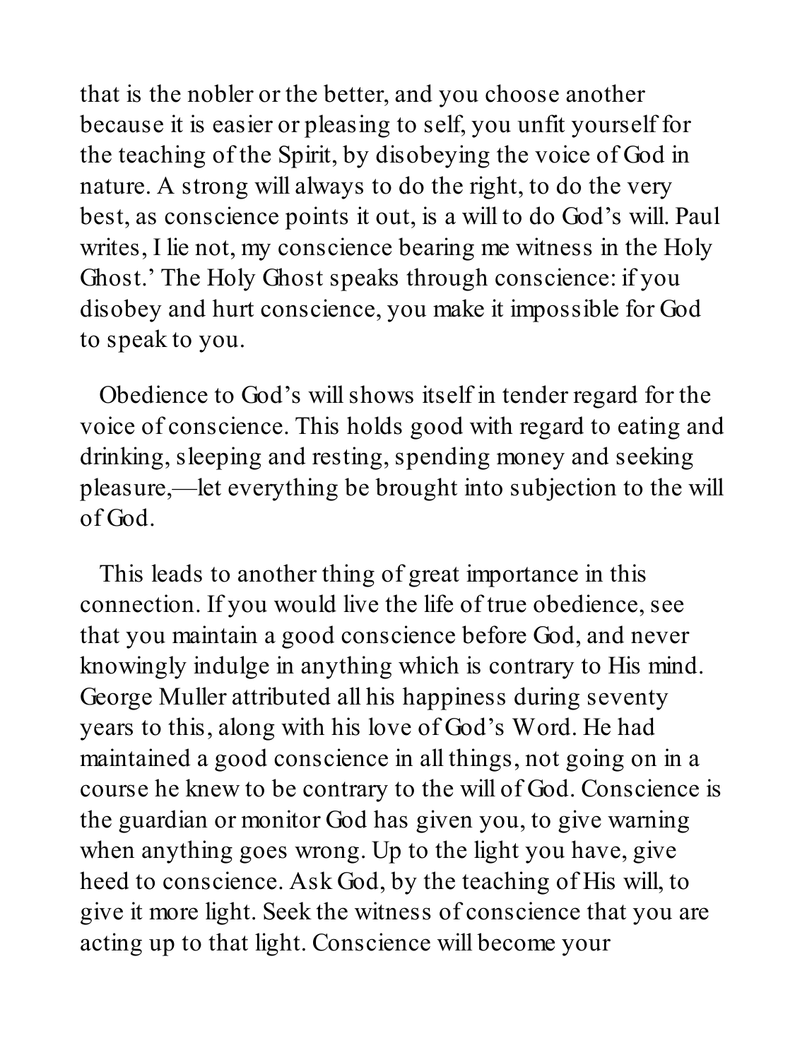that is the nobler or the better, and you choose another because it is easier or pleasing to self, you unfit yourself for the teaching of the Spirit, by disobeying the voice of God in nature. A strong will always to do the right, to do the very best, as conscience points it out, is a will to do God's will. Paul writes, I lie not, my conscience bearing me witness in the Holy Ghost.' The Holy Ghost speaks through conscience: if you disobey and hurt conscience, you make it impossible for God to speak to you.

Obedience to God's will shows itself in tender regard for the voice of conscience. This holds good with regard to eating and drinking, sleeping and resting, spending money and seeking pleasure,—let everything be brought into subjection to the will of God.

This leads to another thing of great importance in this connection. If you would live the life of true obedience, see that you maintain a good conscience before God, and never knowingly indulge in anything which is contrary to His mind. George Muller attributed all his happiness during seventy years to this, along with his love of God's Word. He had maintained a good conscience in all things, not going on in a course he knew to be contrary to the will of God. Conscience is the guardian or monitor God has given you, to give warning when anything goes wrong. Up to the light you have, give heed to conscience. Ask God, by the teaching of His will, to give it more light. Seek the witness of conscience that you are acting up to that light. Conscience will become your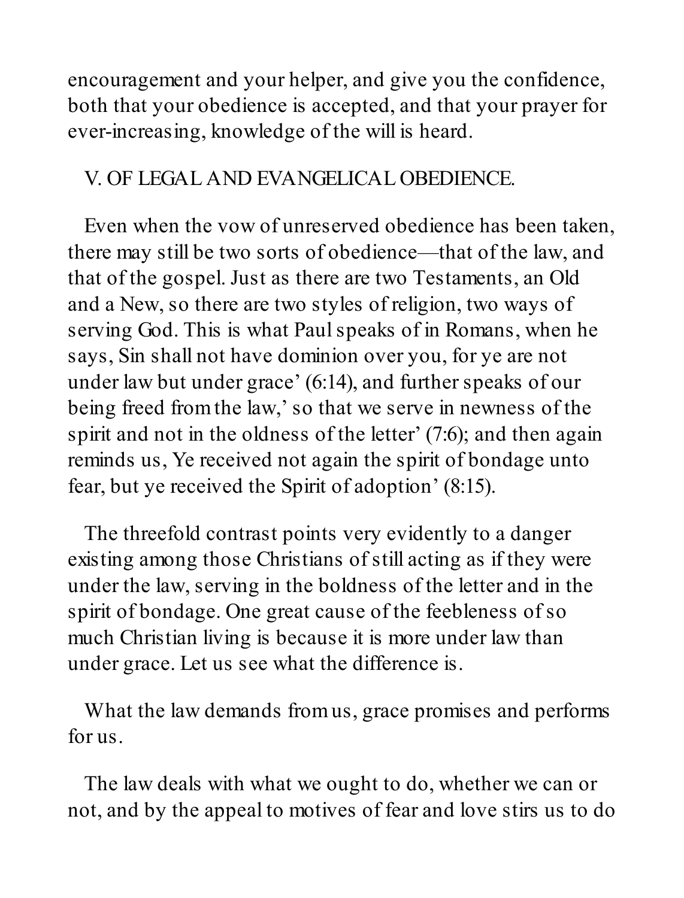encouragement and your helper, and give you the confidence, both that your obedience is accepted, and that your prayer for ever-increasing, knowledge of the will is heard.

## V. OF LEGAL AND EVANGELICAL OBEDIENCE.

Even when the vow of unreserved obedience has been taken, there may still be two sorts of obedience—that of the law, and that of the gospel. Just as there are two Testaments, an Old and a New, so there are two styles of religion, two ways of serving God. This is what Paul speaks of in Romans, when he says, Sin shall not have dominion over you, for ye are not under law but under grace' (6:14), and further speaks of our being freed from the law,' so that we serve in newness of the spirit and not in the oldness of the letter' (7:6); and then again reminds us, Ye received not again the spirit of bondage unto fear, but ye received the Spirit of adoption' (8:15).

The threefold contrast points very evidently to a danger existing among those Christians of still acting as if they were under the law, serving in the boldness of the letter and in the spirit of bondage. One great cause of the feebleness of so much Christian living is because it is more under law than under grace. Let us see what the difference is.

What the law demands from us, grace promises and performs for us.

The law deals with what we ought to do, whether we can or not, and by the appeal to motives of fear and love stirs us to do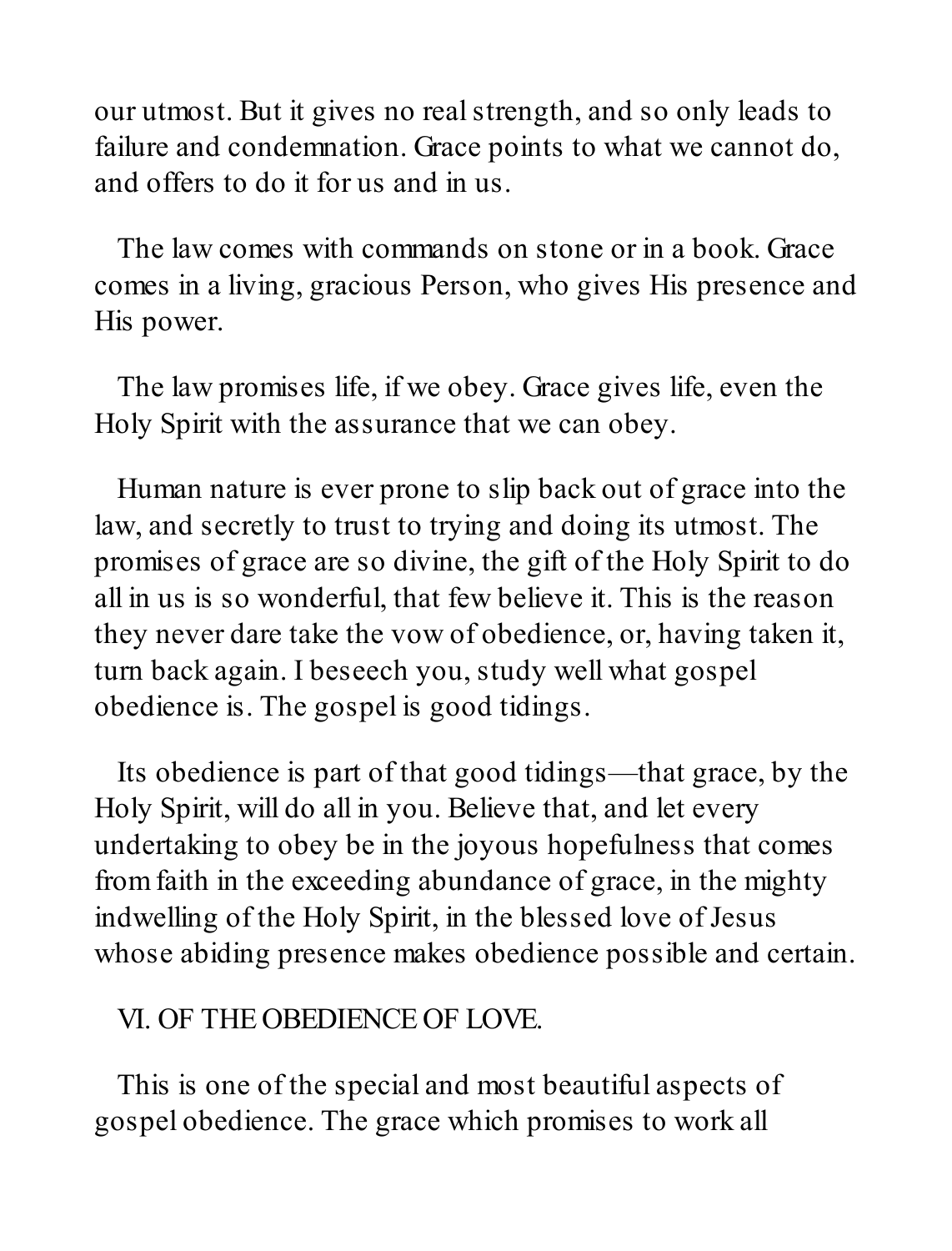our utmost. But it gives no real strength, and so only leads to failure and condemnation. Grace points to what we cannot do, and offers to do it for us and in us.

The law comes with commands on stone or in a book. Grace comes in a living, gracious Person, who gives His presence and His power.

The law promises life, if we obey. Grace gives life, even the Holy Spirit with the assurance that we can obey.

Human nature is ever prone to slip back out of grace into the law, and secretly to trust to trying and doing its utmost. The promises of grace are so divine, the gift of the Holy Spirit to do all in us is so wonderful, that few believe it. This is the reason they never dare take the vow of obedience, or, having taken it, turn back again. I beseech you, study well what gospel obedience is. The gospel is good tidings.

Its obedience is part of that good tidings—that grace, by the Holy Spirit, will do all in you. Believe that, and let every undertaking to obey be in the joyous hopefulness that comes from faith in the exceeding abundance of grace, in the mighty indwelling of the Holy Spirit, in the blessed love of Jesus whose abiding presence makes obedience possible and certain.

## VI. OF THE OBEDIENCE OF LOVE.

This is one of the special and most beautiful aspects of gospel obedience. The grace which promises to work all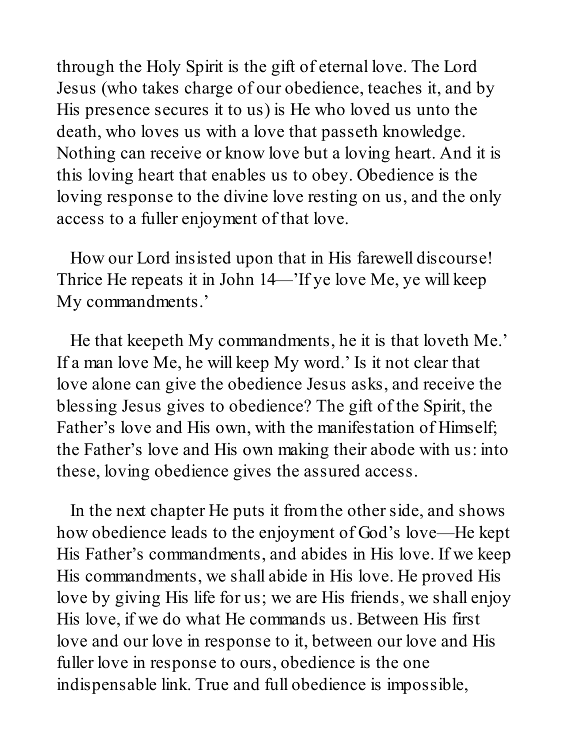through the Holy Spirit is the gift of eternal love. The Lord Jesus (who takes charge of our obedience, teaches it, and by His presence secures it to us) is He who loved us unto the death, who loves us with a love that passeth knowledge. Nothing can receive or know love but a loving heart. And it is this loving heart that enables us to obey. Obedience is the loving response to the divine love resting on us, and the only access to a fuller enjoyment of that love.

How our Lord insisted upon that in His farewell discourse! Thrice He repeats it in John 14—'If ye love Me, ye will keep My commandments.'

He that keepeth My commandments, he it is that loveth Me.' If a man love Me, he will keep My word.' Is it not clear that love alone can give the obedience Jesus asks, and receive the blessing Jesus gives to obedience? The gift of the Spirit, the Father's love and His own, with the manifestation of Himself; the Father's love and His own making their abode with us: into these, loving obedience gives the assured access.

In the next chapter He puts it from the other side, and shows how obedience leads to the enjoyment of God's love—He kept His Father's commandments, and abides in His love. If we keep His commandments, we shall abide in His love. He proved His love by giving His life for us; we are His friends, we shall enjoy His love, if we do what He commands us. Between His first love and our love in response to it, between our love and His fuller love in response to ours, obedience is the one indispensable link. True and full obedience is impossible,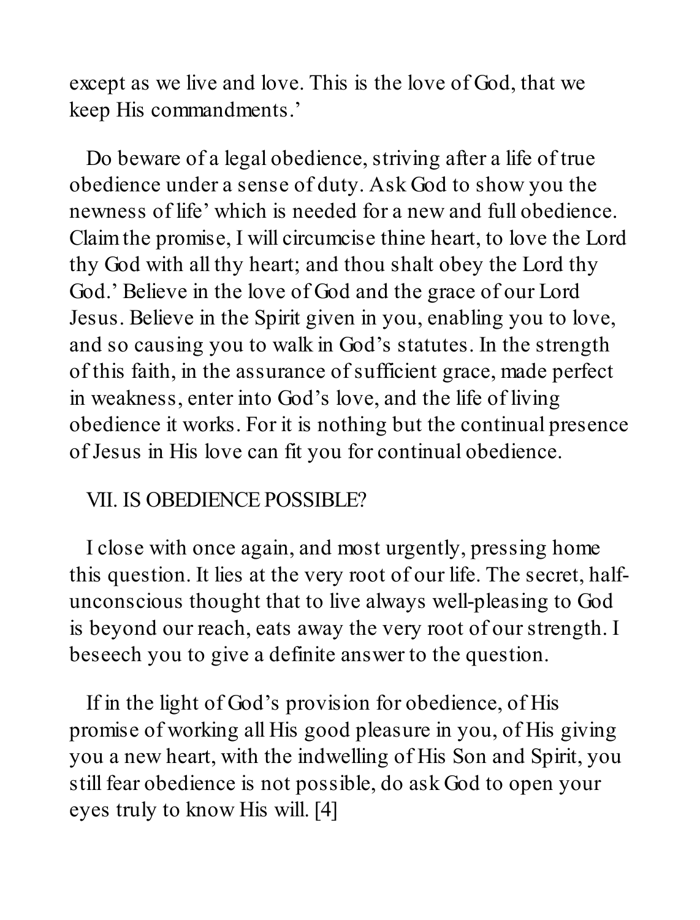except as we live and love. This is the love of God, that we keep His commandments.'

Do beware of a legal obedience, striving after a life of true obedience under a sense of duty. Ask God to show you the newness of life' which is needed for a new and full obedience. Claim the promise, I will circumcise thine heart, to love the Lord thy God with all thy heart; and thou shalt obey the Lord thy God.' Believe in the love of God and the grace of our Lord Jesus. Believe in the Spirit given in you, enabling you to love, and so causing you to walk in God's statutes. In the strength of this faith, in the assurance of sufficient grace, made perfect in weakness, enter into God's love, and the life of living obedience it works. For it is nothing but the continual presence of Jesus in His love can fit you for continual obedience.

## VII. IS OBEDIENCE POSSIBLE?

I close with once again, and most urgently, pressing home this question. It lies at the very root of our life. The secret, half-unconscious thought that to live always well-pleasing to God is beyond our reach, eats away the very root of our strength. I beseech you to give a definite answer to the question.

If in the light of God's provision for obedience, of His promise of working all His good pleasure in you, of His giving you a new heart, with the indwelling of His Son and Spirit, you still fear obedience is not possible, do ask God to open your eyes truly to know His will. [4]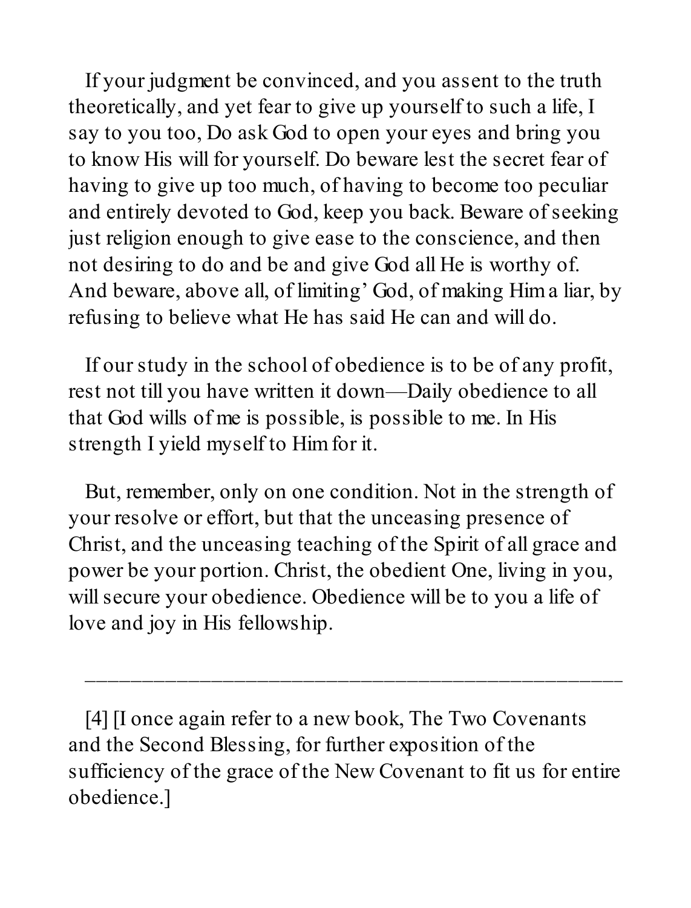If your judgment be convinced, and you assent to the truth theoretically, and yet fear to give up yourself to such a life, I say to you too, Do ask God to open your eyes and bring you to know His will for yourself. Do beware lest the secret fear of having to give up too much, of having to become too peculiar and entirely devoted to God, keep you back. Beware of seeking just religion enough to give ease to the conscience, and then not desiring to do and be and give God all He is worthy of. And beware, above all, of limiting' God, of making Him a liar, by refusing to believe what He has said He can and will do.

If our study in the school of obedience is to be of any profit, rest not till you have written it down—Daily obedience to all that God wills of me is possible, is possible to me. In His strength I yield myself to Him for it.

But, remember, only on one condition. Not in the strength of your resolve or effort, but that the unceasing presence of Christ, and the unceasing teaching of the Spirit of all grace and power be your portion. Christ, the obedient One, living in you, will secure your obedience. Obedience will be to you a life of love and joy in His fellowship.

---

[4] [I once again refer to a new book, The Two Covenants and the Second Blessing, for further exposition of the sufficiency of the grace of the New Covenant to fit us for entire obedience.]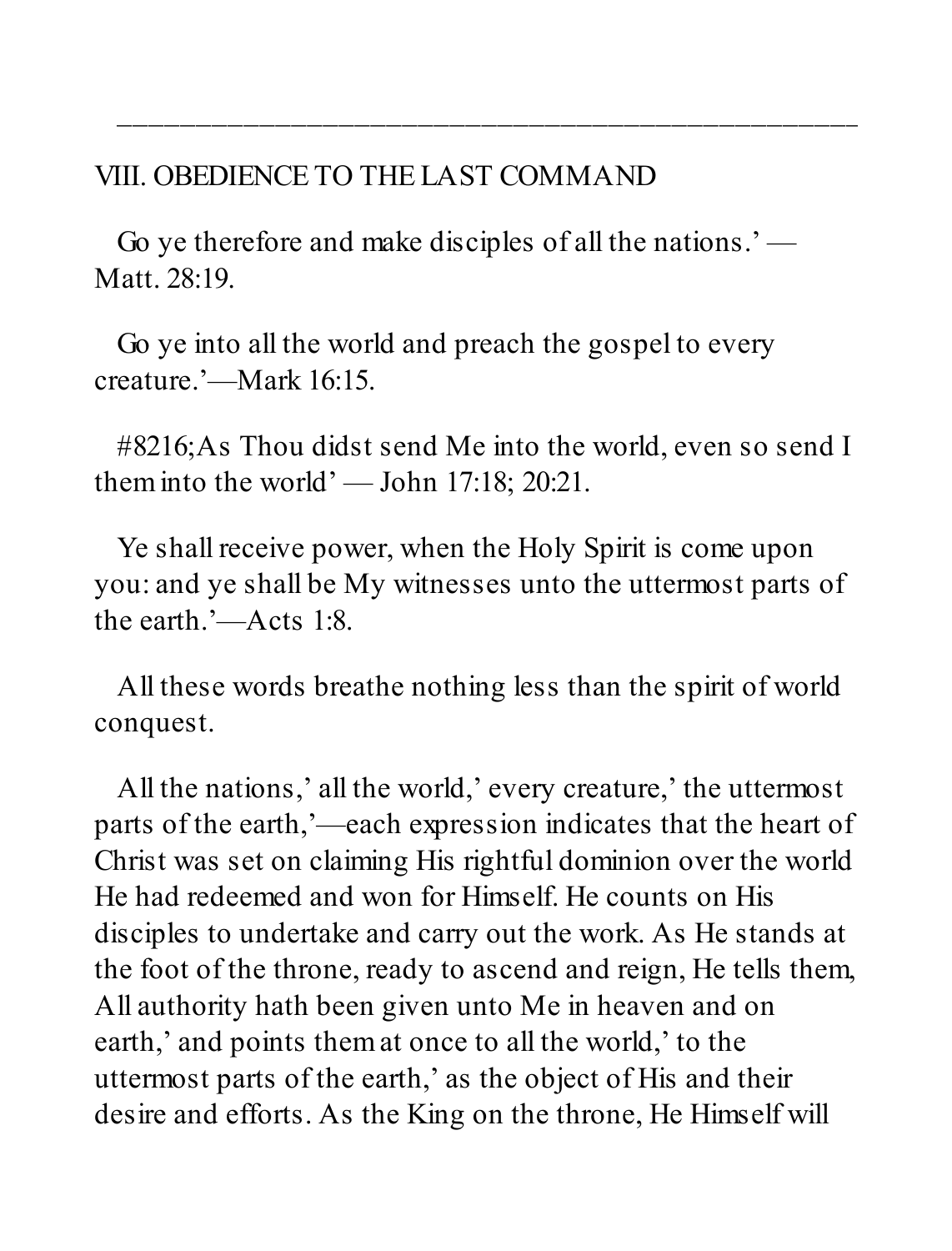---

VIII. OBEDIENCE TO THE LAST COMMAND

Go ye therefore and make disciples of all the nations.' — Matt. 28:19.

Go ye into all the world and preach the gospel to every creature.'—Mark 16:15.

#8216;As Thou didst send Me into the world, even so send I them into the world' — John 17:18; 20:21.

Ye shall receive power, when the Holy Spirit is come upon you: and ye shall be My witnesses unto the uttermost parts of the earth.'—Acts 1:8.

All these words breathe nothing less than the spirit of world conquest.

All the nations,' all the world,' every creature,' the uttermost parts of the earth,'—each expression indicates that the heart of Christ was set on claiming His rightful dominion over the world He had redeemed and won for Himself. He counts on His disciples to undertake and carry out the work. As He stands at the foot of the throne, ready to ascend and reign, He tells them, All authority hath been given unto Me in heaven and on earth,' and points them at once to all the world,' to the uttermost parts of the earth,' as the object of His and their desire and efforts. As the King on the throne, He Himself will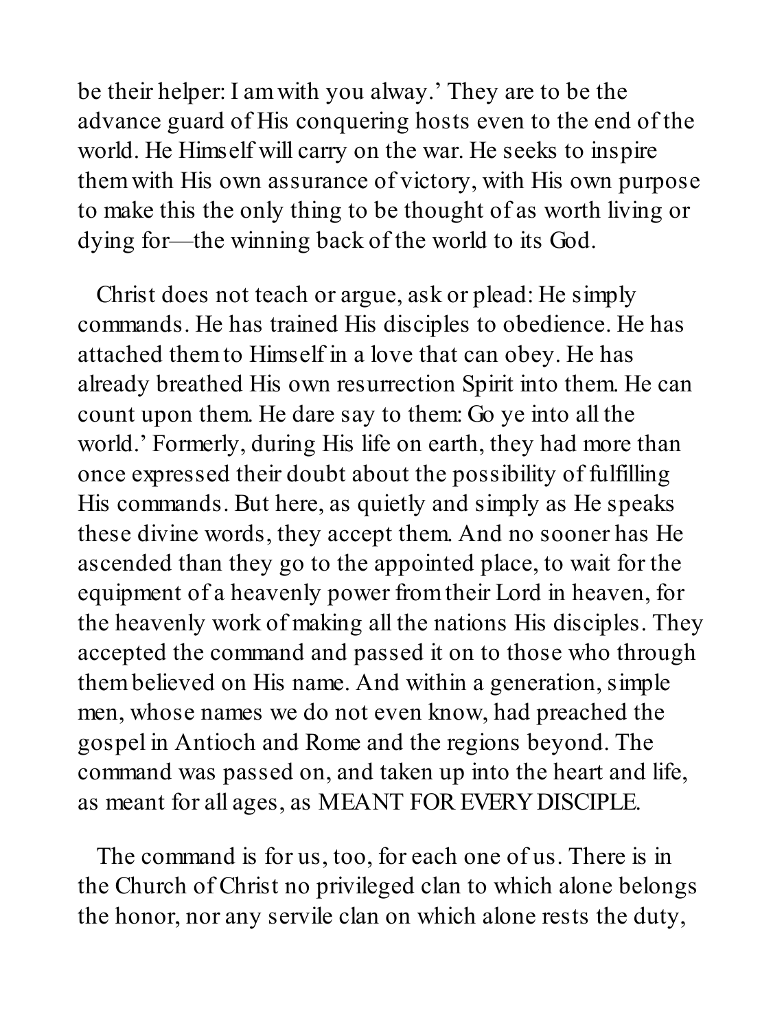be their helper: I am with you alway.' They are to be the advance guard of His conquering hosts even to the end of the world. He Himself will carry on the war. He seeks to inspire them with His own assurance of victory, with His own purpose to make this the only thing to be thought of as worth living or dying for—the winning back of the world to its God.

Christ does not teach or argue, ask or plead: He simply commands. He has trained His disciples to obedience. He has attached them to Himself in a love that can obey. He has already breathed His own resurrection Spirit into them. He can count upon them. He dare say to them: Go ye into all the world.' Formerly, during His life on earth, they had more than once expressed their doubt about the possibility of fulfilling His commands. But here, as quietly and simply as He speaks these divine words, they accept them. And no sooner has He ascended than they go to the appointed place, to wait for the equipment of a heavenly power from their Lord in heaven, for the heavenly work of making all the nations His disciples. They accepted the command and passed it on to those who through them believed on His name. And within a generation, simple men, whose names we do not even know, had preached the gospel in Antioch and Rome and the regions beyond. The command was passed on, and taken up into the heart and life, as meant for all ages, as MEANT FOR EVERY DISCIPLE.

The command is for us, too, for each one of us. There is in the Church of Christ no privileged clan to which alone belongs the honor, nor any servile clan on which alone rests the duty,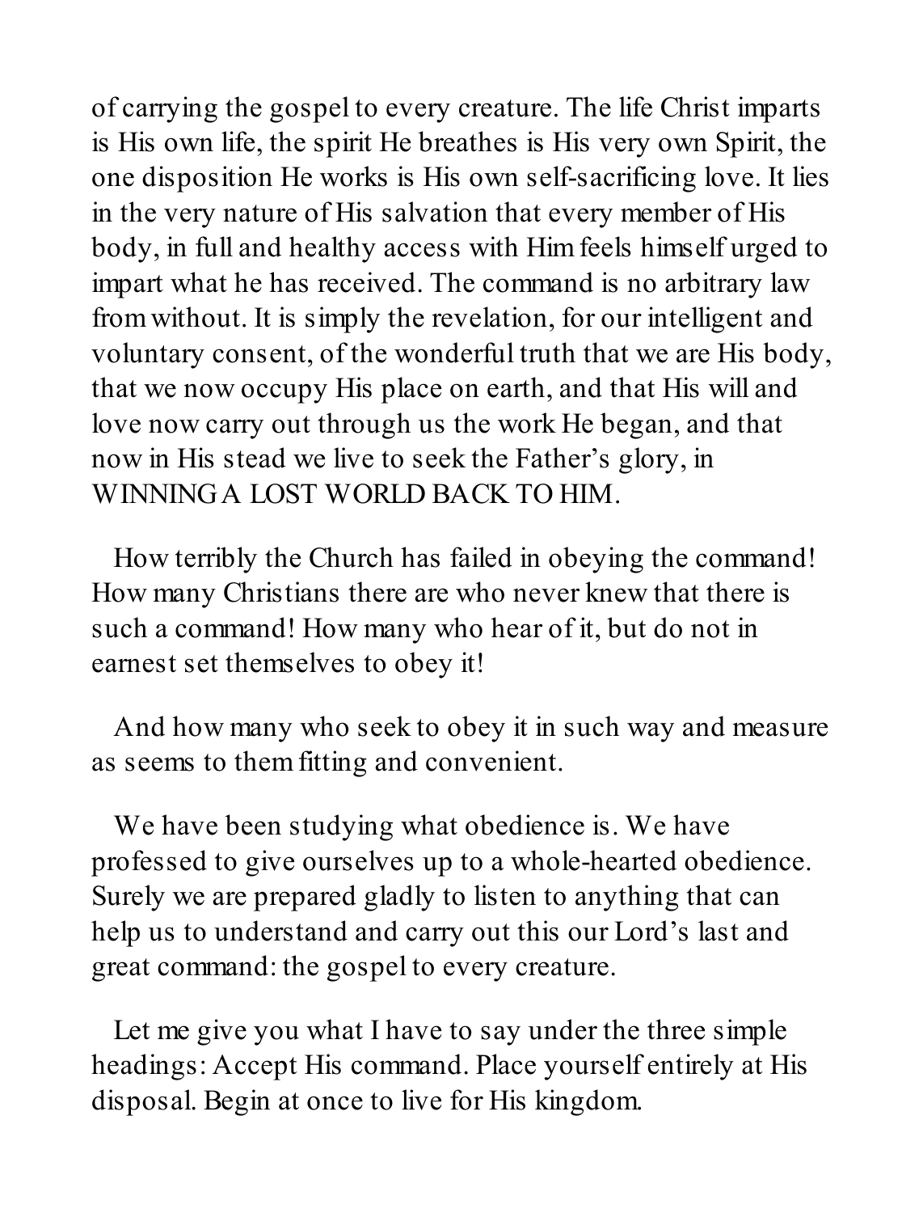of carrying the gospel to every creature. The life Christ imparts is His own life, the spirit He breathes is His very own Spirit, the one disposition He works is His own self-sacrificing love. It lies in the very nature of His salvation that every member of His body, in full and healthy access with Him feels himself urged to impart what he has received. The command is no arbitrary law from without. It is simply the revelation, for our intelligent and voluntary consent, of the wonderful truth that we are His body, that we now occupy His place on earth, and that His will and love now carry out through us the work He began, and that now in His stead we live to seek the Father's glory, in WINNING A LOST WORLD BACK TO HIM.

How terribly the Church has failed in obeying the command! How many Christians there are who never knew that there is such a command! How many who hear of it, but do not in earnest set themselves to obey it!

And how many who seek to obey it in such way and measure as seems to them fitting and convenient.

We have been studying what obedience is. We have professed to give ourselves up to a whole-hearted obedience. Surely we are prepared gladly to listen to anything that can help us to understand and carry out this our Lord's last and great command: the gospel to every creature.

Let me give you what I have to say under the three simple headings: Accept His command. Place yourself entirely at His disposal. Begin at once to live for His kingdom.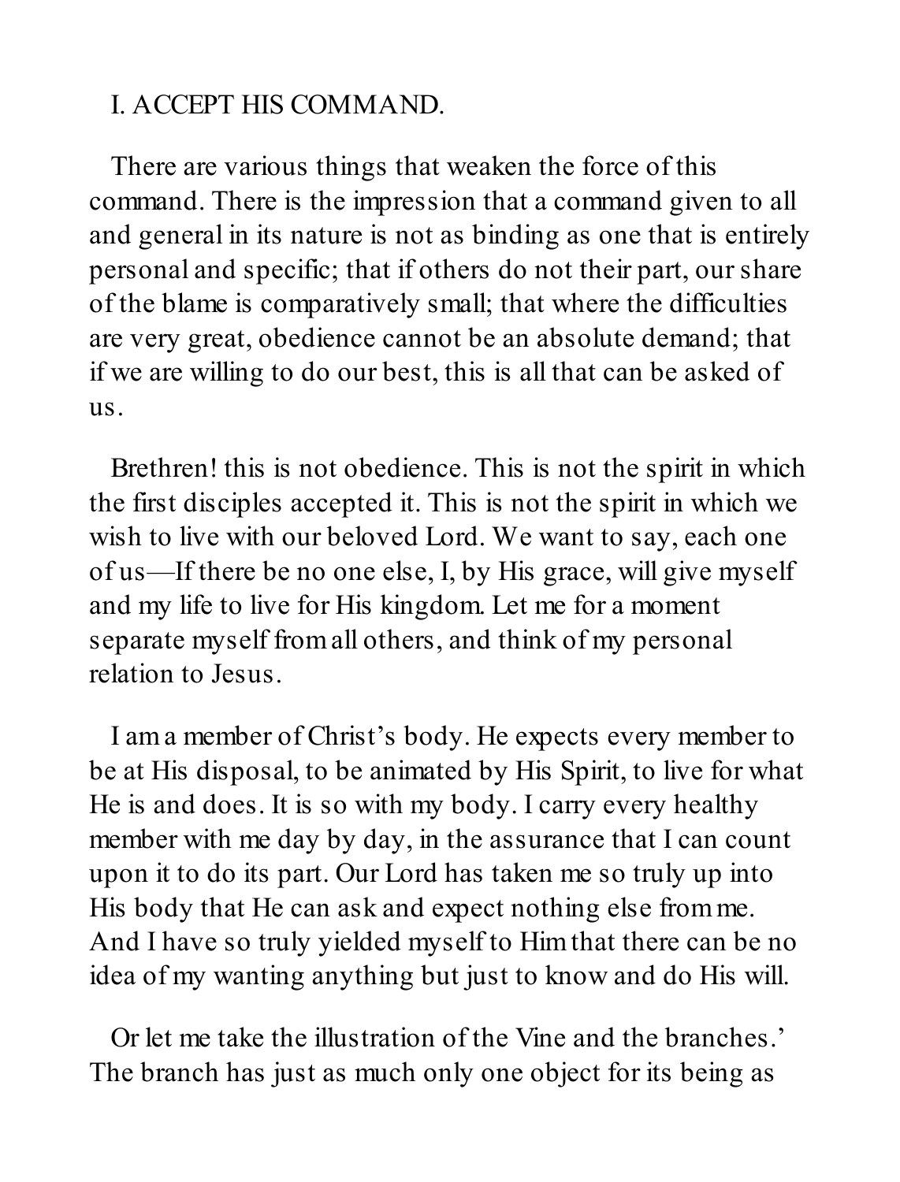## I. ACCEPT HIS COMMAND.

There are various things that weaken the force of this command. There is the impression that a command given to all and general in its nature is not as binding as one that is entirely personal and specific; that if others do not their part, our share of the blame is comparatively small; that where the difficulties are very great, obedience cannot be an absolute demand; that if we are willing to do our best, this is all that can be asked of us.

Brethren! this is not obedience. This is not the spirit in which the first disciples accepted it. This is not the spirit in which we wish to live with our beloved Lord. We want to say, each one of us—If there be no one else, I, by His grace, will give myself and my life to live for His kingdom. Let me for a moment separate myself from all others, and think of my personal relation to Jesus.

I am a member of Christ's body. He expects every member to be at His disposal, to be animated by His Spirit, to live for what He is and does. It is so with my body. I carry every healthy member with me day by day, in the assurance that I can count upon it to do its part. Our Lord has taken me so truly up into His body that He can ask and expect nothing else from me. And I have so truly yielded myself to Him that there can be no idea of my wanting anything but just to know and do His will.

Or let me take the illustration of the Vine and the branches.' The branch has just as much only one object for its being as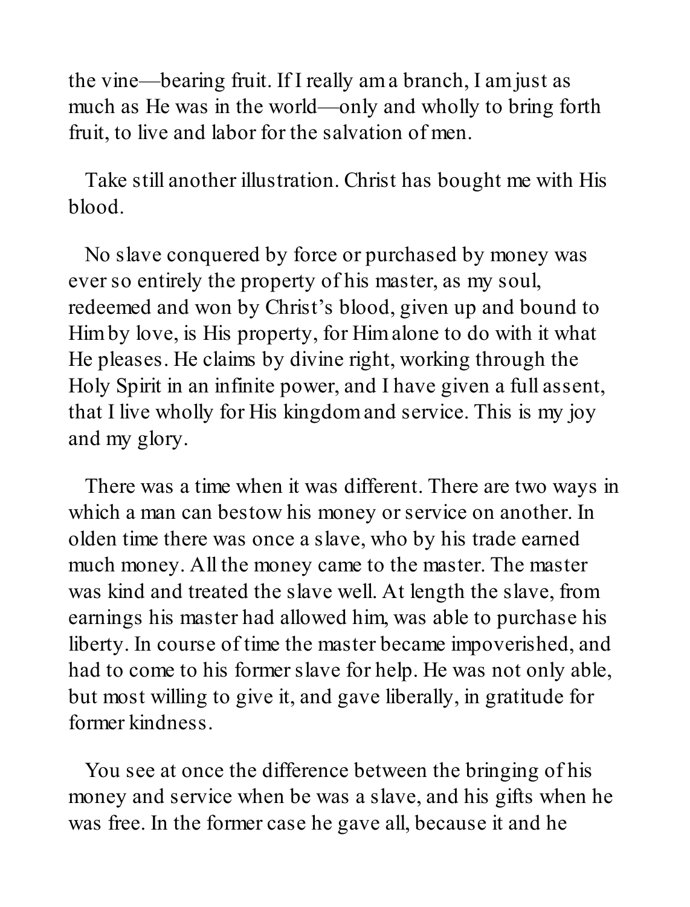the vine—bearing fruit. If I really am a branch, I am just as much as He was in the world—only and wholly to bring forth fruit, to live and labor for the salvation of men.

Take still another illustration. Christ has bought me with His blood.

No slave conquered by force or purchased by money was ever so entirely the property of his master, as my soul, redeemed and won by Christ's blood, given up and bound to Him by love, is His property, for Him alone to do with it what He pleases. He claims by divine right, working through the Holy Spirit in an infinite power, and I have given a full assent, that I live wholly for His kingdom and service. This is my joy and my glory.

There was a time when it was different. There are two ways in which a man can bestow his money or service on another. In olden time there was once a slave, who by his trade earned much money. All the money came to the master. The master was kind and treated the slave well. At length the slave, from earnings his master had allowed him, was able to purchase his liberty. In course of time the master became impoverished, and had to come to his former slave for help. He was not only able, but most willing to give it, and gave liberally, in gratitude for former kindness.

You see at once the difference between the bringing of his money and service when be was a slave, and his gifts when he was free. In the former case he gave all, because it and he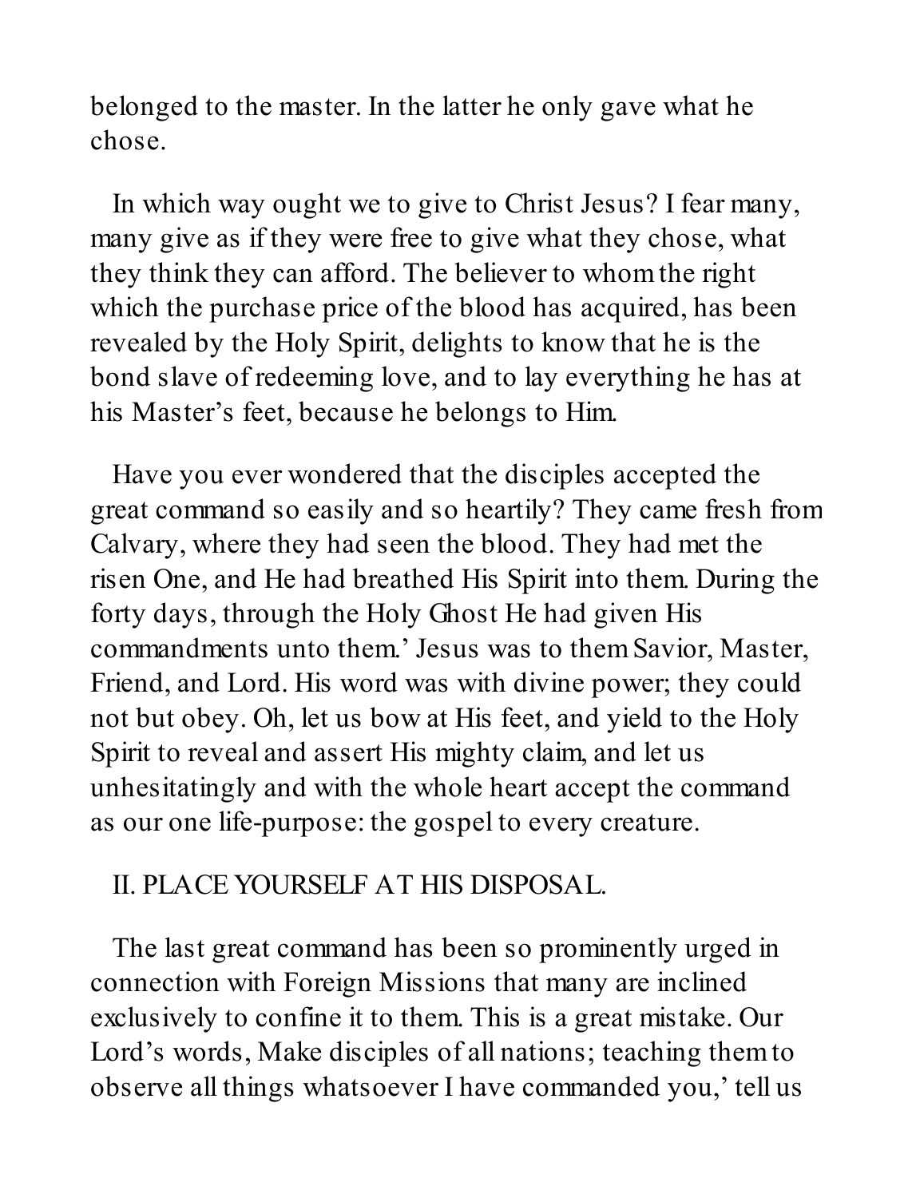belonged to the master. In the latter he only gave what he chose.

In which way ought we to give to Christ Jesus? I fear many, many give as if they were free to give what they chose, what they think they can afford. The believer to whom the right which the purchase price of the blood has acquired, has been revealed by the Holy Spirit, delights to know that he is the bond slave of redeeming love, and to lay everything he has at his Master's feet, because he belongs to Him.

Have you ever wondered that the disciples accepted the great command so easily and so heartily? They came fresh from Calvary, where they had seen the blood. They had met the risen One, and He had breathed His Spirit into them. During the forty days, through the Holy Ghost He had given His commandments unto them.' Jesus was to them Savior, Master, Friend, and Lord. His word was with divine power; they could not but obey. Oh, let us bow at His feet, and yield to the Holy Spirit to reveal and assert His mighty claim, and let us unhesitatingly and with the whole heart accept the command as our one life-purpose: the gospel to every creature.

## II. PLACE YOURSELF AT HIS DISPOSAL.

The last great command has been so prominently urged in connection with Foreign Missions that many are inclined exclusively to confine it to them. This is a great mistake. Our Lord's words, Make disciples of all nations; teaching them to observe all things whatsoever I have commanded you,' tell us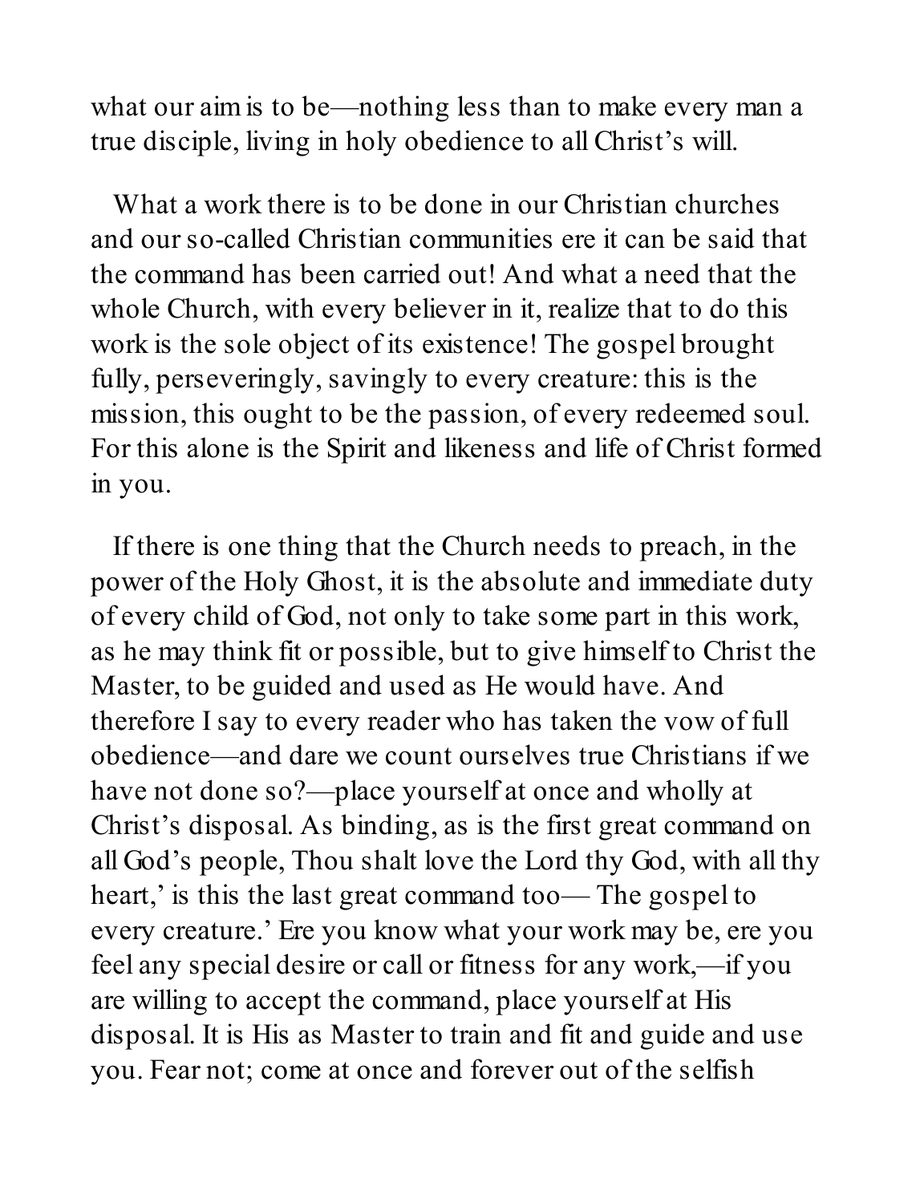what our aim is to be—nothing less than to make every man a true disciple, living in holy obedience to all Christ's will.

What a work there is to be done in our Christian churches and our so-called Christian communities ere it can be said that the command has been carried out! And what a need that the whole Church, with every believer in it, realize that to do this work is the sole object of its existence! The gospel brought fully, perseveringly, savingly to every creature: this is the mission, this ought to be the passion, of every redeemed soul. For this alone is the Spirit and likeness and life of Christ formed in you.

If there is one thing that the Church needs to preach, in the power of the Holy Ghost, it is the absolute and immediate duty of every child of God, not only to take some part in this work, as he may think fit or possible, but to give himself to Christ the Master, to be guided and used as He would have. And therefore I say to every reader who has taken the vow of full obedience—and dare we count ourselves true Christians if we have not done so?—place yourself at once and wholly at Christ's disposal. As binding, as is the first great command on all God's people, Thou shalt love the Lord thy God, with all thy heart,' is this the last great command too— The gospel to every creature.' Ere you know what your work may be, ere you feel any special desire or call or fitness for any work,—if you are willing to accept the command, place yourself at His disposal. It is His as Master to train and fit and guide and use you. Fear not; come at once and forever out of the selfish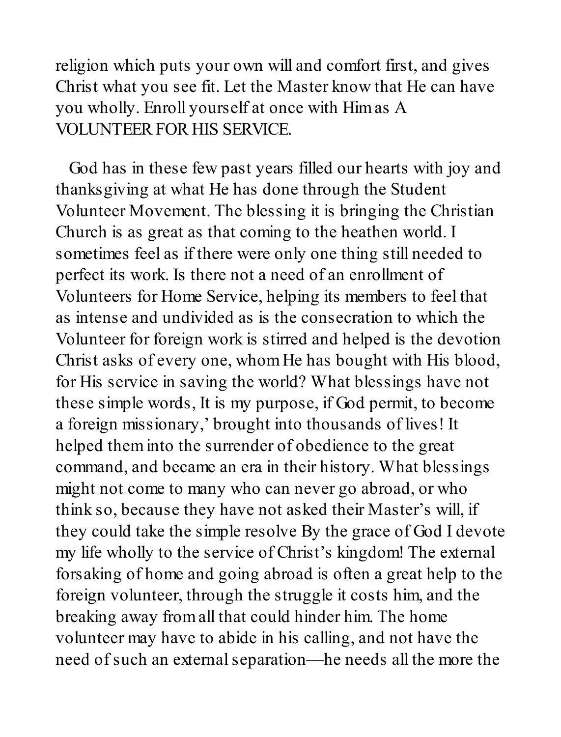religion which puts your own will and comfort first, and gives Christ what you see fit. Let the Master know that He can have you wholly. Enroll yourself at once with Him as A VOLUNTEER FOR HIS SERVICE.

God has in these few past years filled our hearts with joy and thanksgiving at what He has done through the Student Volunteer Movement. The blessing it is bringing the Christian Church is as great as that coming to the heathen world. I sometimes feel as if there were only one thing still needed to perfect its work. Is there not a need of an enrollment of Volunteers for Home Service, helping its members to feel that as intense and undivided as is the consecration to which the Volunteer for foreign work is stirred and helped is the devotion Christ asks of every one, whom He has bought with His blood, for His service in saving the world? What blessings have not these simple words, It is my purpose, if God permit, to become a foreign missionary,' brought into thousands of lives! It helped them into the surrender of obedience to the great command, and became an era in their history. What blessings might not come to many who can never go abroad, or who think so, because they have not asked their Master's will, if they could take the simple resolve By the grace of God I devote my life wholly to the service of Christ's kingdom! The external forsaking of home and going abroad is often a great help to the foreign volunteer, through the struggle it costs him, and the breaking away from all that could hinder him. The home volunteer may have to abide in his calling, and not have the need of such an external separation—he needs all the more the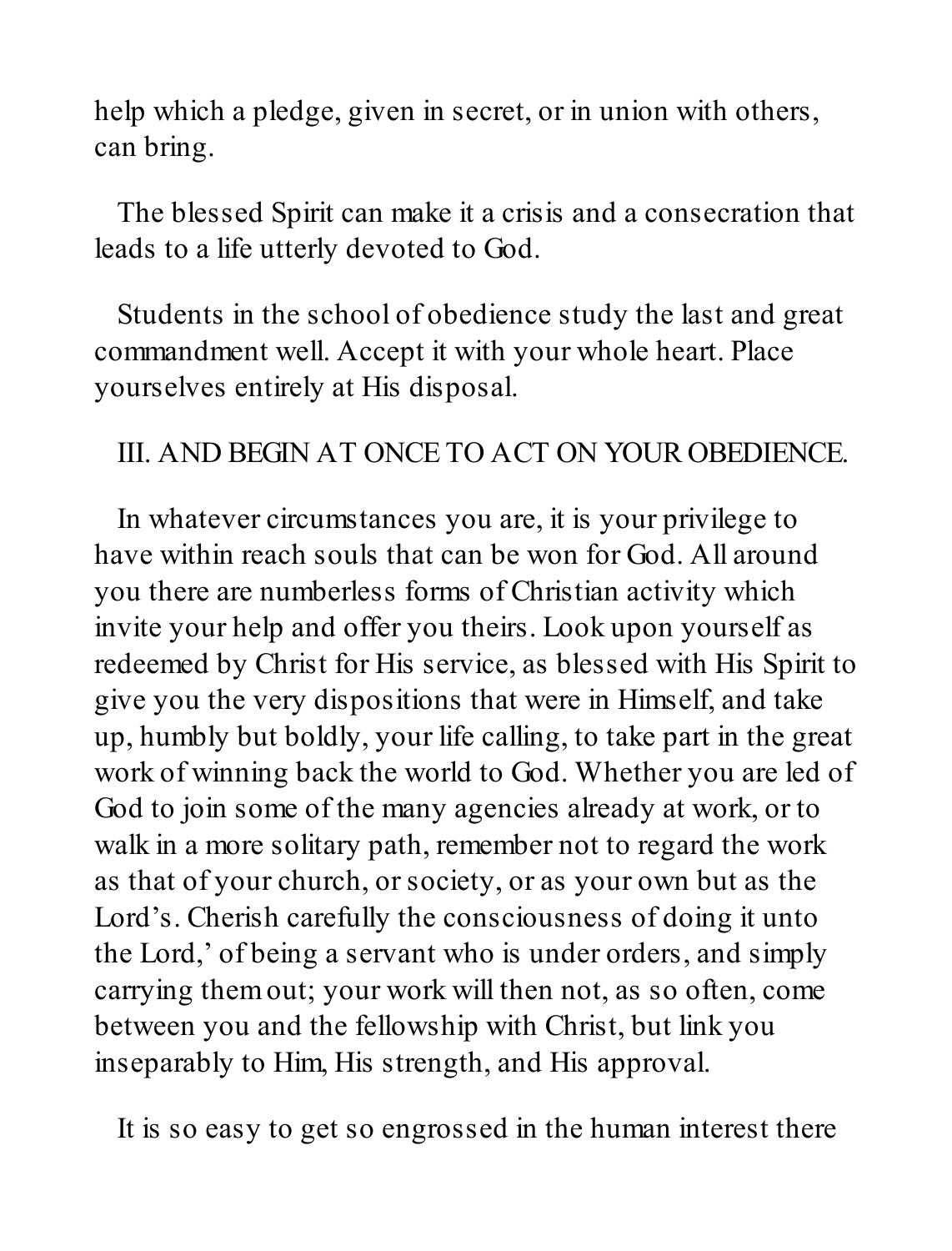help which a pledge, given in secret, or in union with others, can bring.

The blessed Spirit can make it a crisis and a consecration that leads to a life utterly devoted to God.

Students in the school of obedience study the last and great commandment well. Accept it with your whole heart. Place yourselves entirely at His disposal.

III. AND BEGIN AT ONCE TO ACT ON YOUR OBEDIENCE.

In whatever circumstances you are, it is your privilege to have within reach souls that can be won for God. All around you there are numberless forms of Christian activity which invite your help and offer you theirs. Look upon yourself as redeemed by Christ for His service, as blessed with His Spirit to give you the very dispositions that were in Himself, and take up, humbly but boldly, your life calling, to take part in the great work of winning back the world to God. Whether you are led of God to join some of the many agencies already at work, or to walk in a more solitary path, remember not to regard the work as that of your church, or society, or as your own but as the Lord's. Cherish carefully the consciousness of doing it unto the Lord,' of being a servant who is under orders, and simply carrying them out; your work will then not, as so often, come between you and the fellowship with Christ, but link you inseparably to Him, His strength, and His approval.

It is so easy to get so engrossed in the human interest there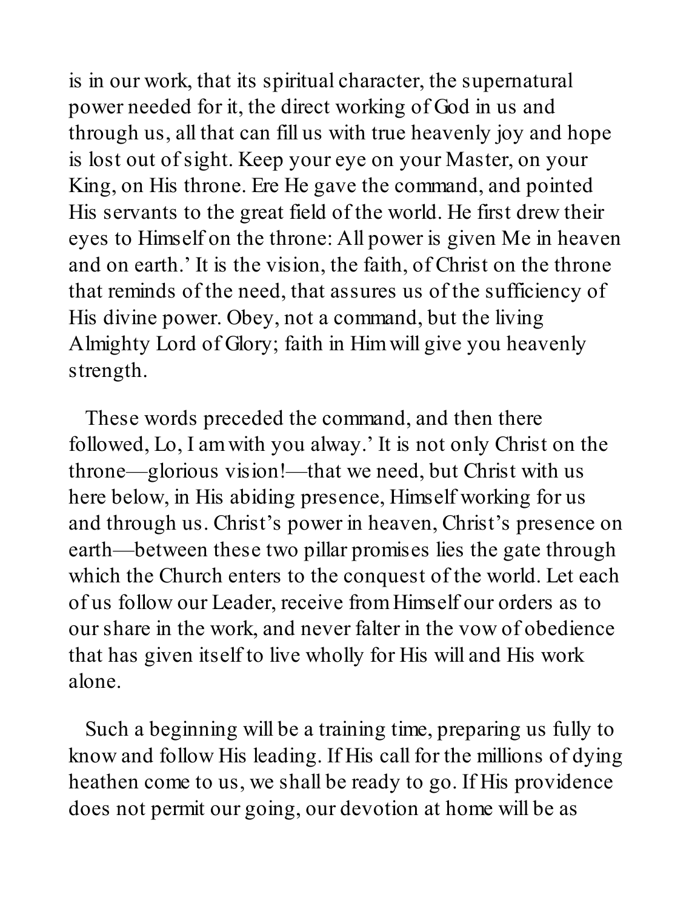is in our work, that its spiritual character, the supernatural power needed for it, the direct working of God in us and through us, all that can fill us with true heavenly joy and hope is lost out of sight. Keep your eye on your Master, on your King, on His throne. Ere He gave the command, and pointed His servants to the great field of the world. He first drew their eyes to Himself on the throne: All power is given Me in heaven and on earth.' It is the vision, the faith, of Christ on the throne that reminds of the need, that assures us of the sufficiency of His divine power. Obey, not a command, but the living Almighty Lord of Glory; faith in Him will give you heavenly strength.

These words preceded the command, and then there followed, Lo, I am with you alway.' It is not only Christ on the throne—glorious vision!—that we need, but Christ with us here below, in His abiding presence, Himself working for us and through us. Christ's power in heaven, Christ's presence on earth—between these two pillar promises lies the gate through which the Church enters to the conquest of the world. Let each of us follow our Leader, receive from Himself our orders as to our share in the work, and never falter in the vow of obedience that has given itself to live wholly for His will and His work alone.

Such a beginning will be a training time, preparing us fully to know and follow His leading. If His call for the millions of dying heathen come to us, we shall be ready to go. If His providence does not permit our going, our devotion at home will be as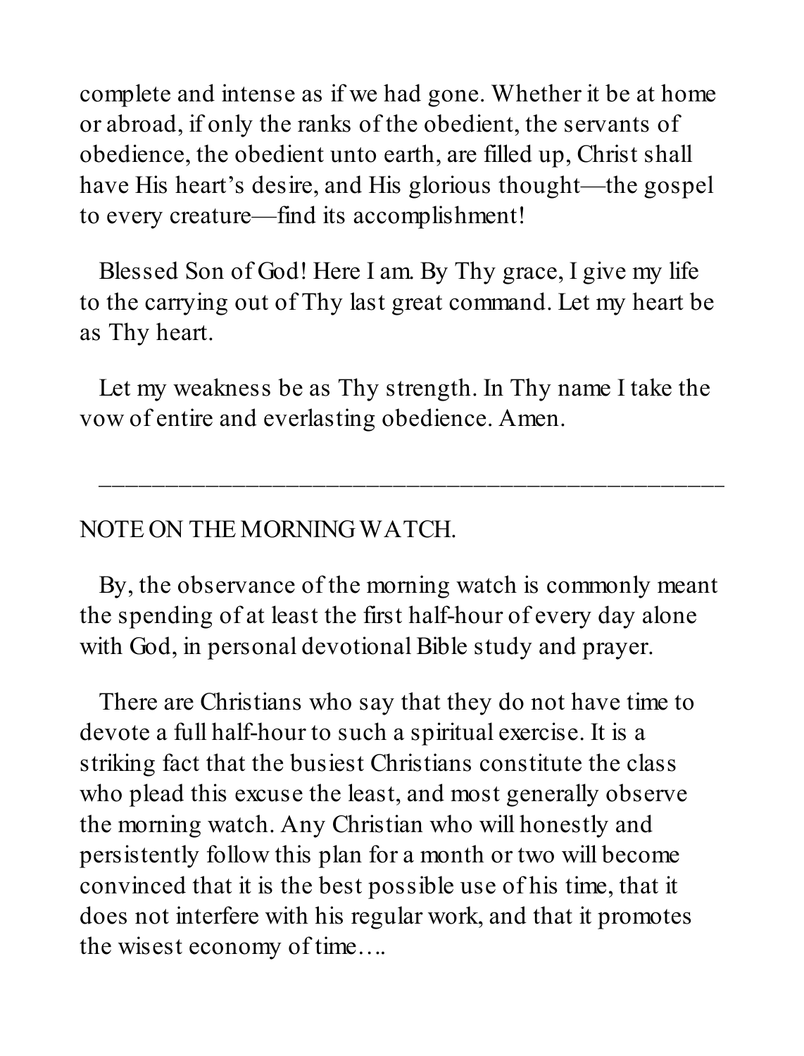complete and intense as if we had gone. Whether it be at home or abroad, if only the ranks of the obedient, the servants of obedience, the obedient unto earth, are filled up, Christ shall have His heart's desire, and His glorious thought—the gospel to every creature—find its accomplishment!

Blessed Son of God! Here I am. By Thy grace, I give my life to the carrying out of Thy last great command. Let my heart be as Thy heart.

Let my weakness be as Thy strength. In Thy name I take the vow of entire and everlasting obedience. Amen.

---

## NOTE ON THE MORNING WATCH.

By, the observance of the morning watch is commonly meant the spending of at least the first half-hour of every day alone with God, in personal devotional Bible study and prayer.

There are Christians who say that they do not have time to devote a full half-hour to such a spiritual exercise. It is a striking fact that the busiest Christians constitute the class who plead this excuse the least, and most generally observe the morning watch. Any Christian who will honestly and persistently follow this plan for a month or two will become convinced that it is the best possible use of his time, that it does not interfere with his regular work, and that it promotes the wisest economy of time….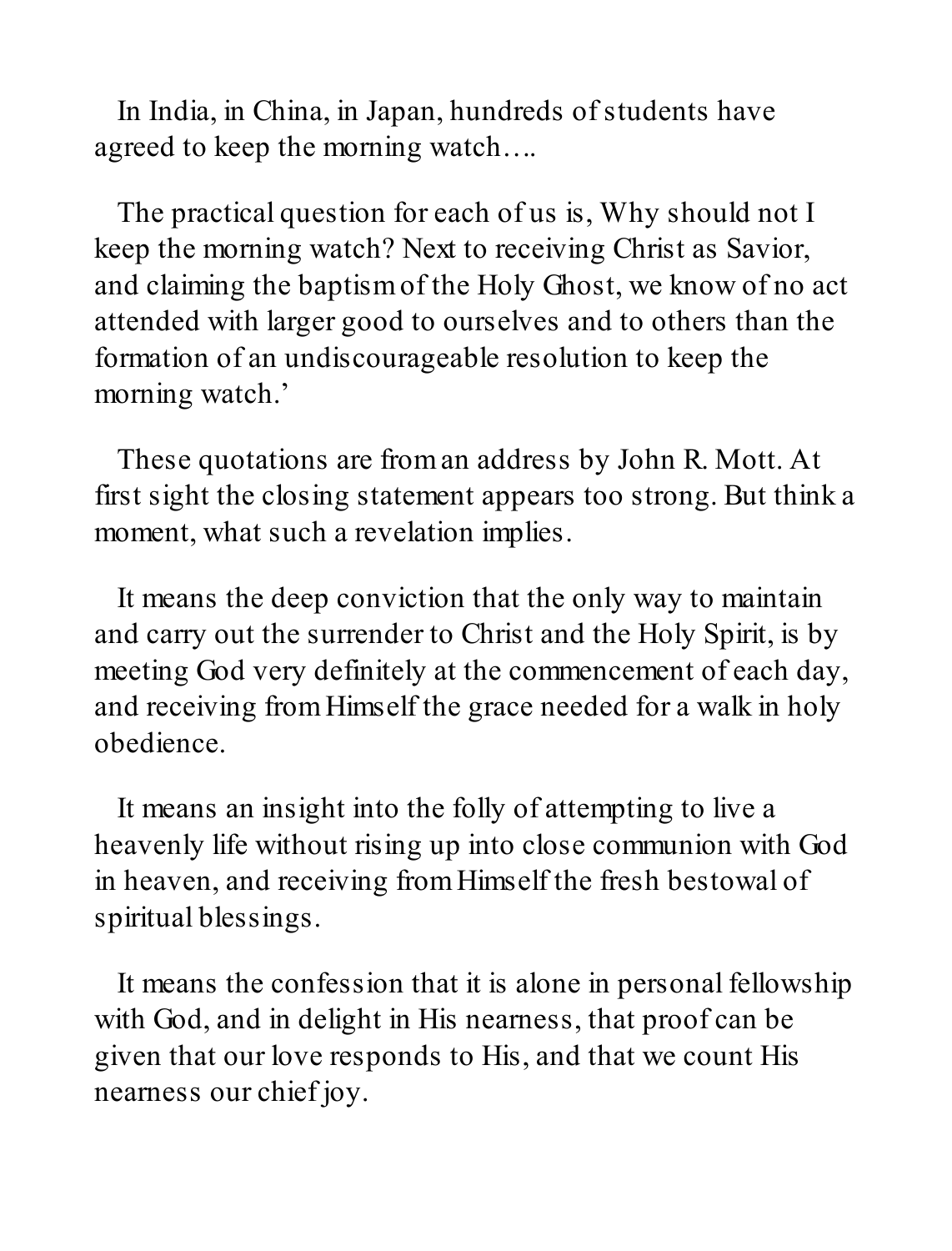In India, in China, in Japan, hundreds of students have agreed to keep the morning watch….

The practical question for each of us is, Why should not I keep the morning watch? Next to receiving Christ as Savior, and claiming the baptism of the Holy Ghost, we know of no act attended with larger good to ourselves and to others than the formation of an undiscourageable resolution to keep the morning watch.'

These quotations are from an address by John R. Mott. At first sight the closing statement appears too strong. But think a moment, what such a revelation implies.

It means the deep conviction that the only way to maintain and carry out the surrender to Christ and the Holy Spirit, is by meeting God very definitely at the commencement of each day, and receiving from Himself the grace needed for a walk in holy obedience.

It means an insight into the folly of attempting to live a heavenly life without rising up into close communion with God in heaven, and receiving from Himself the fresh bestowal of spiritual blessings.

It means the confession that it is alone in personal fellowship with God, and in delight in His nearness, that proof can be given that our love responds to His, and that we count His nearness our chief joy.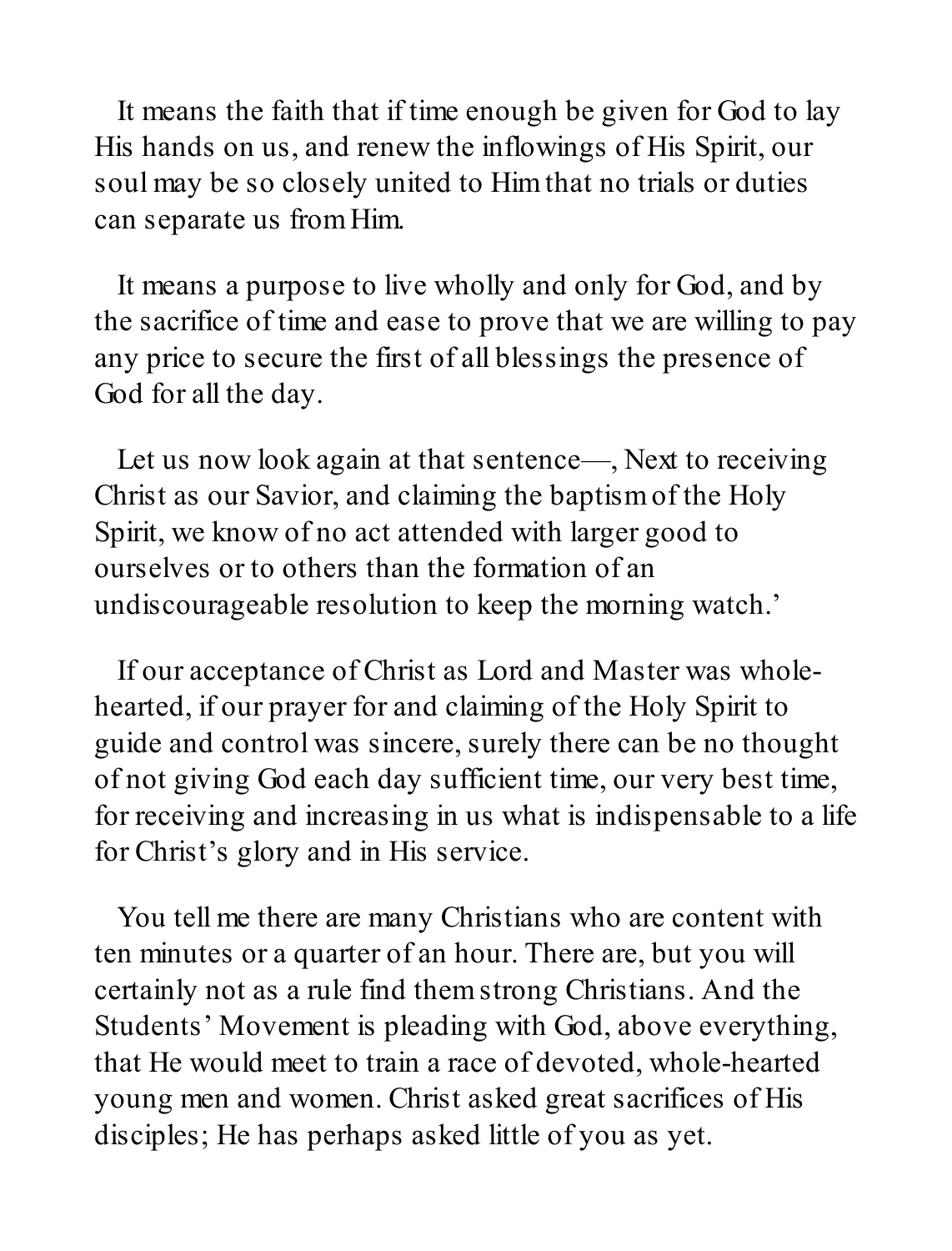It means the faith that if time enough be given for God to lay His hands on us, and renew the inflowings of His Spirit, our soul may be so closely united to Him that no trials or duties can separate us from Him.

It means a purpose to live wholly and only for God, and by the sacrifice of time and ease to prove that we are willing to pay any price to secure the first of all blessings the presence of God for all the day.

Let us now look again at that sentence—, Next to receiving Christ as our Savior, and claiming the baptism of the Holy Spirit, we know of no act attended with larger good to ourselves or to others than the formation of an undiscourageable resolution to keep the morning watch.'

If our acceptance of Christ as Lord and Master was whole-hearted, if our prayer for and claiming of the Holy Spirit to guide and control was sincere, surely there can be no thought of not giving God each day sufficient time, our very best time, for receiving and increasing in us what is indispensable to a life for Christ's glory and in His service.

You tell me there are many Christians who are content with ten minutes or a quarter of an hour. There are, but you will certainly not as a rule find them strong Christians. And the Students' Movement is pleading with God, above everything, that He would meet to train a race of devoted, whole-hearted young men and women. Christ asked great sacrifices of His disciples; He has perhaps asked little of you as yet.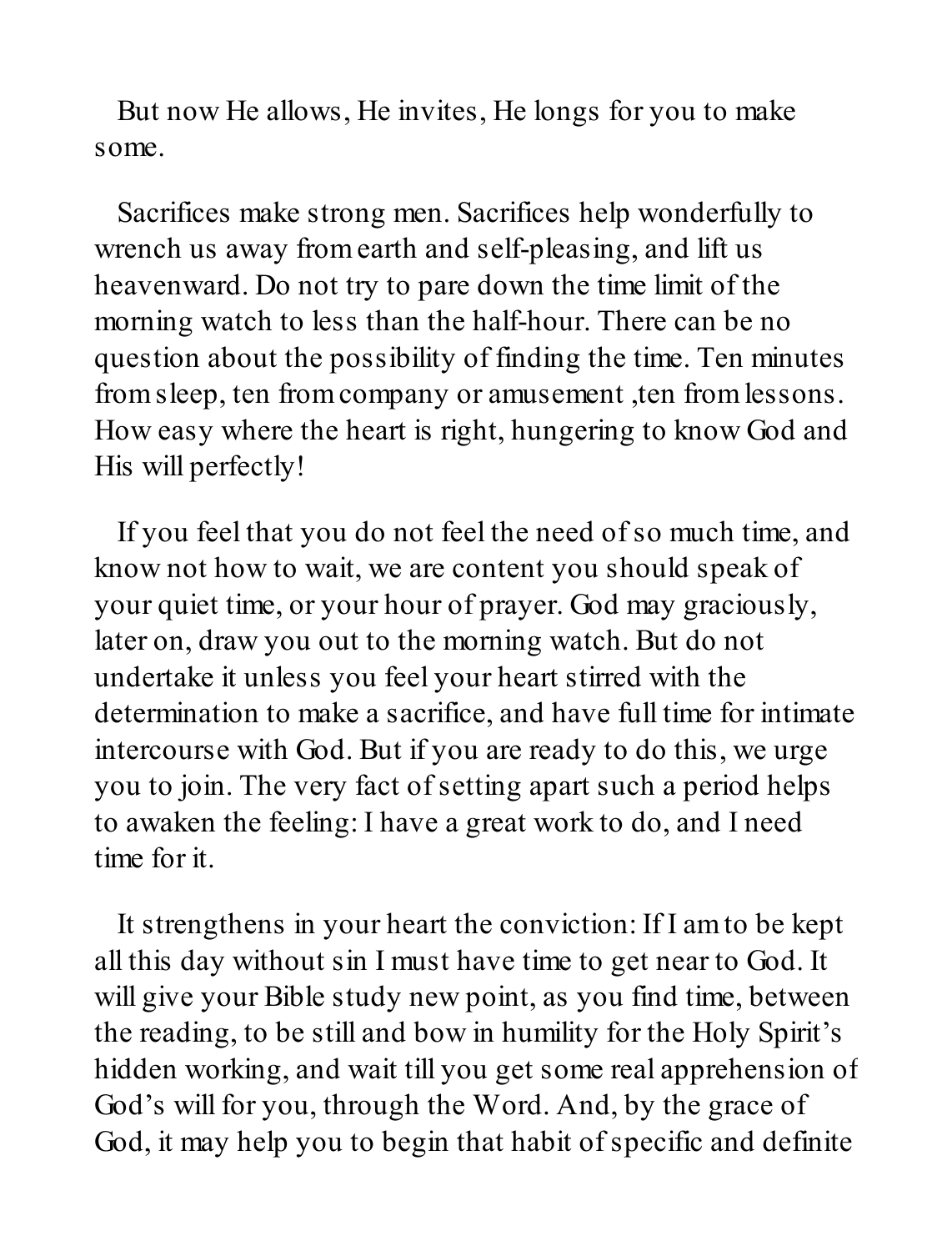But now He allows, He invites, He longs for you to make some.

Sacrifices make strong men. Sacrifices help wonderfully to wrench us away from earth and self-pleasing, and lift us heavenward. Do not try to pare down the time limit of the morning watch to less than the half-hour. There can be no question about the possibility of finding the time. Ten minutes from sleep, ten from company or amusement ,ten from lessons. How easy where the heart is right, hungering to know God and His will perfectly!

If you feel that you do not feel the need of so much time, and know not how to wait, we are content you should speak of your quiet time, or your hour of prayer. God may graciously, later on, draw you out to the morning watch. But do not undertake it unless you feel your heart stirred with the determination to make a sacrifice, and have full time for intimate intercourse with God. But if you are ready to do this, we urge you to join. The very fact of setting apart such a period helps to awaken the feeling: I have a great work to do, and I need time for it.

It strengthens in your heart the conviction: If I am to be kept all this day without sin I must have time to get near to God. It will give your Bible study new point, as you find time, between the reading, to be still and bow in humility for the Holy Spirit's hidden working, and wait till you get some real apprehension of God's will for you, through the Word. And, by the grace of God, it may help you to begin that habit of specific and definite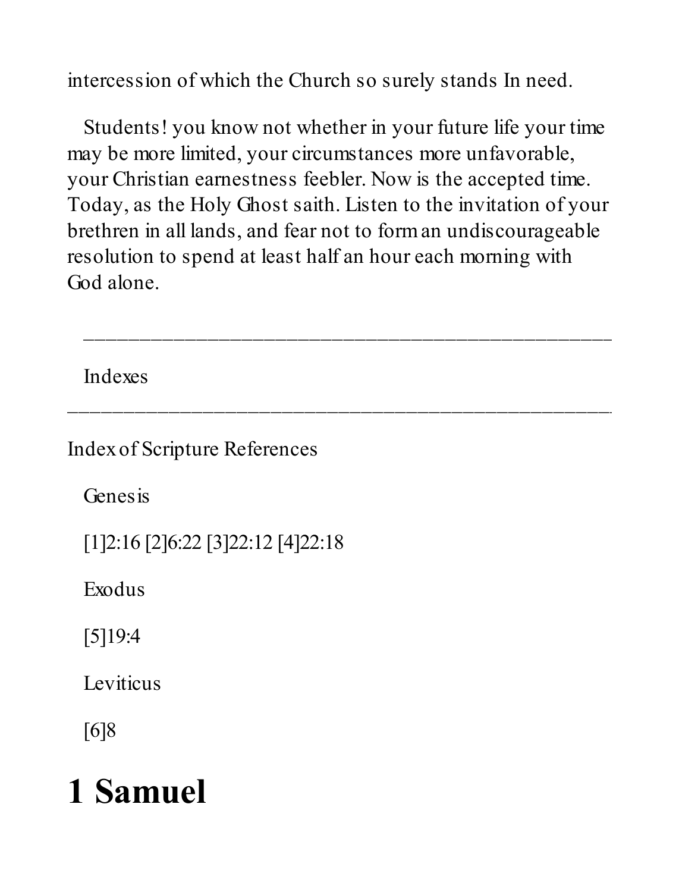intercession of which the Church so surely stands In need.

Students! you know not whether in your future life your time may be more limited, your circumstances more unfavorable, your Christian earnestness feebler. Now is the accepted time. Today, as the Holy Ghost saith. Listen to the invitation of your brethren in all lands, and fear not to form an undiscourageable resolution to spend at least half an hour each morning with God alone.

---

Indexes

---

Index of Scripture References

Genesis

[1]2:16 [2]6:22 [3]22:12 [4]22:18

Exodus

[5]19:4

Leviticus

[6]8

# 1 Samuel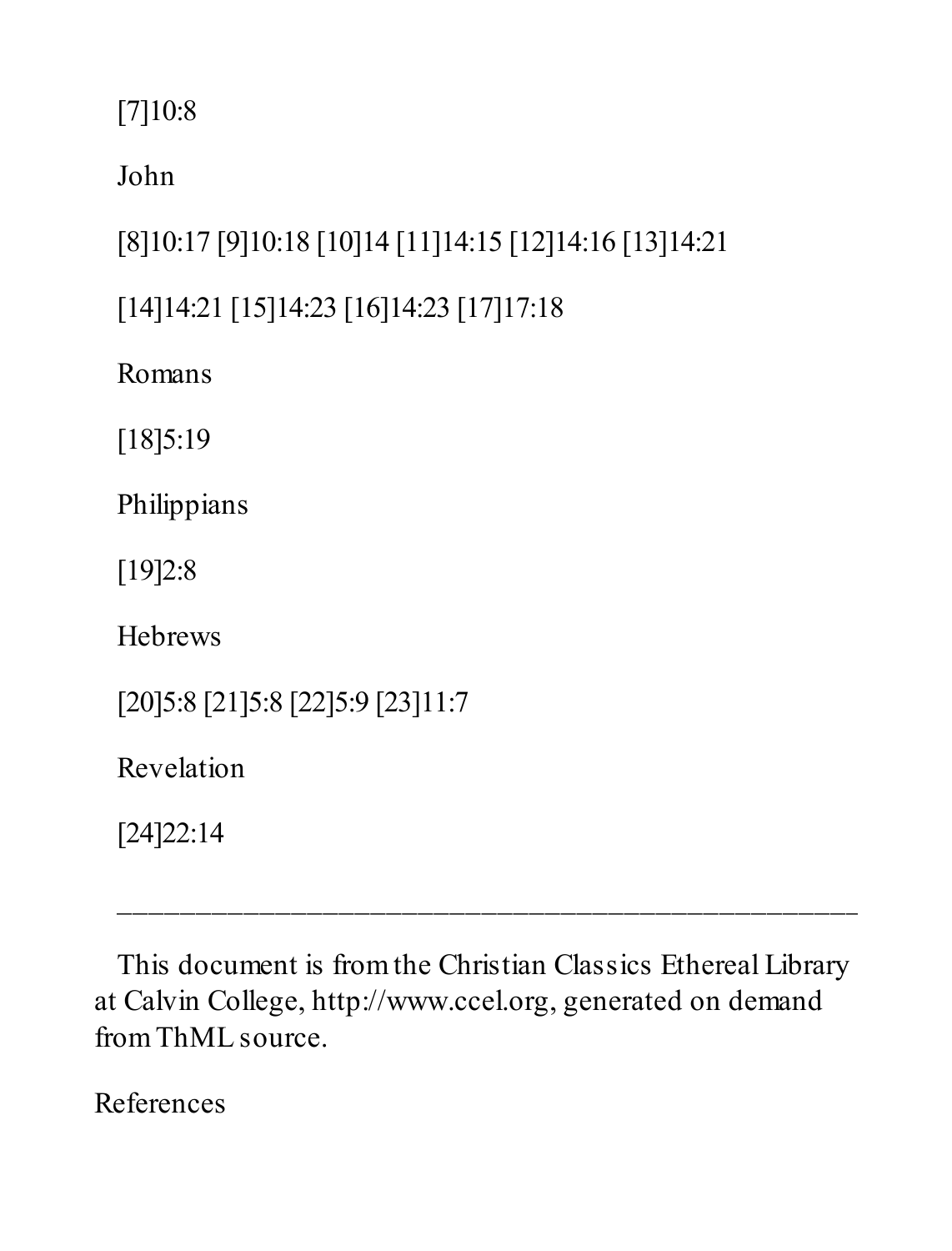[7]10:8

John

[8]10:17 [9]10:18 [10]14 [11]14:15 [12]14:16 [13]14:21

[14]14:21 [15]14:23 [16]14:23 [17]17:18

Romans

[18]5:19

Philippians

[19]2:8

Hebrews

[20]5:8 [21]5:8 [22]5:9 [23]11:7

Revelation

[24]22:14

---

This document is from the Christian Classics Ethereal Library at Calvin College, http://www.ccel.org, generated on demand from ThML source.

References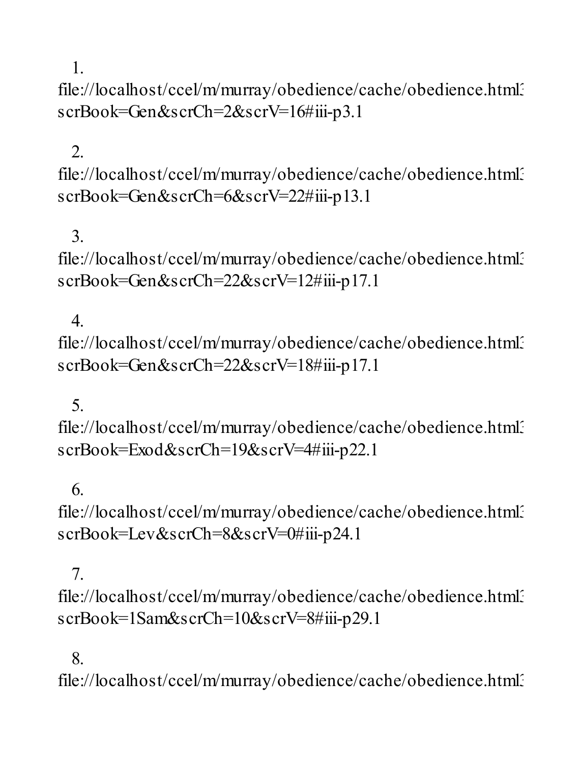1. 
file://localhost/ccel/m/murray/obedience/cache/obedience.html3
scrBook=Gen&scrCh=2&scrV=16#iii-p3.1

2. 
file://localhost/ccel/m/murray/obedience/cache/obedience.html3
scrBook=Gen&scrCh=6&scrV=22#iii-p13.1

3. 
file://localhost/ccel/m/murray/obedience/cache/obedience.html3
scrBook=Gen&scrCh=22&scrV=12#iii-p17.1

4. 
file://localhost/ccel/m/murray/obedience/cache/obedience.html3
scrBook=Gen&scrCh=22&scrV=18#iii-p17.1

5. 
file://localhost/ccel/m/murray/obedience/cache/obedience.html3
scrBook=Exod&scrCh=19&scrV=4#iii-p22.1

6. 
file://localhost/ccel/m/murray/obedience/cache/obedience.html3
scrBook=Lev&scrCh=8&scrV=0#iii-p24.1

7. 
file://localhost/ccel/m/murray/obedience/cache/obedience.html3
scrBook=1Sam&scrCh=10&scrV=8#iii-p29.1

8. 
file://localhost/ccel/m/murray/obedience/cache/obedience.html3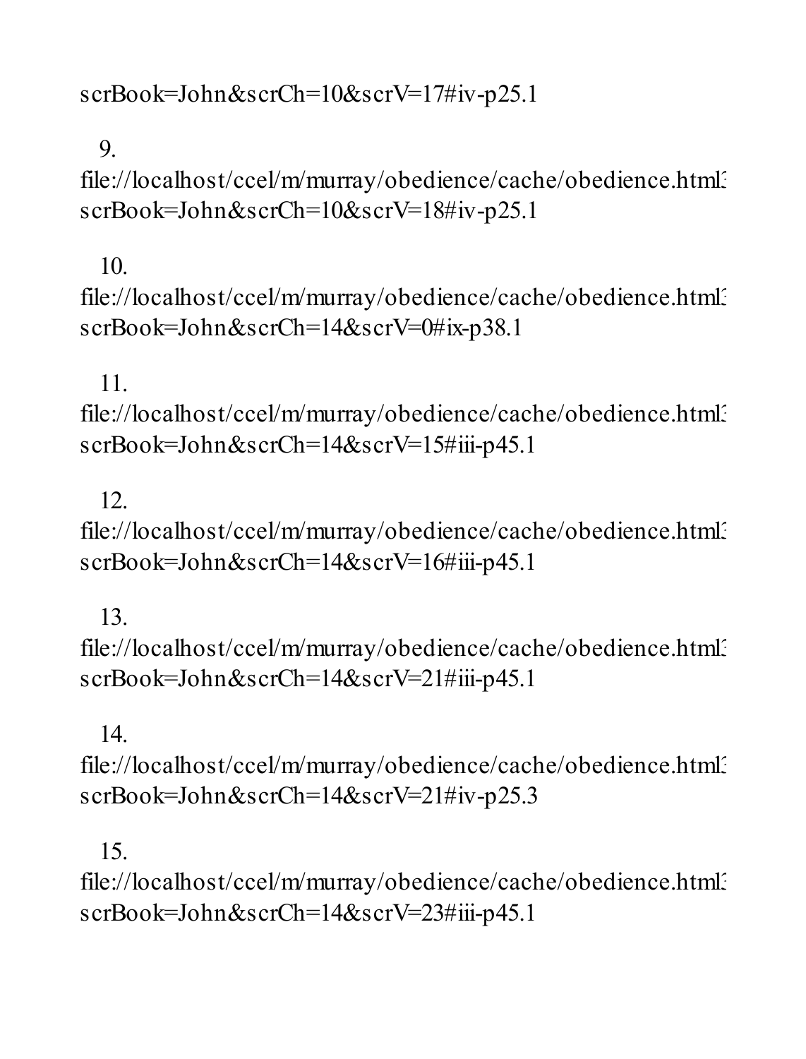scrBook=John&scrCh=10&scrV=17#iv-p25.1

9. file://localhost/ccel/m/murray/obedience/cache/obedience.html3 scrBook=John&scrCh=10&scrV=18#iv-p25.1

10. file://localhost/ccel/m/murray/obedience/cache/obedience.html3 scrBook=John&scrCh=14&scrV=0#ix-p38.1

11. file://localhost/ccel/m/murray/obedience/cache/obedience.html3 scrBook=John&scrCh=14&scrV=15#iii-p45.1

12. file://localhost/ccel/m/murray/obedience/cache/obedience.html3 scrBook=John&scrCh=14&scrV=16#iii-p45.1

13. file://localhost/ccel/m/murray/obedience/cache/obedience.html3 scrBook=John&scrCh=14&scrV=21#iii-p45.1

14. file://localhost/ccel/m/murray/obedience/cache/obedience.html3 scrBook=John&scrCh=14&scrV=21#iv-p25.3

15. file://localhost/ccel/m/murray/obedience/cache/obedience.html3 scrBook=John&scrCh=14&scrV=23#iii-p45.1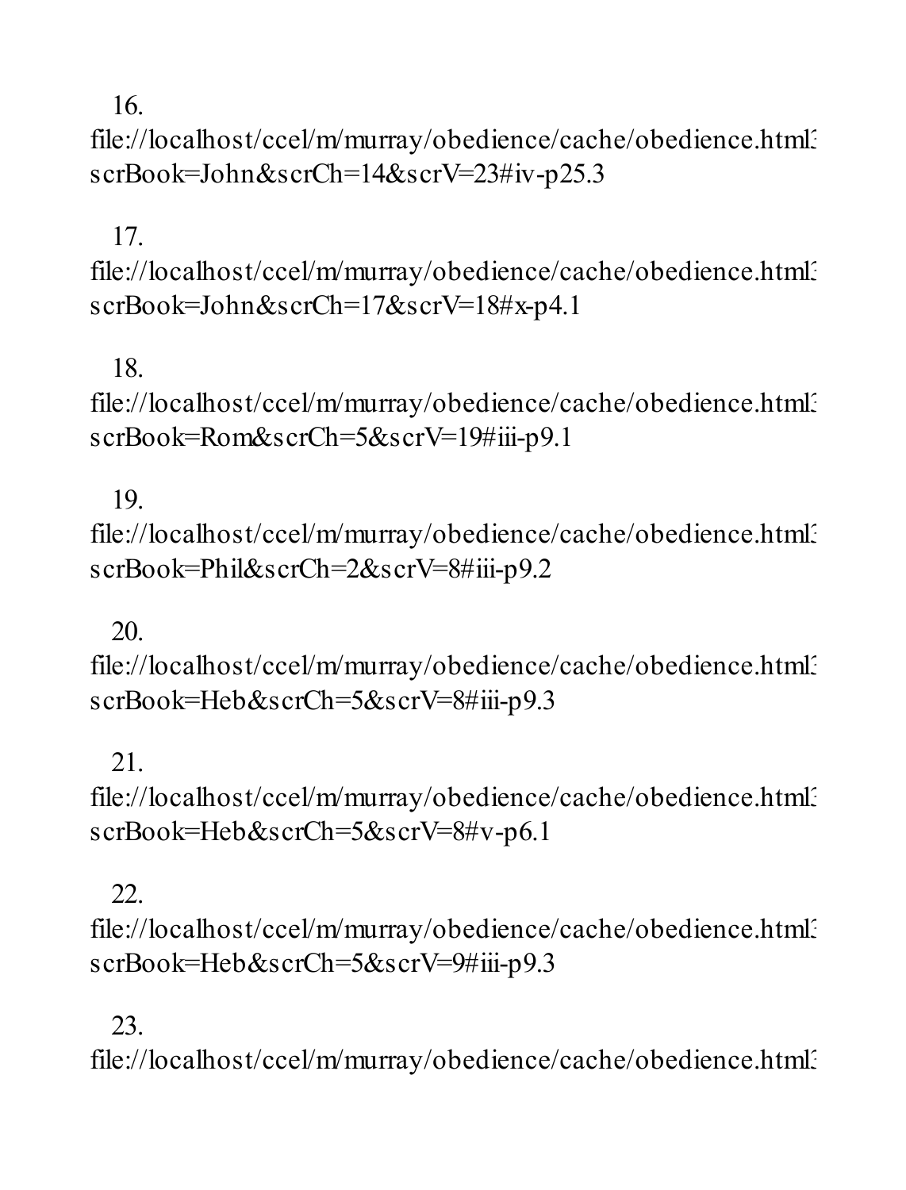16. file://localhost/ccel/m/murray/obedience/cache/obedience.html3 scrBook=John&scrCh=14&scrV=23#iv-p25.3

17. file://localhost/ccel/m/murray/obedience/cache/obedience.html3 scrBook=John&scrCh=17&scrV=18#x-p4.1

18. file://localhost/ccel/m/murray/obedience/cache/obedience.html3 scrBook=Rom&scrCh=5&scrV=19#iii-p9.1

19. file://localhost/ccel/m/murray/obedience/cache/obedience.html3 scrBook=Phil&scrCh=2&scrV=8#iii-p9.2

20. file://localhost/ccel/m/murray/obedience/cache/obedience.html3 scrBook=Heb&scrCh=5&scrV=8#iii-p9.3

21. file://localhost/ccel/m/murray/obedience/cache/obedience.html3 scrBook=Heb&scrCh=5&scrV=8#v-p6.1

22. file://localhost/ccel/m/murray/obedience/cache/obedience.html3 scrBook=Heb&scrCh=5&scrV=9#iii-p9.3

23. file://localhost/ccel/m/murray/obedience/cache/obedience.html3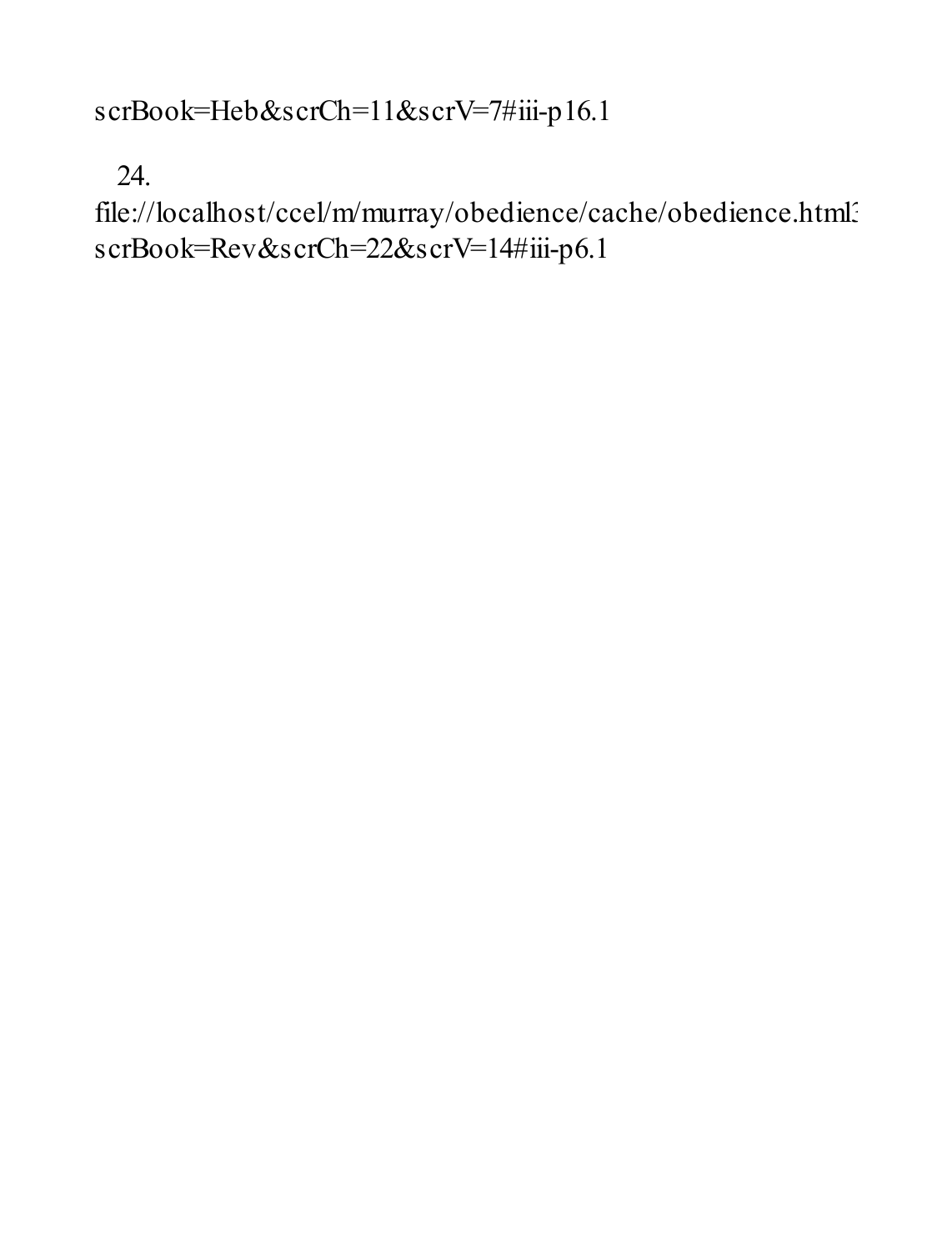scrBook=Heb&scrCh=11&scrV=7#iii-p16.1

24. file://localhost/ccel/m/murray/obedience/cache/obedience.html3 scrBook=Rev&scrCh=22&scrV=14#iii-p6.1